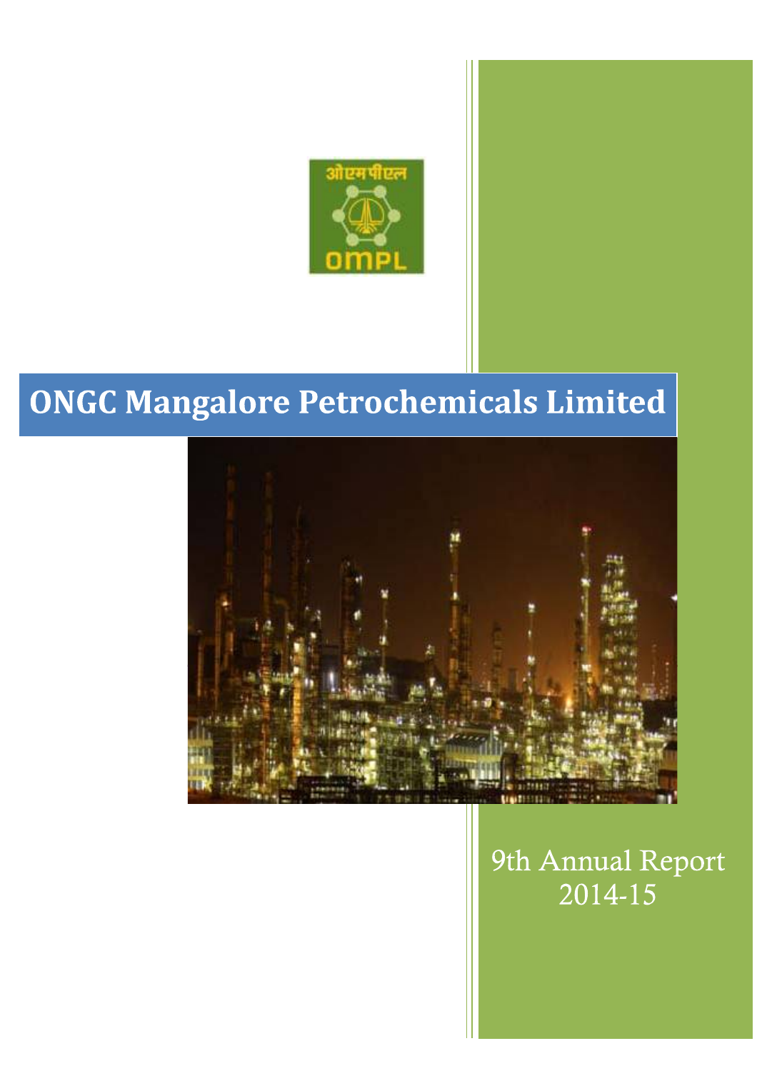# ONGC Mangalore Petrochemicals Limited

9th Annual Report
2014-15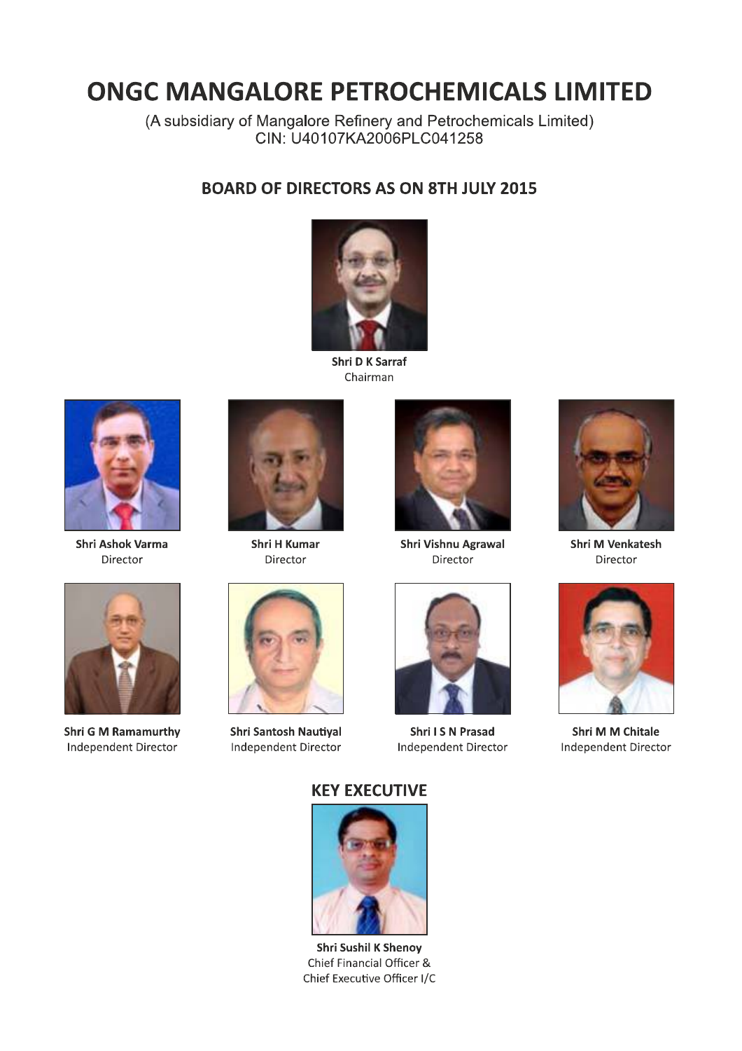# ONGC MANGALORE PETROCHEMICALS LIMITED

(A subsidiary of Mangalore Refinery and Petrochemicals Limited)
CIN: U40107KA2006PLC041258

## BOARD OF DIRECTORS AS ON 8TH JULY 2015

**Shri D K Sarraf**
Chairman

**Shri Ashok Varma**
Director

**Shri H Kumar**
Director

**Shri Vishnu Agrawal**
Director

**Shri M Venkatesh**
Director

**Shri G M Ramamurthy**
Independent Director

**Shri Santosh Nautiyal**
Independent Director

**Shri I S N Prasad**
Independent Director

**Shri M M Chitale**
Independent Director

## KEY EXECUTIVE

**Shri Sushil K Shenoy**
Chief Financial Officer &
Chief Executive Officer I/C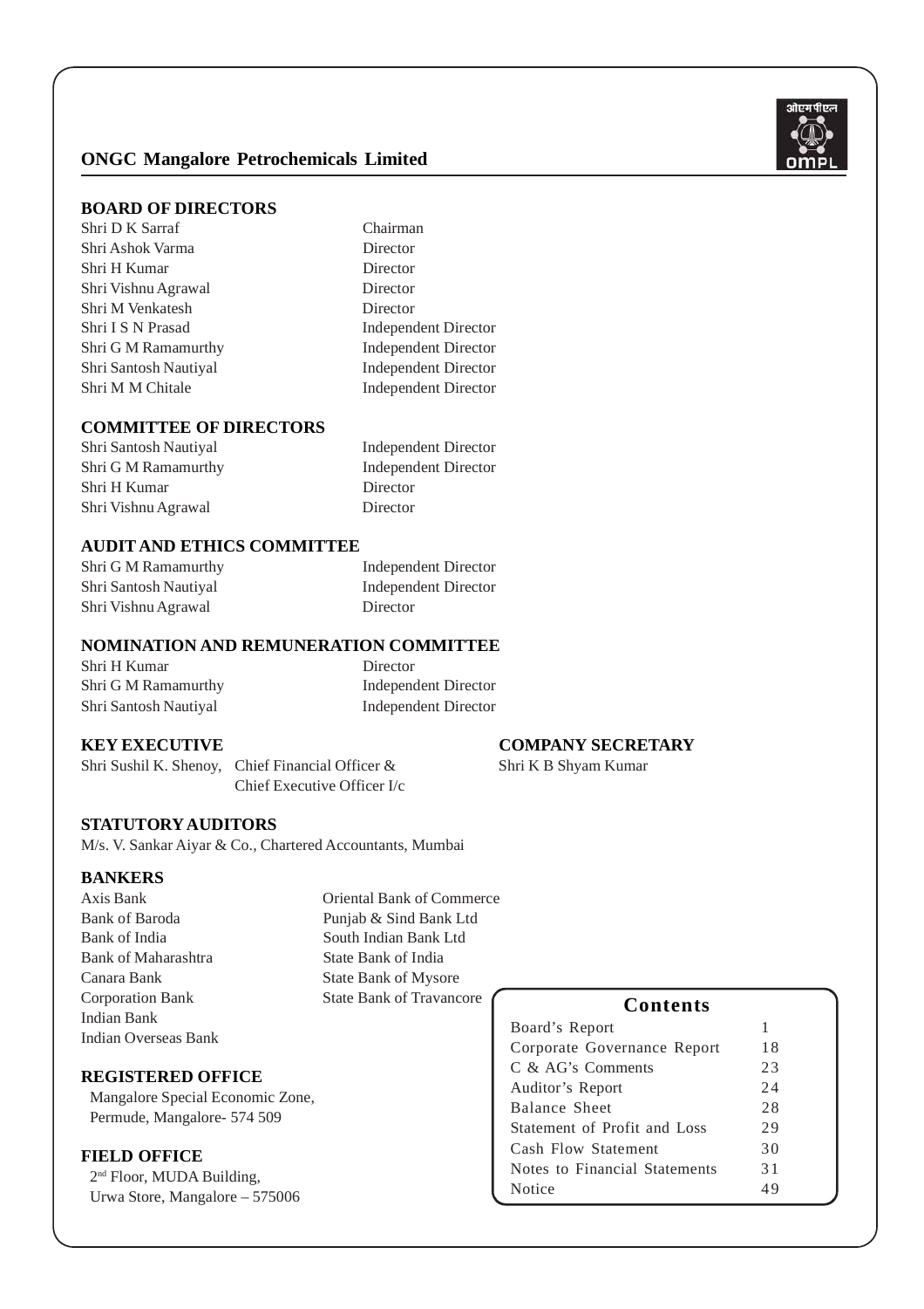# ONGC Mangalore Petrochemicals Limited

## BOARD OF DIRECTORS

| | |
|---|---|
| Shri D K Sarraf | Chairman |
| Shri Ashok Varma | Director |
| Shri H Kumar | Director |
| Shri Vishnu Agrawal | Director |
| Shri M Venkatesh | Director |
| Shri I S N Prasad | Independent Director |
| Shri G M Ramamurthy | Independent Director |
| Shri Santosh Nautiyal | Independent Director |
| Shri M M Chitale | Independent Director |

## COMMITTEE OF DIRECTORS

| | |
|---|---|
| Shri Santosh Nautiyal | Independent Director |
| Shri G M Ramamurthy | Independent Director |
| Shri H Kumar | Director |
| Shri Vishnu Agrawal | Director |

## AUDIT AND ETHICS COMMITTEE

| | |
|---|---|
| Shri G M Ramamurthy | Independent Director |
| Shri Santosh Nautiyal | Independent Director |
| Shri Vishnu Agrawal | Director |

## NOMINATION AND REMUNERATION COMMITTEE

| | |
|---|---|
| Shri H Kumar | Director |
| Shri G M Ramamurthy | Independent Director |
| Shri Santosh Nautiyal | Independent Director |

## KEY EXECUTIVE

Shri Sushil K. Shenoy, Chief Financial Officer & Chief Executive Officer I/c

## COMPANY SECRETARY

Shri K B Shyam Kumar

## STATUTORY AUDITORS

M/s. V. Sankar Aiyar & Co., Chartered Accountants, Mumbai

## BANKERS

| | |
|---|---|
| Axis Bank | Oriental Bank of Commerce |
| Bank of Baroda | Punjab & Sind Bank Ltd |
| Bank of India | South Indian Bank Ltd |
| Bank of Maharashtra | State Bank of India |
| Canara Bank | State Bank of Mysore |
| Corporation Bank | State Bank of Travancore |
| Indian Bank | |
| Indian Overseas Bank | |

## REGISTERED OFFICE

Mangalore Special Economic Zone,
Permude, Mangalore- 574 509

## FIELD OFFICE

2nd Floor, MUDA Building,
Urwa Store, Mangalore – 575006

## Contents

| | |
|---|---|
| Board's Report | 1 |
| Corporate Governance Report | 18 |
| C & AG's Comments | 23 |
| Auditor's Report | 24 |
| Balance Sheet | 28 |
| Statement of Profit and Loss | 29 |
| Cash Flow Statement | 30 |
| Notes to Financial Statements | 31 |
| Notice | 49 |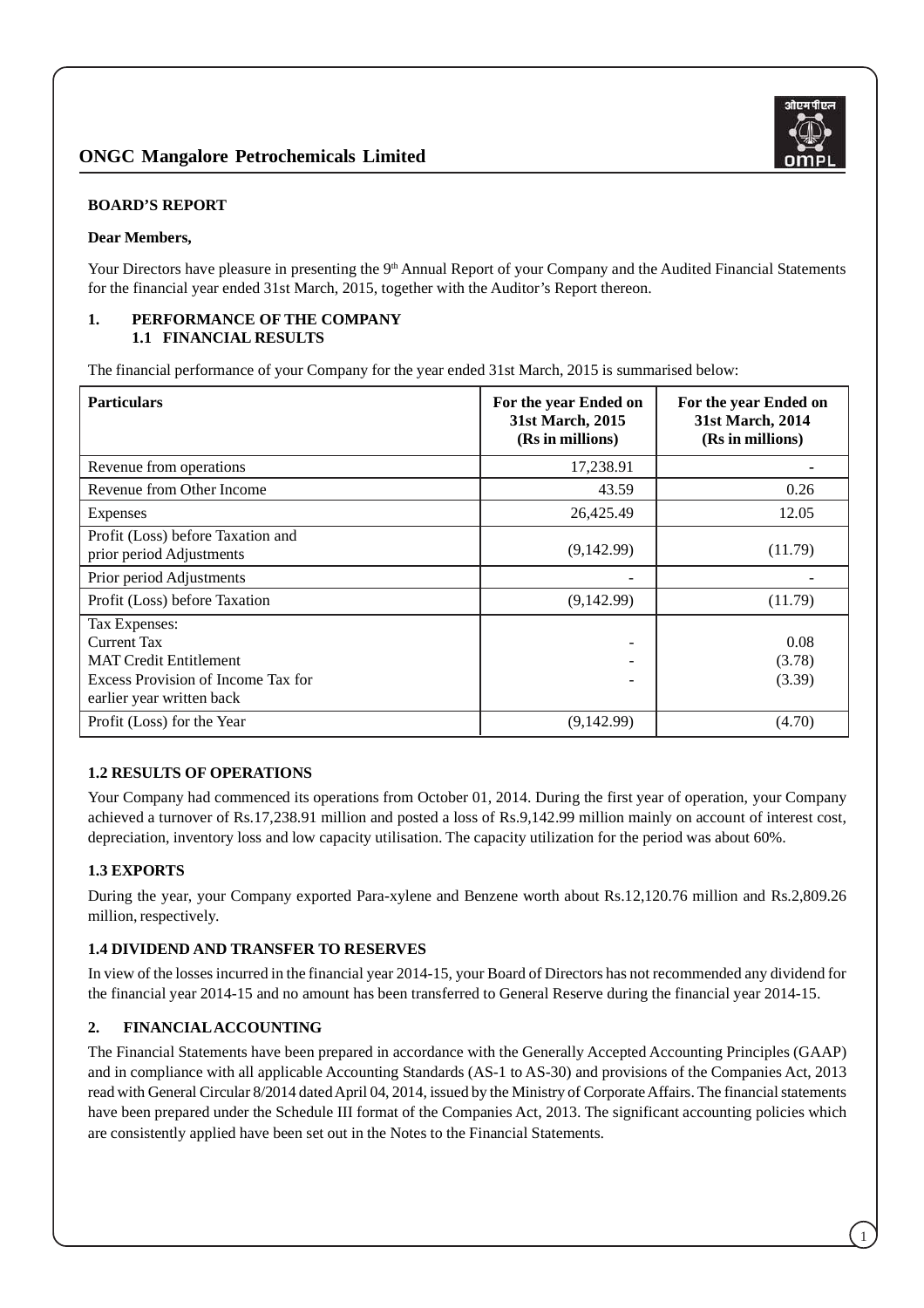## BOARD'S REPORT

**Dear Members,**

Your Directors have pleasure in presenting the 9th Annual Report of your Company and the Audited Financial Statements for the financial year ended 31st March, 2015, together with the Auditor's Report thereon.

### 1. PERFORMANCE OF THE COMPANY

#### 1.1 FINANCIAL RESULTS

The financial performance of your Company for the year ended 31st March, 2015 is summarised below:

| Particulars | For the year Ended on 31st March, 2015 (Rs in millions) | For the year Ended on 31st March, 2014 (Rs in millions) |
|---|---|---|
| Revenue from operations | 17,238.91 | - |
| Revenue from Other Income | 43.59 | 0.26 |
| Expenses | 26,425.49 | 12.05 |
| Profit (Loss) before Taxation and prior period Adjustments | (9,142.99) | (11.79) |
| Prior period Adjustments | - | - |
| Profit (Loss) before Taxation | (9,142.99) | (11.79) |
| Tax Expenses: | | |
| Current Tax | - | 0.08 |
| MAT Credit Entitlement | - | (3.78) |
| Excess Provision of Income Tax for earlier year written back | - | (3.39) |
| Profit (Loss) for the Year | (9,142.99) | (4.70) |

#### 1.2 RESULTS OF OPERATIONS

Your Company had commenced its operations from October 01, 2014. During the first year of operation, your Company achieved a turnover of Rs.17,238.91 million and posted a loss of Rs.9,142.99 million mainly on account of interest cost, depreciation, inventory loss and low capacity utilisation. The capacity utilization for the period was about 60%.

#### 1.3 EXPORTS

During the year, your Company exported Para-xylene and Benzene worth about Rs.12,120.76 million and Rs.2,809.26 million, respectively.

#### 1.4 DIVIDEND AND TRANSFER TO RESERVES

In view of the losses incurred in the financial year 2014-15, your Board of Directors has not recommended any dividend for the financial year 2014-15 and no amount has been transferred to General Reserve during the financial year 2014-15.

### 2. FINANCIAL ACCOUNTING

The Financial Statements have been prepared in accordance with the Generally Accepted Accounting Principles (GAAP) and in compliance with all applicable Accounting Standards (AS-1 to AS-30) and provisions of the Companies Act, 2013 read with General Circular 8/2014 dated April 04, 2014, issued by the Ministry of Corporate Affairs. The financial statements have been prepared under the Schedule III format of the Companies Act, 2013. The significant accounting policies which are consistently applied have been set out in the Notes to the Financial Statements.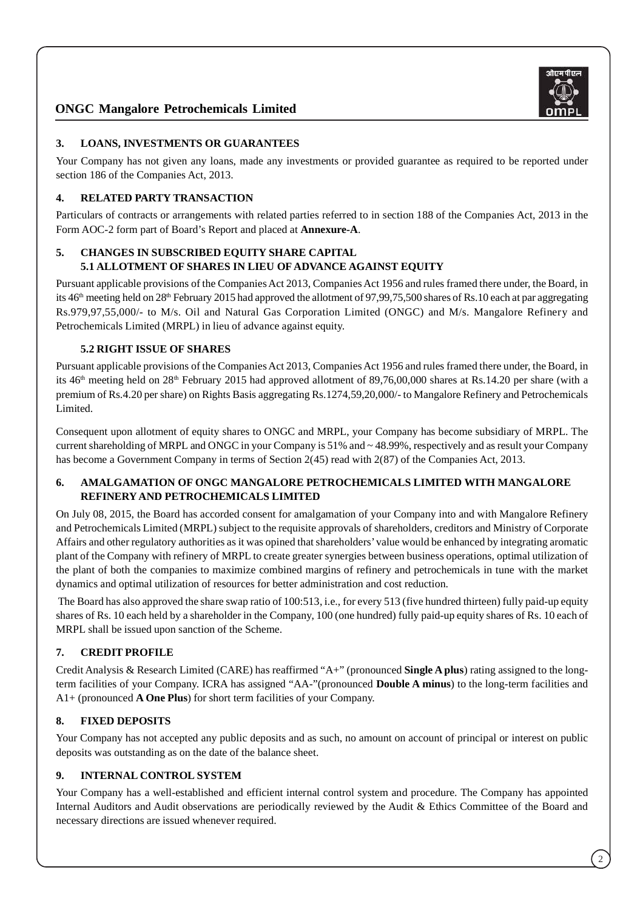## 3. LOANS, INVESTMENTS OR GUARANTEES

Your Company has not given any loans, made any investments or provided guarantee as required to be reported under section 186 of the Companies Act, 2013.

## 4. RELATED PARTY TRANSACTION

Particulars of contracts or arrangements with related parties referred to in section 188 of the Companies Act, 2013 in the Form AOC-2 form part of Board's Report and placed at **Annexure-A**.

## 5. CHANGES IN SUBSCRIBED EQUITY SHARE CAPITAL

### 5.1 ALLOTMENT OF SHARES IN LIEU OF ADVANCE AGAINST EQUITY

Pursuant applicable provisions of the Companies Act 2013, Companies Act 1956 and rules framed there under, the Board, in its 46th meeting held on 28th February 2015 had approved the allotment of 97,99,75,500 shares of Rs.10 each at par aggregating Rs.979,97,55,000/- to M/s. Oil and Natural Gas Corporation Limited (ONGC) and M/s. Mangalore Refinery and Petrochemicals Limited (MRPL) in lieu of advance against equity.

### 5.2 RIGHT ISSUE OF SHARES

Pursuant applicable provisions of the Companies Act 2013, Companies Act 1956 and rules framed there under, the Board, in its 46th meeting held on 28th February 2015 had approved allotment of 89,76,00,000 shares at Rs.14.20 per share (with a premium of Rs.4.20 per share) on Rights Basis aggregating Rs.1274,59,20,000/- to Mangalore Refinery and Petrochemicals Limited.

Consequent upon allotment of equity shares to ONGC and MRPL, your Company has become subsidiary of MRPL. The current shareholding of MRPL and ONGC in your Company is 51% and ~ 48.99%, respectively and as result your Company has become a Government Company in terms of Section 2(45) read with 2(87) of the Companies Act, 2013.

## 6. AMALGAMATION OF ONGC MANGALORE PETROCHEMICALS LIMITED WITH MANGALORE REFINERY AND PETROCHEMICALS LIMITED

On July 08, 2015, the Board has accorded consent for amalgamation of your Company into and with Mangalore Refinery and Petrochemicals Limited (MRPL) subject to the requisite approvals of shareholders, creditors and Ministry of Corporate Affairs and other regulatory authorities as it was opined that shareholders' value would be enhanced by integrating aromatic plant of the Company with refinery of MRPL to create greater synergies between business operations, optimal utilization of the plant of both the companies to maximize combined margins of refinery and petrochemicals in tune with the market dynamics and optimal utilization of resources for better administration and cost reduction.

The Board has also approved the share swap ratio of 100:513, i.e., for every 513 (five hundred thirteen) fully paid-up equity shares of Rs. 10 each held by a shareholder in the Company, 100 (one hundred) fully paid-up equity shares of Rs. 10 each of MRPL shall be issued upon sanction of the Scheme.

## 7. CREDIT PROFILE

Credit Analysis & Research Limited (CARE) has reaffirmed "A+" (pronounced **Single A plus**) rating assigned to the long-term facilities of your Company. ICRA has assigned "AA-"(pronounced **Double A minus**) to the long-term facilities and A1+ (pronounced **A One Plus**) for short term facilities of your Company.

## 8. FIXED DEPOSITS

Your Company has not accepted any public deposits and as such, no amount on account of principal or interest on public deposits was outstanding as on the date of the balance sheet.

## 9. INTERNAL CONTROL SYSTEM

Your Company has a well-established and efficient internal control system and procedure. The Company has appointed Internal Auditors and Audit observations are periodically reviewed by the Audit & Ethics Committee of the Board and necessary directions are issued whenever required.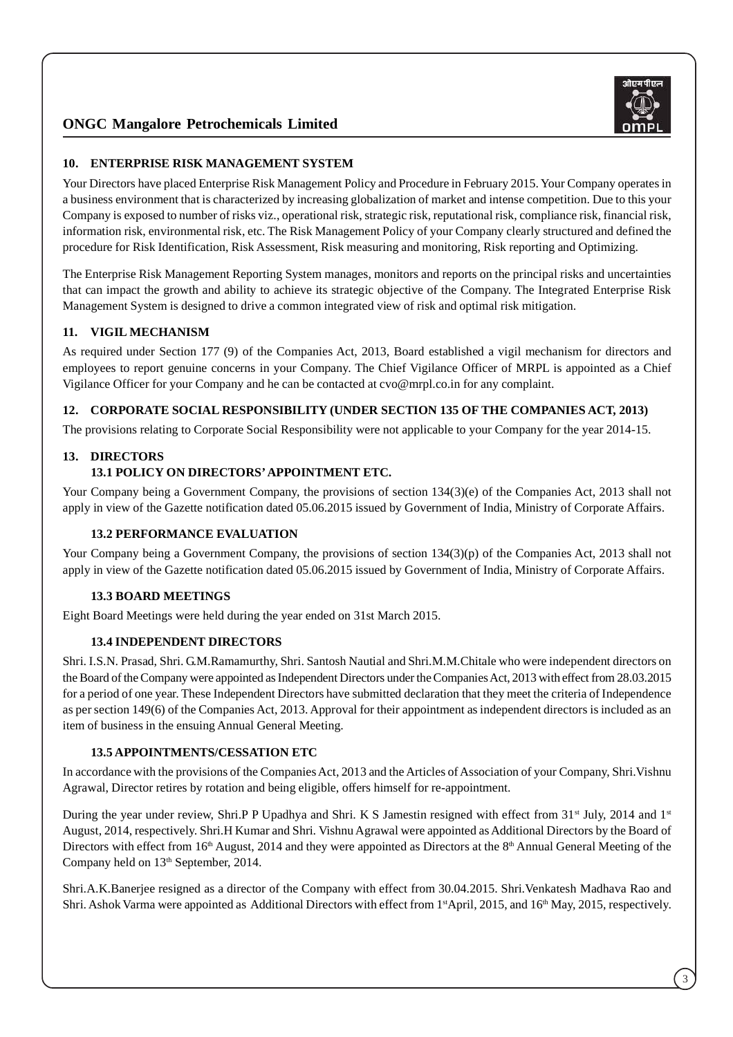## 10. ENTERPRISE RISK MANAGEMENT SYSTEM

Your Directors have placed Enterprise Risk Management Policy and Procedure in February 2015. Your Company operates in a business environment that is characterized by increasing globalization of market and intense competition. Due to this your Company is exposed to number of risks viz., operational risk, strategic risk, reputational risk, compliance risk, financial risk, information risk, environmental risk, etc. The Risk Management Policy of your Company clearly structured and defined the procedure for Risk Identification, Risk Assessment, Risk measuring and monitoring, Risk reporting and Optimizing.

The Enterprise Risk Management Reporting System manages, monitors and reports on the principal risks and uncertainties that can impact the growth and ability to achieve its strategic objective of the Company. The Integrated Enterprise Risk Management System is designed to drive a common integrated view of risk and optimal risk mitigation.

## 11. VIGIL MECHANISM

As required under Section 177 (9) of the Companies Act, 2013, Board established a vigil mechanism for directors and employees to report genuine concerns in your Company. The Chief Vigilance Officer of MRPL is appointed as a Chief Vigilance Officer for your Company and he can be contacted at cvo@mrpl.co.in for any complaint.

## 12. CORPORATE SOCIAL RESPONSIBILITY (UNDER SECTION 135 OF THE COMPANIES ACT, 2013)

The provisions relating to Corporate Social Responsibility were not applicable to your Company for the year 2014-15.

## 13. DIRECTORS

### 13.1 POLICY ON DIRECTORS' APPOINTMENT ETC.

Your Company being a Government Company, the provisions of section 134(3)(e) of the Companies Act, 2013 shall not apply in view of the Gazette notification dated 05.06.2015 issued by Government of India, Ministry of Corporate Affairs.

### 13.2 PERFORMANCE EVALUATION

Your Company being a Government Company, the provisions of section 134(3)(p) of the Companies Act, 2013 shall not apply in view of the Gazette notification dated 05.06.2015 issued by Government of India, Ministry of Corporate Affairs.

### 13.3 BOARD MEETINGS

Eight Board Meetings were held during the year ended on 31st March 2015.

### 13.4 INDEPENDENT DIRECTORS

Shri. I.S.N. Prasad, Shri. G.M.Ramamurthy, Shri. Santosh Nautial and Shri.M.M.Chitale who were independent directors on the Board of the Company were appointed as Independent Directors under the Companies Act, 2013 with effect from 28.03.2015 for a period of one year. These Independent Directors have submitted declaration that they meet the criteria of Independence as per section 149(6) of the Companies Act, 2013. Approval for their appointment as independent directors is included as an item of business in the ensuing Annual General Meeting.

### 13.5 APPOINTMENTS/CESSATION ETC

In accordance with the provisions of the Companies Act, 2013 and the Articles of Association of your Company, Shri.Vishnu Agrawal, Director retires by rotation and being eligible, offers himself for re-appointment.

During the year under review, Shri.P P Upadhya and Shri. K S Jamestin resigned with effect from 31st July, 2014 and 1st August, 2014, respectively. Shri.H Kumar and Shri. Vishnu Agrawal were appointed as Additional Directors by the Board of Directors with effect from 16th August, 2014 and they were appointed as Directors at the 8th Annual General Meeting of the Company held on 13th September, 2014.

Shri.A.K.Banerjee resigned as a director of the Company with effect from 30.04.2015. Shri.Venkatesh Madhava Rao and Shri. Ashok Varma were appointed as Additional Directors with effect from 1st April, 2015, and 16th May, 2015, respectively.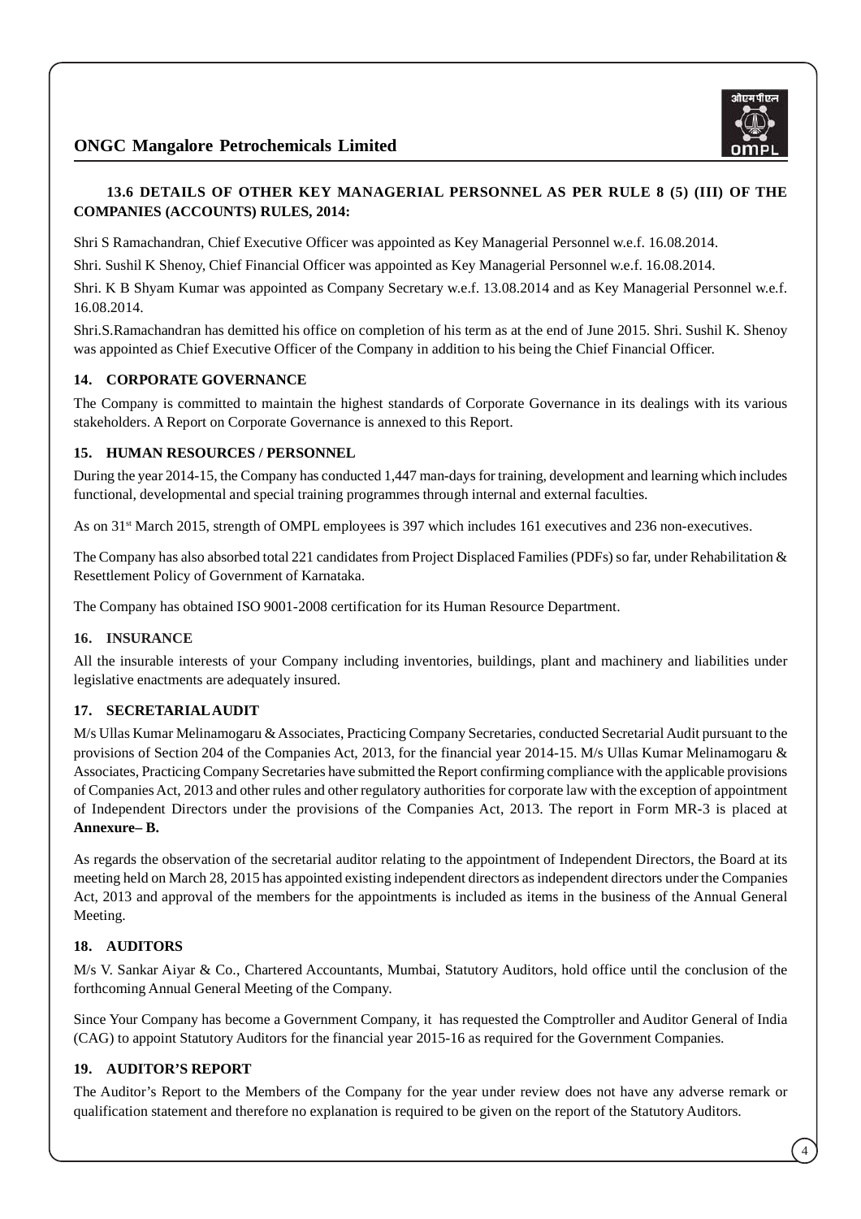**13.6 DETAILS OF OTHER KEY MANAGERIAL PERSONNEL AS PER RULE 8 (5) (III) OF THE COMPANIES (ACCOUNTS) RULES, 2014:**

Shri S Ramachandran, Chief Executive Officer was appointed as Key Managerial Personnel w.e.f. 16.08.2014.

Shri. Sushil K Shenoy, Chief Financial Officer was appointed as Key Managerial Personnel w.e.f. 16.08.2014.

Shri. K B Shyam Kumar was appointed as Company Secretary w.e.f. 13.08.2014 and as Key Managerial Personnel w.e.f. 16.08.2014.

Shri.S.Ramachandran has demitted his office on completion of his term as at the end of June 2015. Shri. Sushil K. Shenoy was appointed as Chief Executive Officer of the Company in addition to his being the Chief Financial Officer.

## 14. CORPORATE GOVERNANCE

The Company is committed to maintain the highest standards of Corporate Governance in its dealings with its various stakeholders. A Report on Corporate Governance is annexed to this Report.

## 15. HUMAN RESOURCES / PERSONNEL

During the year 2014-15, the Company has conducted 1,447 man-days for training, development and learning which includes functional, developmental and special training programmes through internal and external faculties.

As on 31st March 2015, strength of OMPL employees is 397 which includes 161 executives and 236 non-executives.

The Company has also absorbed total 221 candidates from Project Displaced Families (PDFs) so far, under Rehabilitation & Resettlement Policy of Government of Karnataka.

The Company has obtained ISO 9001-2008 certification for its Human Resource Department.

## 16. INSURANCE

All the insurable interests of your Company including inventories, buildings, plant and machinery and liabilities under legislative enactments are adequately insured.

## 17. SECRETARIAL AUDIT

M/s Ullas Kumar Melinamogaru & Associates, Practicing Company Secretaries, conducted Secretarial Audit pursuant to the provisions of Section 204 of the Companies Act, 2013, for the financial year 2014-15. M/s Ullas Kumar Melinamogaru & Associates, Practicing Company Secretaries have submitted the Report confirming compliance with the applicable provisions of Companies Act, 2013 and other rules and other regulatory authorities for corporate law with the exception of appointment of Independent Directors under the provisions of the Companies Act, 2013. The report in Form MR-3 is placed at **Annexure– B.**

As regards the observation of the secretarial auditor relating to the appointment of Independent Directors, the Board at its meeting held on March 28, 2015 has appointed existing independent directors as independent directors under the Companies Act, 2013 and approval of the members for the appointments is included as items in the business of the Annual General Meeting.

## 18. AUDITORS

M/s V. Sankar Aiyar & Co., Chartered Accountants, Mumbai, Statutory Auditors, hold office until the conclusion of the forthcoming Annual General Meeting of the Company.

Since Your Company has become a Government Company, it has requested the Comptroller and Auditor General of India (CAG) to appoint Statutory Auditors for the financial year 2015-16 as required for the Government Companies.

## 19. AUDITOR'S REPORT

The Auditor's Report to the Members of the Company for the year under review does not have any adverse remark or qualification statement and therefore no explanation is required to be given on the report of the Statutory Auditors.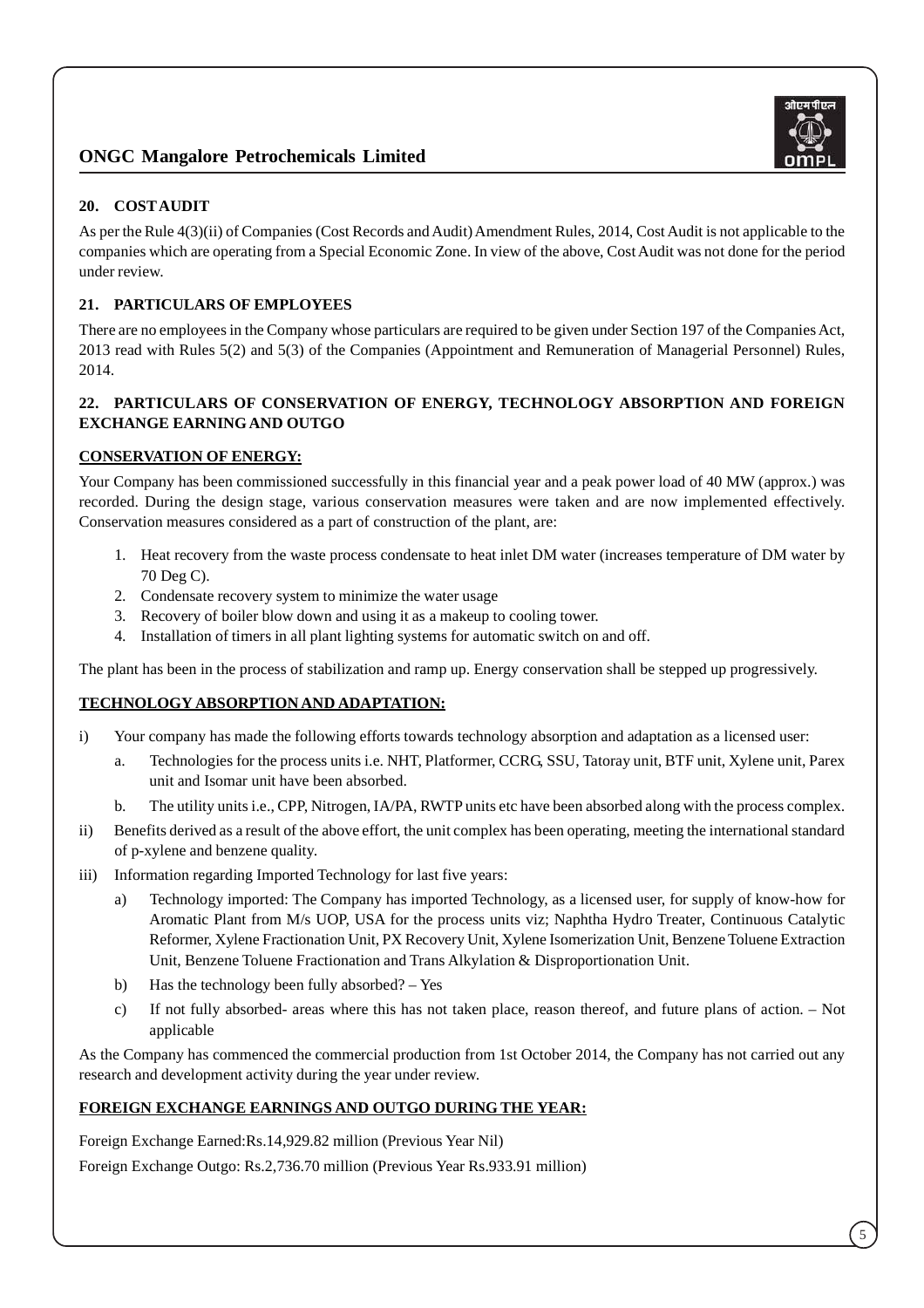## 20. COST AUDIT

As per the Rule 4(3)(ii) of Companies (Cost Records and Audit) Amendment Rules, 2014, Cost Audit is not applicable to the companies which are operating from a Special Economic Zone. In view of the above, Cost Audit was not done for the period under review.

## 21. PARTICULARS OF EMPLOYEES

There are no employees in the Company whose particulars are required to be given under Section 197 of the Companies Act, 2013 read with Rules 5(2) and 5(3) of the Companies (Appointment and Remuneration of Managerial Personnel) Rules, 2014.

## 22. PARTICULARS OF CONSERVATION OF ENERGY, TECHNOLOGY ABSORPTION AND FOREIGN EXCHANGE EARNING AND OUTGO

### CONSERVATION OF ENERGY:

Your Company has been commissioned successfully in this financial year and a peak power load of 40 MW (approx.) was recorded. During the design stage, various conservation measures were taken and are now implemented effectively. Conservation measures considered as a part of construction of the plant, are:

1. Heat recovery from the waste process condensate to heat inlet DM water (increases temperature of DM water by 70 Deg C).
2. Condensate recovery system to minimize the water usage
3. Recovery of boiler blow down and using it as a makeup to cooling tower.
4. Installation of timers in all plant lighting systems for automatic switch on and off.

The plant has been in the process of stabilization and ramp up. Energy conservation shall be stepped up progressively.

### TECHNOLOGY ABSORPTION AND ADAPTATION:

i) Your company has made the following efforts towards technology absorption and adaptation as a licensed user:
   a. Technologies for the process units i.e. NHT, Platformer, CCRG, SSU, Tatoray unit, BTF unit, Xylene unit, Parex unit and Isomar unit have been absorbed.
   b. The utility units i.e., CPP, Nitrogen, IA/PA, RWTP units etc have been absorbed along with the process complex.

ii) Benefits derived as a result of the above effort, the unit complex has been operating, meeting the international standard of p-xylene and benzene quality.

iii) Information regarding Imported Technology for last five years:
   a) Technology imported: The Company has imported Technology, as a licensed user, for supply of know-how for Aromatic Plant from M/s UOP, USA for the process units viz; Naphtha Hydro Treater, Continuous Catalytic Reformer, Xylene Fractionation Unit, PX Recovery Unit, Xylene Isomerization Unit, Benzene Toluene Extraction Unit, Benzene Toluene Fractionation and Trans Alkylation & Disproportionation Unit.
   b) Has the technology been fully absorbed? – Yes
   c) If not fully absorbed- areas where this has not taken place, reason thereof, and future plans of action. – Not applicable

As the Company has commenced the commercial production from 1st October 2014, the Company has not carried out any research and development activity during the year under review.

### FOREIGN EXCHANGE EARNINGS AND OUTGO DURING THE YEAR:

Foreign Exchange Earned:Rs.14,929.82 million (Previous Year Nil)

Foreign Exchange Outgo: Rs.2,736.70 million (Previous Year Rs.933.91 million)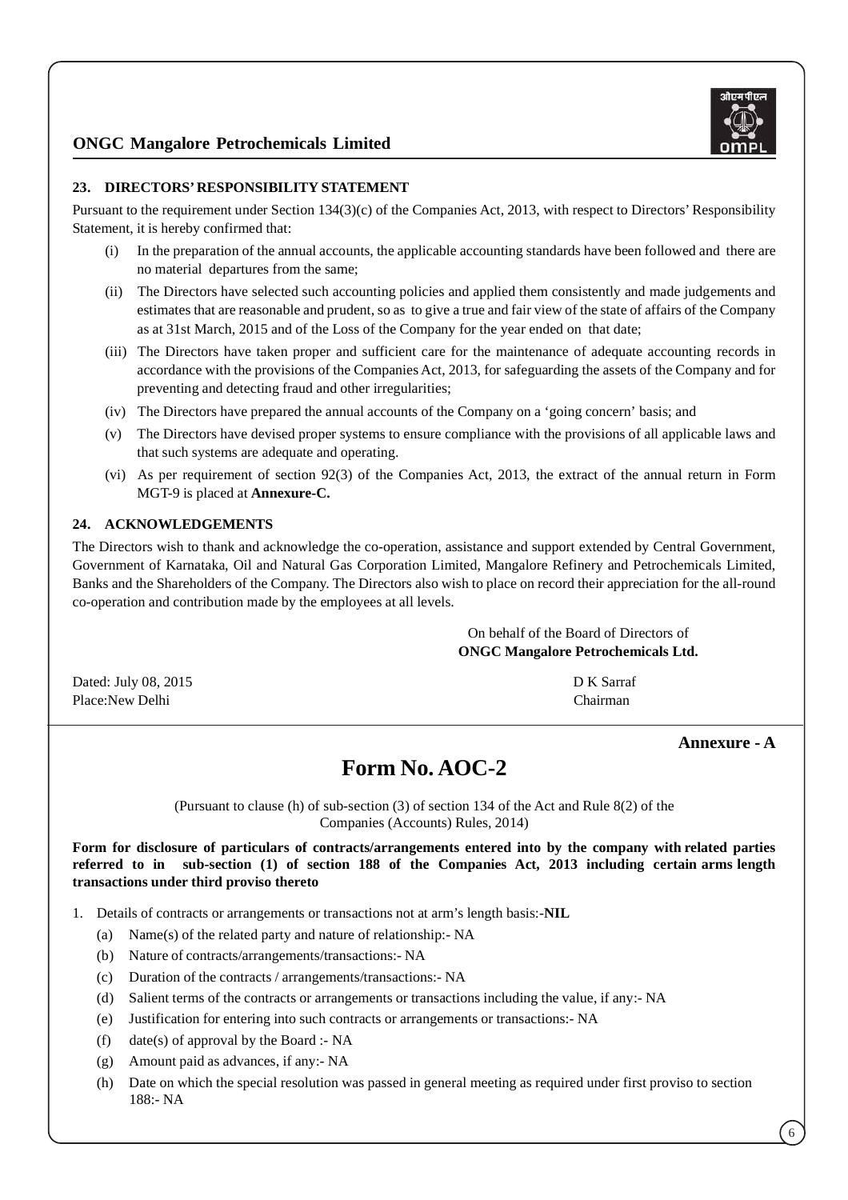## 23. DIRECTORS' RESPONSIBILITY STATEMENT

Pursuant to the requirement under Section 134(3)(c) of the Companies Act, 2013, with respect to Directors' Responsibility Statement, it is hereby confirmed that:

(i) In the preparation of the annual accounts, the applicable accounting standards have been followed and there are no material departures from the same;

(ii) The Directors have selected such accounting policies and applied them consistently and made judgements and estimates that are reasonable and prudent, so as to give a true and fair view of the state of affairs of the Company as at 31st March, 2015 and of the Loss of the Company for the year ended on that date;

(iii) The Directors have taken proper and sufficient care for the maintenance of adequate accounting records in accordance with the provisions of the Companies Act, 2013, for safeguarding the assets of the Company and for preventing and detecting fraud and other irregularities;

(iv) The Directors have prepared the annual accounts of the Company on a 'going concern' basis; and

(v) The Directors have devised proper systems to ensure compliance with the provisions of all applicable laws and that such systems are adequate and operating.

(vi) As per requirement of section 92(3) of the Companies Act, 2013, the extract of the annual return in Form MGT-9 is placed at **Annexure-C.**

## 24. ACKNOWLEDGEMENTS

The Directors wish to thank and acknowledge the co-operation, assistance and support extended by Central Government, Government of Karnataka, Oil and Natural Gas Corporation Limited, Mangalore Refinery and Petrochemicals Limited, Banks and the Shareholders of the Company. The Directors also wish to place on record their appreciation for the all-round co-operation and contribution made by the employees at all levels.

On behalf of the Board of Directors of
**ONGC Mangalore Petrochemicals Ltd.**

Dated: July 08, 2015
Place:New Delhi

D K Sarraf
Chairman

**Annexure - A**

# Form No. AOC-2

(Pursuant to clause (h) of sub-section (3) of section 134 of the Act and Rule 8(2) of the Companies (Accounts) Rules, 2014)

**Form for disclosure of particulars of contracts/arrangements entered into by the company with related parties referred to in sub-section (1) of section 188 of the Companies Act, 2013 including certain arms length transactions under third proviso thereto**

1. Details of contracts or arrangements or transactions not at arm's length basis:-**NIL**

   (a) Name(s) of the related party and nature of relationship:- NA

   (b) Nature of contracts/arrangements/transactions:- NA

   (c) Duration of the contracts / arrangements/transactions:- NA

   (d) Salient terms of the contracts or arrangements or transactions including the value, if any:- NA

   (e) Justification for entering into such contracts or arrangements or transactions:- NA

   (f) date(s) of approval by the Board :- NA

   (g) Amount paid as advances, if any:- NA

   (h) Date on which the special resolution was passed in general meeting as required under first proviso to section 188:- NA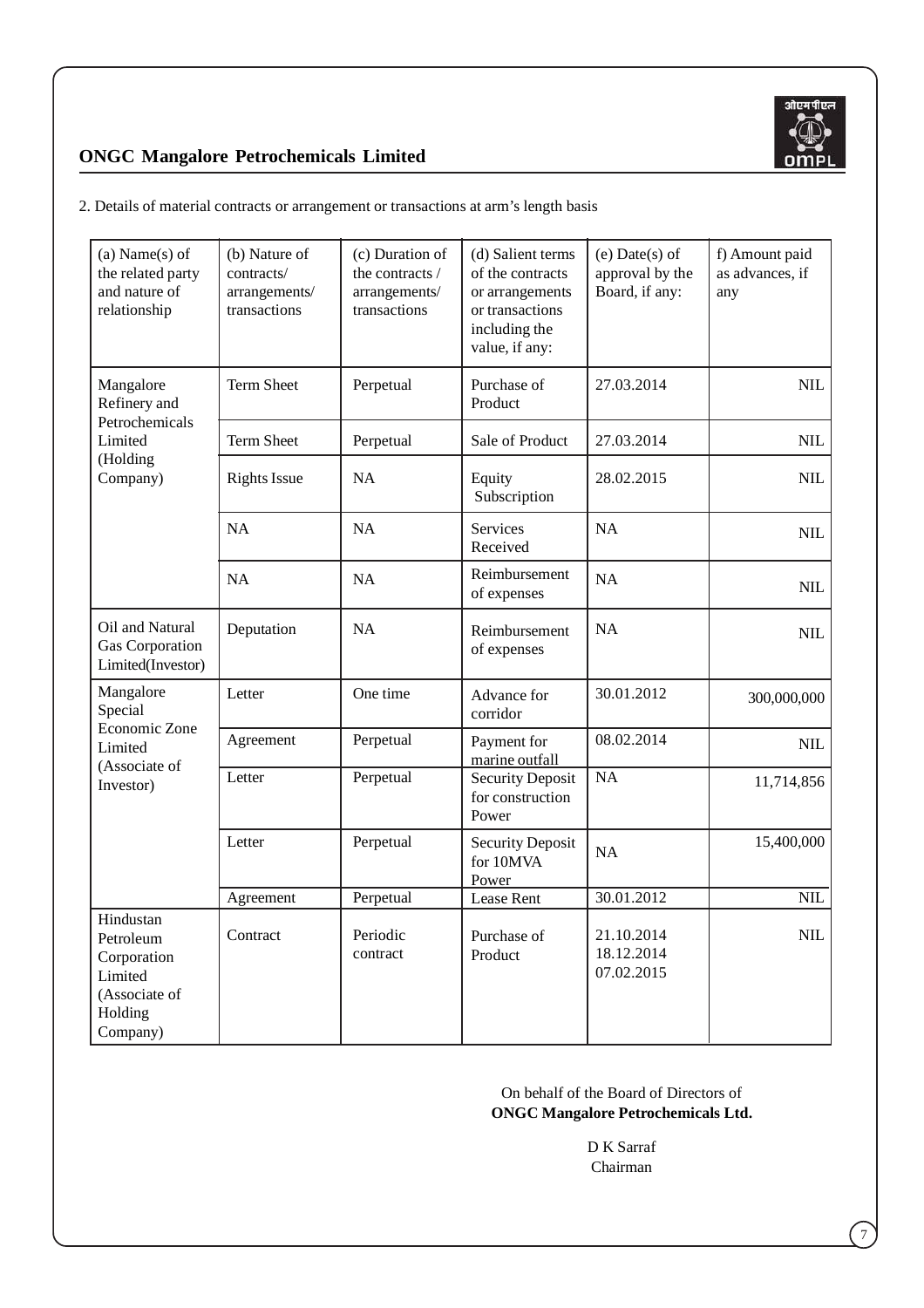2. Details of material contracts or arrangement or transactions at arm's length basis

| (a) Name(s) of the related party and nature of relationship | (b) Nature of contracts/ arrangements/ transactions | (c) Duration of the contracts / arrangements/ transactions | (d) Salient terms of the contracts or arrangements or transactions including the value, if any: | (e) Date(s) of approval by the Board, if any: | f) Amount paid as advances, if any |
|---|---|---|---|---|---|
| Mangalore Refinery and Petrochemicals Limited (Holding Company) | Term Sheet | Perpetual | Purchase of Product | 27.03.2014 | NIL |
| | Term Sheet | Perpetual | Sale of Product | 27.03.2014 | NIL |
| | Rights Issue | NA | Equity Subscription | 28.02.2015 | NIL |
| | NA | NA | Services Received | NA | NIL |
| | NA | NA | Reimbursement of expenses | NA | NIL |
| Oil and Natural Gas Corporation Limited(Investor) | Deputation | NA | Reimbursement of expenses | NA | NIL |
| Mangalore Special Economic Zone Limited (Associate of Investor) | Letter | One time | Advance for corridor | 30.01.2012 | 300,000,000 |
| | Agreement | Perpetual | Payment for marine outfall | 08.02.2014 | NIL |
| | Letter | Perpetual | Security Deposit for construction Power | NA | 11,714,856 |
| | Letter | Perpetual | Security Deposit for 10MVA Power | NA | 15,400,000 |
| | Agreement | Perpetual | Lease Rent | 30.01.2012 | NIL |
| Hindustan Petroleum Corporation Limited (Associate of Holding Company) | Contract | Periodic contract | Purchase of Product | 21.10.2014<br>18.12.2014<br>07.02.2015 | NIL |

On behalf of the Board of Directors of
**ONGC Mangalore Petrochemicals Ltd.**

D K Sarraf
Chairman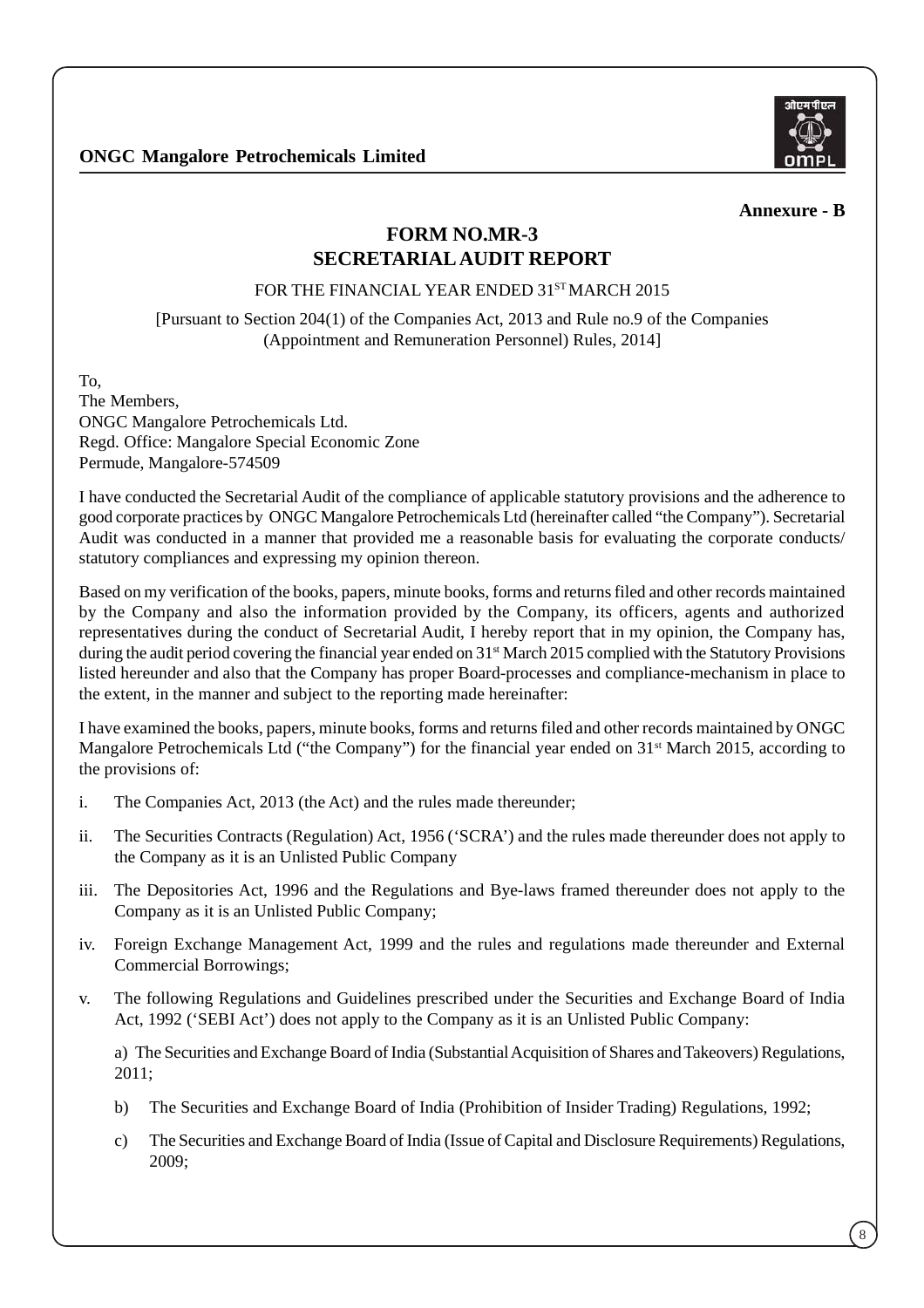**Annexure - B**

# FORM NO.MR-3
# SECRETARIAL AUDIT REPORT

FOR THE FINANCIAL YEAR ENDED 31ST MARCH 2015

[Pursuant to Section 204(1) of the Companies Act, 2013 and Rule no.9 of the Companies (Appointment and Remuneration Personnel) Rules, 2014]

To,
The Members,
ONGC Mangalore Petrochemicals Ltd.
Regd. Office: Mangalore Special Economic Zone
Permude, Mangalore-574509

I have conducted the Secretarial Audit of the compliance of applicable statutory provisions and the adherence to good corporate practices by ONGC Mangalore Petrochemicals Ltd (hereinafter called "the Company"). Secretarial Audit was conducted in a manner that provided me a reasonable basis for evaluating the corporate conducts/ statutory compliances and expressing my opinion thereon.

Based on my verification of the books, papers, minute books, forms and returns filed and other records maintained by the Company and also the information provided by the Company, its officers, agents and authorized representatives during the conduct of Secretarial Audit, I hereby report that in my opinion, the Company has, during the audit period covering the financial year ended on 31st March 2015 complied with the Statutory Provisions listed hereunder and also that the Company has proper Board-processes and compliance-mechanism in place to the extent, in the manner and subject to the reporting made hereinafter:

I have examined the books, papers, minute books, forms and returns filed and other records maintained by ONGC Mangalore Petrochemicals Ltd ("the Company") for the financial year ended on 31st March 2015, according to the provisions of:

i. The Companies Act, 2013 (the Act) and the rules made thereunder;

ii. The Securities Contracts (Regulation) Act, 1956 ('SCRA') and the rules made thereunder does not apply to the Company as it is an Unlisted Public Company

iii. The Depositories Act, 1996 and the Regulations and Bye-laws framed thereunder does not apply to the Company as it is an Unlisted Public Company;

iv. Foreign Exchange Management Act, 1999 and the rules and regulations made thereunder and External Commercial Borrowings;

v. The following Regulations and Guidelines prescribed under the Securities and Exchange Board of India Act, 1992 ('SEBI Act') does not apply to the Company as it is an Unlisted Public Company:

   a) The Securities and Exchange Board of India (Substantial Acquisition of Shares and Takeovers) Regulations, 2011;

   b) The Securities and Exchange Board of India (Prohibition of Insider Trading) Regulations, 1992;

   c) The Securities and Exchange Board of India (Issue of Capital and Disclosure Requirements) Regulations, 2009;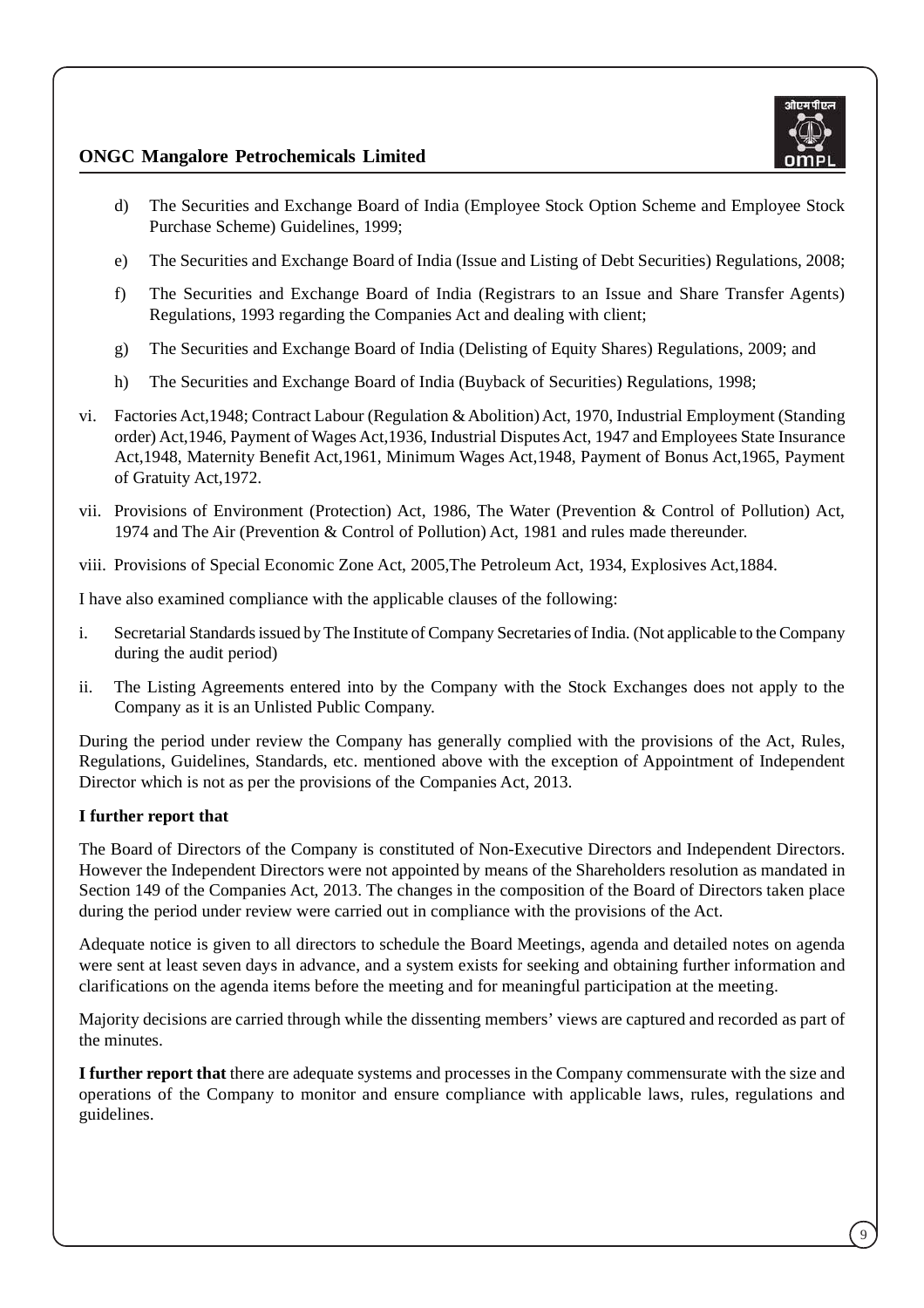d) The Securities and Exchange Board of India (Employee Stock Option Scheme and Employee Stock Purchase Scheme) Guidelines, 1999;

e) The Securities and Exchange Board of India (Issue and Listing of Debt Securities) Regulations, 2008;

f) The Securities and Exchange Board of India (Registrars to an Issue and Share Transfer Agents) Regulations, 1993 regarding the Companies Act and dealing with client;

g) The Securities and Exchange Board of India (Delisting of Equity Shares) Regulations, 2009; and

h) The Securities and Exchange Board of India (Buyback of Securities) Regulations, 1998;

vi. Factories Act,1948; Contract Labour (Regulation & Abolition) Act, 1970, Industrial Employment (Standing order) Act,1946, Payment of Wages Act,1936, Industrial Disputes Act, 1947 and Employees State Insurance Act,1948, Maternity Benefit Act,1961, Minimum Wages Act,1948, Payment of Bonus Act,1965, Payment of Gratuity Act,1972.

vii. Provisions of Environment (Protection) Act, 1986, The Water (Prevention & Control of Pollution) Act, 1974 and The Air (Prevention & Control of Pollution) Act, 1981 and rules made thereunder.

viii. Provisions of Special Economic Zone Act, 2005,The Petroleum Act, 1934, Explosives Act,1884.

I have also examined compliance with the applicable clauses of the following:

i. Secretarial Standards issued by The Institute of Company Secretaries of India. (Not applicable to the Company during the audit period)

ii. The Listing Agreements entered into by the Company with the Stock Exchanges does not apply to the Company as it is an Unlisted Public Company.

During the period under review the Company has generally complied with the provisions of the Act, Rules, Regulations, Guidelines, Standards, etc. mentioned above with the exception of Appointment of Independent Director which is not as per the provisions of the Companies Act, 2013.

**I further report that**

The Board of Directors of the Company is constituted of Non-Executive Directors and Independent Directors. However the Independent Directors were not appointed by means of the Shareholders resolution as mandated in Section 149 of the Companies Act, 2013. The changes in the composition of the Board of Directors taken place during the period under review were carried out in compliance with the provisions of the Act.

Adequate notice is given to all directors to schedule the Board Meetings, agenda and detailed notes on agenda were sent at least seven days in advance, and a system exists for seeking and obtaining further information and clarifications on the agenda items before the meeting and for meaningful participation at the meeting.

Majority decisions are carried through while the dissenting members' views are captured and recorded as part of the minutes.

**I further report that** there are adequate systems and processes in the Company commensurate with the size and operations of the Company to monitor and ensure compliance with applicable laws, rules, regulations and guidelines.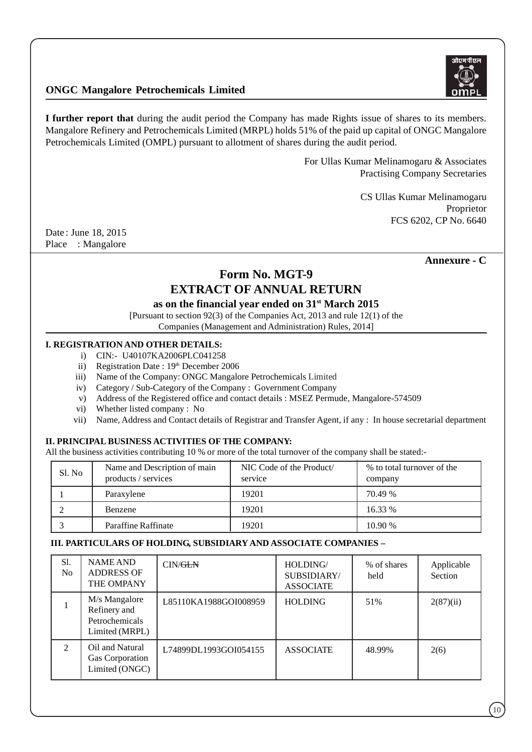I further report that during the audit period the Company has made Rights issue of shares to its members. Mangalore Refinery and Petrochemicals Limited (MRPL) holds 51% of the paid up capital of ONGC Mangalore Petrochemicals Limited (OMPL) pursuant to allotment of shares during the audit period.

For Ullas Kumar Melinamogaru & Associates
Practising Company Secretaries

CS Ullas Kumar Melinamogaru
Proprietor
FCS 6202, CP No. 6640

Date : June 18, 2015
Place : Mangalore

**Annexure - C**

# Form No. MGT-9

# EXTRACT OF ANNUAL RETURN

### as on the financial year ended on 31st March 2015

[Pursuant to section 92(3) of the Companies Act, 2013 and rule 12(1) of the Companies (Management and Administration) Rules, 2014]

## I. REGISTRATION AND OTHER DETAILS:

i) CIN:- U40107KA2006PLC041258
ii) Registration Date : 19th December 2006
iii) Name of the Company: ONGC Mangalore Petrochemicals Limited
iv) Category / Sub-Category of the Company : Government Company
v) Address of the Registered office and contact details : MSEZ Permude, Mangalore-574509
vi) Whether listed company : No
vii) Name, Address and Contact details of Registrar and Transfer Agent, if any : In house secretarial department

## II. PRINCIPAL BUSINESS ACTIVITIES OF THE COMPANY:

All the business activities contributing 10 % or more of the total turnover of the company shall be stated:-

| Sl. No | Name and Description of main products / services | NIC Code of the Product/ service | % to total turnover of the company |
|---|---|---|---|
| 1 | Paraxylene | 19201 | 70.49 % |
| 2 | Benzene | 19201 | 16.33 % |
| 3 | Paraffine Raffinate | 19201 | 10.90 % |

## III. PARTICULARS OF HOLDING, SUBSIDIARY AND ASSOCIATE COMPANIES –

| Sl. No | NAME AND ADDRESS OF THE OMPANY | CIN/~~GLN~~ | HOLDING/ SUBSIDIARY/ ASSOCIATE | % of shares held | Applicable Section |
|---|---|---|---|---|---|
| 1 | M/s Mangalore Refinery and Petrochemicals Limited (MRPL) | L85110KA1988GOI008959 | HOLDING | 51% | 2(87)(ii) |
| 2 | Oil and Natural Gas Corporation Limited (ONGC) | L74899DL1993GOI054155 | ASSOCIATE | 48.99% | 2(6) |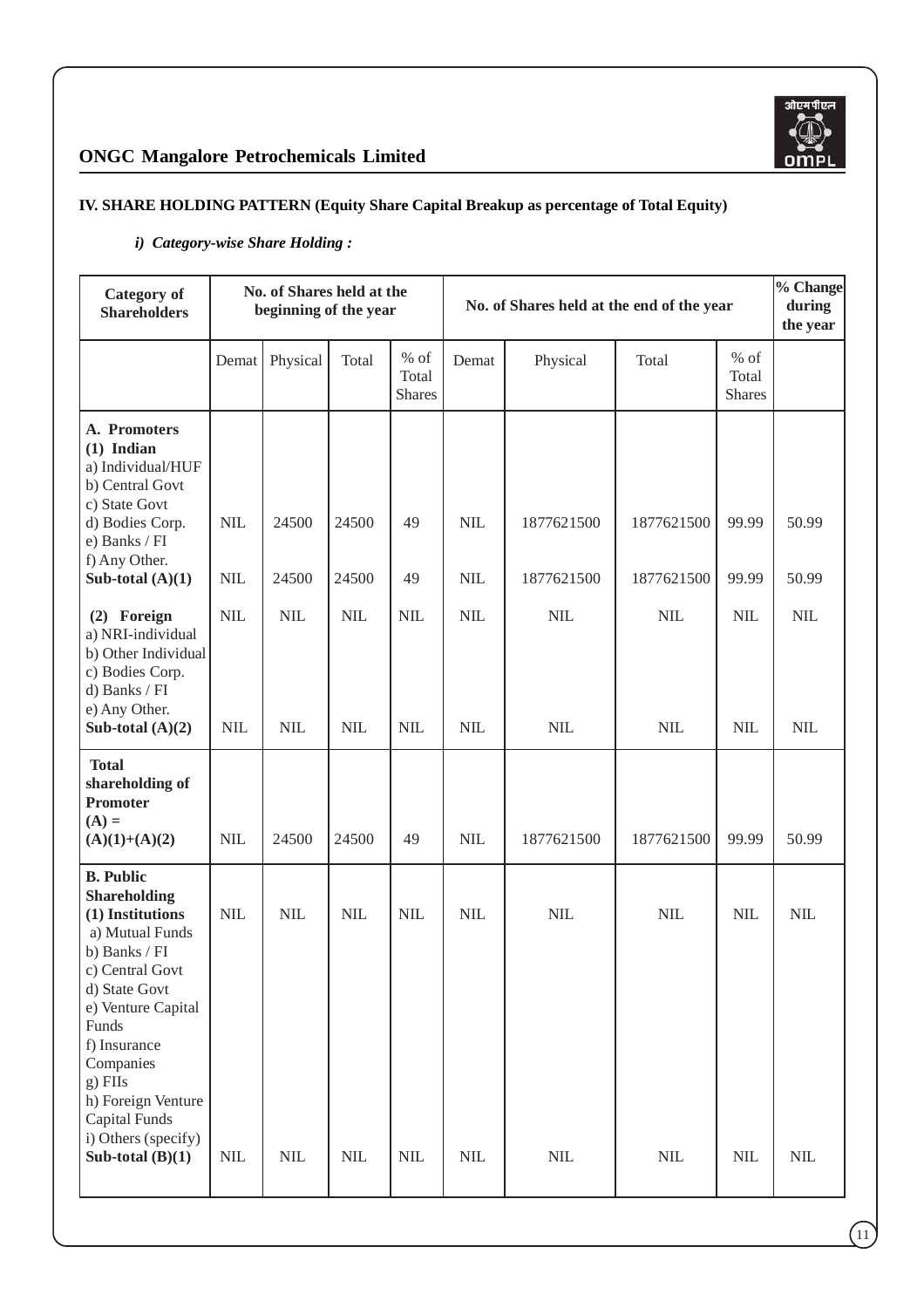## IV. SHARE HOLDING PATTERN (Equity Share Capital Breakup as percentage of Total Equity)

### *i) Category-wise Share Holding :*

| Category of Shareholders | No. of Shares held at the beginning of the year | | | | No. of Shares held at the end of the year | | | | % Change during the year |
|---|---|---|---|---|---|---|---|---|---|
| | Demat | Physical | Total | % of Total Shares | Demat | Physical | Total | % of Total Shares | |
| **A. Promoters** | | | | | | | | | |
| **(1) Indian** | | | | | | | | | |
| a) Individual/HUF | | | | | | | | | |
| b) Central Govt | | | | | | | | | |
| c) State Govt | | | | | | | | | |
| d) Bodies Corp. | NIL | 24500 | 24500 | 49 | NIL | 1877621500 | 1877621500 | 99.99 | 50.99 |
| e) Banks / FI | | | | | | | | | |
| f) Any Other. | | | | | | | | | |
| **Sub-total (A)(1)** | NIL | 24500 | 24500 | 49 | NIL | 1877621500 | 1877621500 | 99.99 | 50.99 |
| **(2) Foreign** | NIL | NIL | NIL | NIL | NIL | NIL | NIL | NIL | NIL |
| a) NRI-individual | | | | | | | | | |
| b) Other Individual | | | | | | | | | |
| c) Bodies Corp. | | | | | | | | | |
| d) Banks / FI | | | | | | | | | |
| e) Any Other. | | | | | | | | | |
| **Sub-total (A)(2)** | NIL | NIL | NIL | NIL | NIL | NIL | NIL | NIL | NIL |
| **Total shareholding of Promoter (A) = (A)(1)+(A)(2)** | NIL | 24500 | 24500 | 49 | NIL | 1877621500 | 1877621500 | 99.99 | 50.99 |
| **B. Public Shareholding** | | | | | | | | | |
| **(1) Institutions** | NIL | NIL | NIL | NIL | NIL | NIL | NIL | NIL | NIL |
| a) Mutual Funds | | | | | | | | | |
| b) Banks / FI | | | | | | | | | |
| c) Central Govt | | | | | | | | | |
| d) State Govt | | | | | | | | | |
| e) Venture Capital Funds | | | | | | | | | |
| f) Insurance Companies | | | | | | | | | |
| g) FIIs | | | | | | | | | |
| h) Foreign Venture Capital Funds | | | | | | | | | |
| i) Others (specify) | | | | | | | | | |
| **Sub-total (B)(1)** | NIL | NIL | NIL | NIL | NIL | NIL | NIL | NIL | NIL |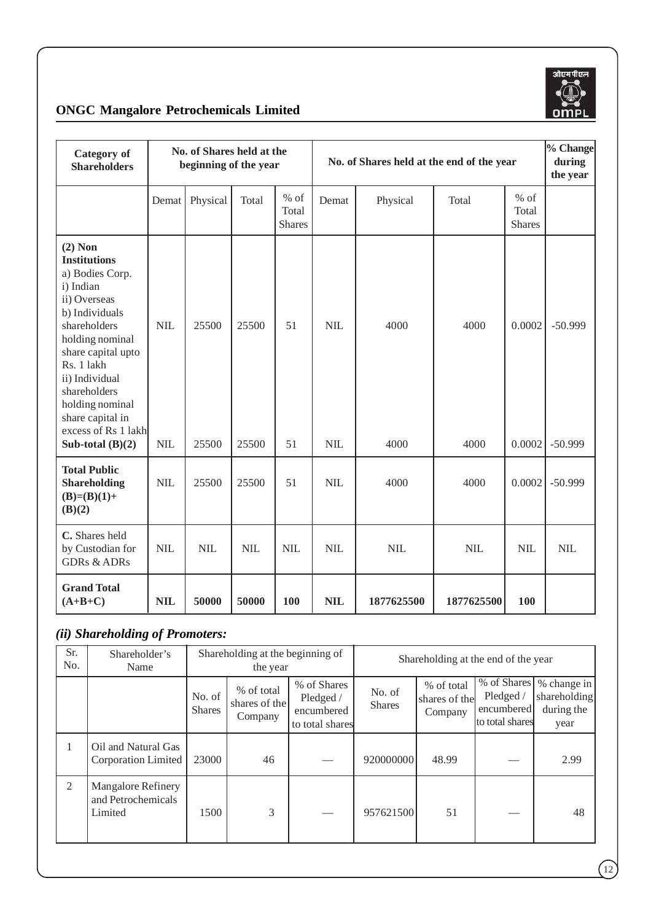## ONGC Mangalore Petrochemicals Limited

| Category of Shareholders | No. of Shares held at the beginning of the year | | | | No. of Shares held at the end of the year | | | | % Change during the year |
|---|---|---|---|---|---|---|---|---|---|
| | Demat | Physical | Total | % of Total Shares | Demat | Physical | Total | % of Total Shares | |
| **(2) Non Institutions** a) Bodies Corp. i) Indian ii) Overseas b) Individuals shareholders holding nominal share capital upto Rs. 1 lakh ii) Individual shareholders holding nominal share capital in excess of Rs 1 lakh | NIL | 25500 | 25500 | 51 | NIL | 4000 | 4000 | 0.0002 | -50.999 |
| **Sub-total (B)(2)** | NIL | 25500 | 25500 | 51 | NIL | 4000 | 4000 | 0.0002 | -50.999 |
| **Total Public Shareholding (B)=(B)(1)+ (B)(2)** | NIL | 25500 | 25500 | 51 | NIL | 4000 | 4000 | 0.0002 | -50.999 |
| **C.** Shares held by Custodian for GDRs & ADRs | NIL | NIL | NIL | NIL | NIL | NIL | NIL | NIL | NIL |
| **Grand Total (A+B+C)** | **NIL** | **50000** | **50000** | **100** | **NIL** | **1877625500** | **1877625500** | **100** | |

### *(ii) Shareholding of Promoters:*

| Sr. No. | Shareholder's Name | Shareholding at the beginning of the year | | | Shareholding at the end of the year | | | |
|---|---|---|---|---|---|---|---|---|
| | | No. of Shares | % of total shares of the Company | % of Shares Pledged / encumbered to total shares | No. of Shares | % of total shares of the Company | % of Shares Pledged / encumbered to total shares | % change in shareholding during the year |
| 1 | Oil and Natural Gas Corporation Limited | 23000 | 46 | — | 920000000 | 48.99 | — | 2.99 |
| 2 | Mangalore Refinery and Petrochemicals Limited | 1500 | 3 | — | 957621500 | 51 | — | 48 |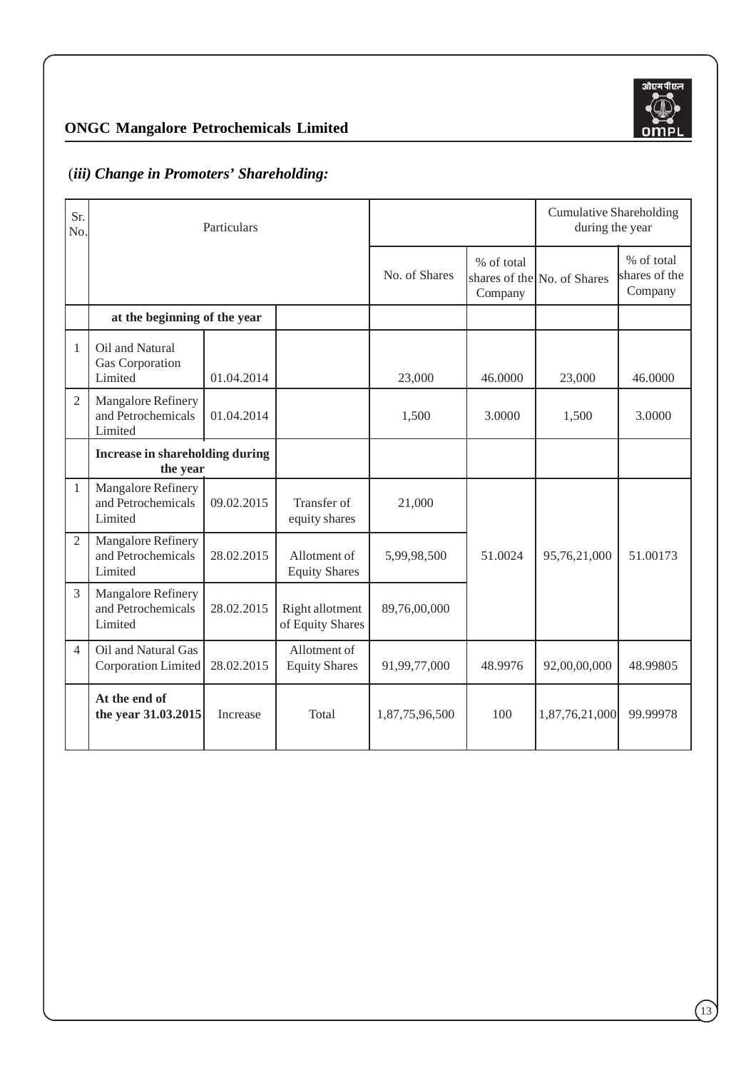### (*iii) Change in Promoters' Shareholding:*

| Sr. No. | Particulars | | | | | Cumulative Shareholding during the year | |
|---|---|---|---|---|---|---|---|
| | | | | No. of Shares | % of total shares of the Company | No. of Shares | % of total shares of the Company |
| | **at the beginning of the year** | | | | | | |
| 1 | Oil and Natural Gas Corporation Limited | 01.04.2014 | | 23,000 | 46.0000 | 23,000 | 46.0000 |
| 2 | Mangalore Refinery and Petrochemicals Limited | 01.04.2014 | | 1,500 | 3.0000 | 1,500 | 3.0000 |
| | **Increase in shareholding during the year** | | | | | | |
| 1 | Mangalore Refinery and Petrochemicals Limited | 09.02.2015 | Transfer of equity shares | 21,000 | | | |
| 2 | Mangalore Refinery and Petrochemicals Limited | 28.02.2015 | Allotment of Equity Shares | 5,99,98,500 | 51.0024 | 95,76,21,000 | 51.00173 |
| 3 | Mangalore Refinery and Petrochemicals Limited | 28.02.2015 | Right allotment of Equity Shares | 89,76,00,000 | | | |
| 4 | Oil and Natural Gas Corporation Limited | 28.02.2015 | Allotment of Equity Shares | 91,99,77,000 | 48.9976 | 92,00,00,000 | 48.99805 |
| | **At the end of the year 31.03.2015** | Increase | Total | 1,87,75,96,500 | 100 | 1,87,76,21,000 | 99.99978 |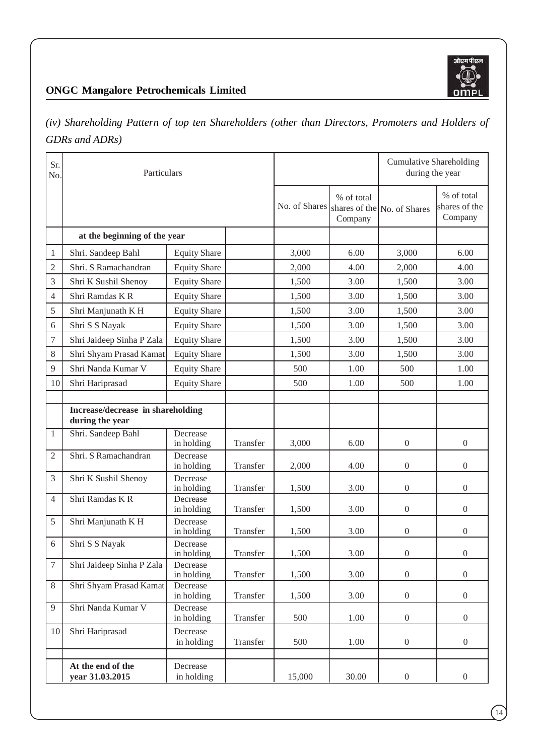*(iv) Shareholding Pattern of top ten Shareholders (other than Directors, Promoters and Holders of GDRs and ADRs)*

| Sr. No. | Particulars | | | | | Cumulative Shareholding during the year | |
|---|---|---|---|---|---|---|---|
| | | | | No. of Shares | % of total shares of the Company | No. of Shares | % of total shares of the Company |
| | **at the beginning of the year** | | | | | | |
| 1 | Shri. Sandeep Bahl | Equity Share | | 3,000 | 6.00 | 3,000 | 6.00 |
| 2 | Shri. S Ramachandran | Equity Share | | 2,000 | 4.00 | 2,000 | 4.00 |
| 3 | Shri K Sushil Shenoy | Equity Share | | 1,500 | 3.00 | 1,500 | 3.00 |
| 4 | Shri Ramdas K R | Equity Share | | 1,500 | 3.00 | 1,500 | 3.00 |
| 5 | Shri Manjunath K H | Equity Share | | 1,500 | 3.00 | 1,500 | 3.00 |
| 6 | Shri S S Nayak | Equity Share | | 1,500 | 3.00 | 1,500 | 3.00 |
| 7 | Shri Jaideep Sinha P Zala | Equity Share | | 1,500 | 3.00 | 1,500 | 3.00 |
| 8 | Shri Shyam Prasad Kamat | Equity Share | | 1,500 | 3.00 | 1,500 | 3.00 |
| 9 | Shri Nanda Kumar V | Equity Share | | 500 | 1.00 | 500 | 1.00 |
| 10 | Shri Hariprasad | Equity Share | | 500 | 1.00 | 500 | 1.00 |
| | | | | | | | |
| | **Increase/decrease in shareholding during the year** | | | | | | |
| 1 | Shri. Sandeep Bahl | Decrease in holding | Transfer | 3,000 | 6.00 | 0 | 0 |
| 2 | Shri. S Ramachandran | Decrease in holding | Transfer | 2,000 | 4.00 | 0 | 0 |
| 3 | Shri K Sushil Shenoy | Decrease in holding | Transfer | 1,500 | 3.00 | 0 | 0 |
| 4 | Shri Ramdas K R | Decrease in holding | Transfer | 1,500 | 3.00 | 0 | 0 |
| 5 | Shri Manjunath K H | Decrease in holding | Transfer | 1,500 | 3.00 | 0 | 0 |
| 6 | Shri S S Nayak | Decrease in holding | Transfer | 1,500 | 3.00 | 0 | 0 |
| 7 | Shri Jaideep Sinha P Zala | Decrease in holding | Transfer | 1,500 | 3.00 | 0 | 0 |
| 8 | Shri Shyam Prasad Kamat | Decrease in holding | Transfer | 1,500 | 3.00 | 0 | 0 |
| 9 | Shri Nanda Kumar V | Decrease in holding | Transfer | 500 | 1.00 | 0 | 0 |
| 10 | Shri Hariprasad | Decrease in holding | Transfer | 500 | 1.00 | 0 | 0 |
| | | | | | | | |
| | **At the end of the year 31.03.2015** | Decrease in holding | | 15,000 | 30.00 | 0 | 0 |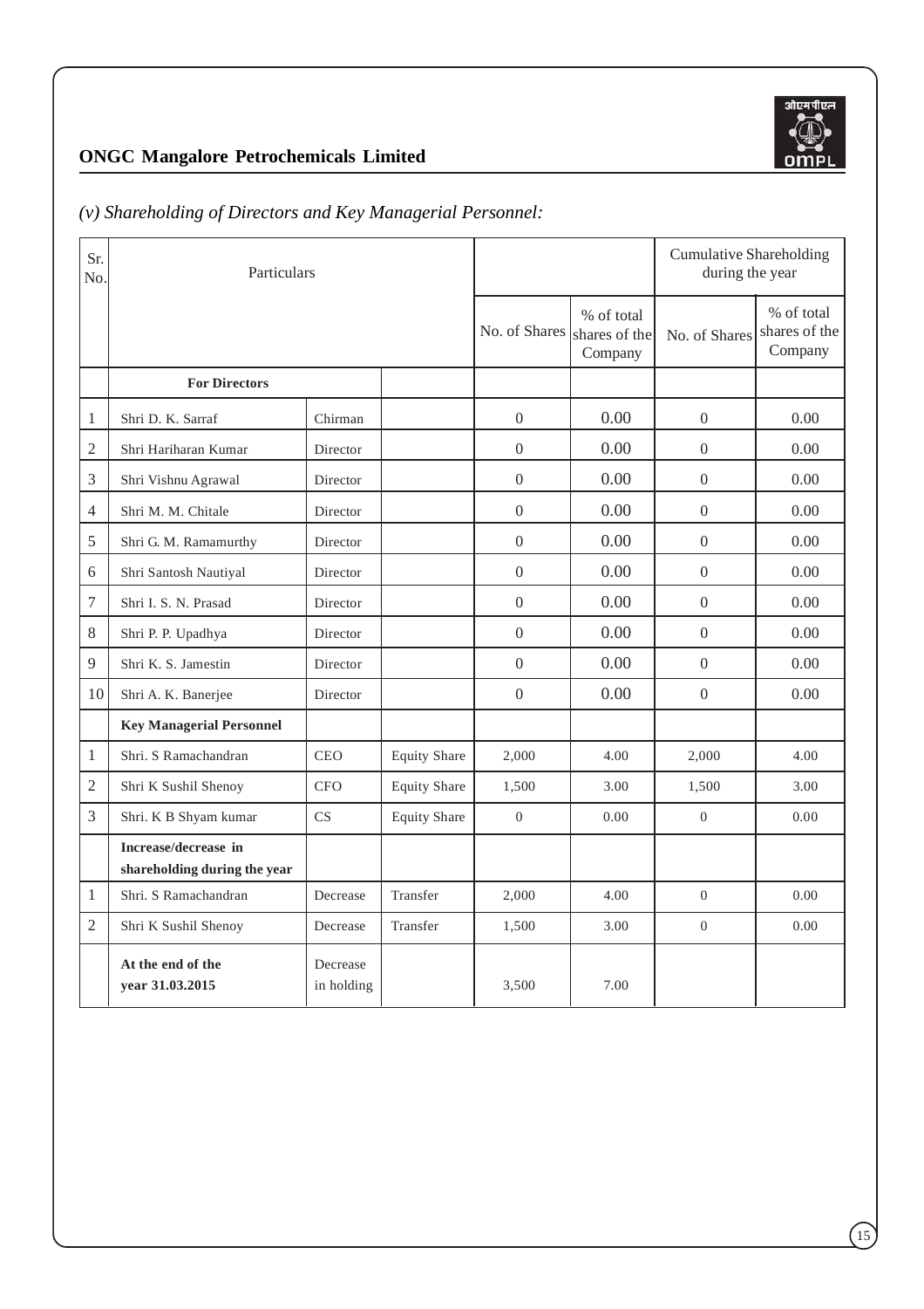ONGC Mangalore Petrochemicals Limited

*(v) Shareholding of Directors and Key Managerial Personnel:*

| Sr. No. | Particulars | | | | | Cumulative Shareholding during the year | |
|---|---|---|---|---|---|---|---|
| | | | | No. of Shares | % of total shares of the Company | No. of Shares | % of total shares of the Company |
| | **For Directors** | | | | | | |
| 1 | Shri D. K. Sarraf | Chirman | | 0 | 0.00 | 0 | 0.00 |
| 2 | Shri Hariharan Kumar | Director | | 0 | 0.00 | 0 | 0.00 |
| 3 | Shri Vishnu Agrawal | Director | | 0 | 0.00 | 0 | 0.00 |
| 4 | Shri M. M. Chitale | Director | | 0 | 0.00 | 0 | 0.00 |
| 5 | Shri G. M. Ramamurthy | Director | | 0 | 0.00 | 0 | 0.00 |
| 6 | Shri Santosh Nautiyal | Director | | 0 | 0.00 | 0 | 0.00 |
| 7 | Shri I. S. N. Prasad | Director | | 0 | 0.00 | 0 | 0.00 |
| 8 | Shri P. P. Upadhya | Director | | 0 | 0.00 | 0 | 0.00 |
| 9 | Shri K. S. Jamestin | Director | | 0 | 0.00 | 0 | 0.00 |
| 10 | Shri A. K. Banerjee | Director | | 0 | 0.00 | 0 | 0.00 |
| | **Key Managerial Personnel** | | | | | | |
| 1 | Shri. S Ramachandran | CEO | Equity Share | 2,000 | 4.00 | 2,000 | 4.00 |
| 2 | Shri K Sushil Shenoy | CFO | Equity Share | 1,500 | 3.00 | 1,500 | 3.00 |
| 3 | Shri. K B Shyam kumar | CS | Equity Share | 0 | 0.00 | 0 | 0.00 |
| | **Increase/decrease in shareholding during the year** | | | | | | |
| 1 | Shri. S Ramachandran | Decrease | Transfer | 2,000 | 4.00 | 0 | 0.00 |
| 2 | Shri K Sushil Shenoy | Decrease | Transfer | 1,500 | 3.00 | 0 | 0.00 |
| | **At the end of the year 31.03.2015** | Decrease in holding | | 3,500 | 7.00 | | |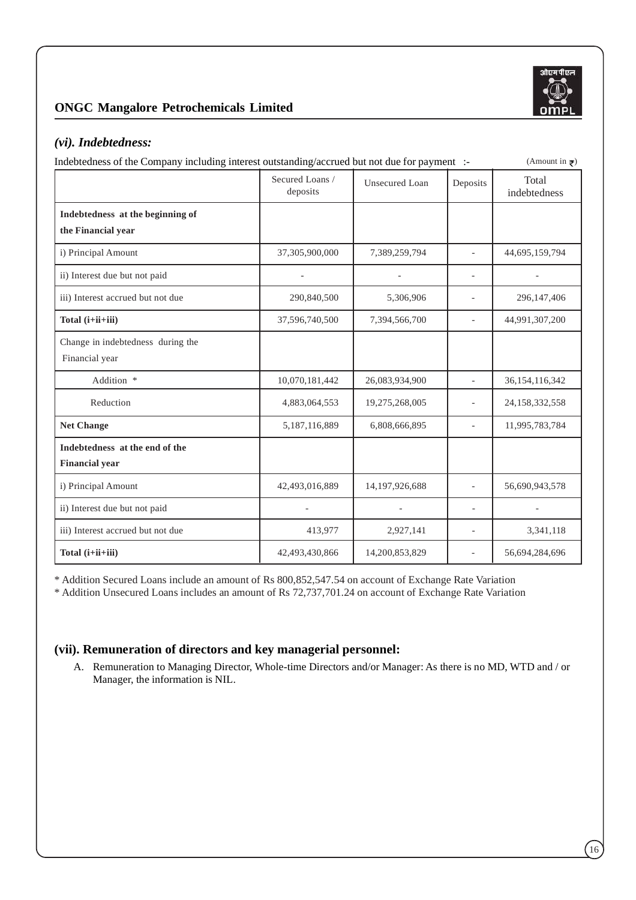### *(vi). Indebtedness:*

Indebtedness of the Company including interest outstanding/accrued but not due for payment :- (Amount in ₹)

| | Secured Loans / deposits | Unsecured Loan | Deposits | Total indebtedness |
|---|---|---|---|---|
| **Indebtedness at the beginning of the Financial year** | | | | |
| i) Principal Amount | 37,305,900,000 | 7,389,259,794 | - | 44,695,159,794 |
| ii) Interest due but not paid | - | - | - | - |
| iii) Interest accrued but not due | 290,840,500 | 5,306,906 | - | 296,147,406 |
| **Total (i+ii+iii)** | 37,596,740,500 | 7,394,566,700 | - | 44,991,307,200 |
| Change in indebtedness during the Financial year | | | | |
| Addition * | 10,070,181,442 | 26,083,934,900 | - | 36,154,116,342 |
| Reduction | 4,883,064,553 | 19,275,268,005 | - | 24,158,332,558 |
| **Net Change** | 5,187,116,889 | 6,808,666,895 | - | 11,995,783,784 |
| **Indebtedness at the end of the Financial year** | | | | |
| i) Principal Amount | 42,493,016,889 | 14,197,926,688 | - | 56,690,943,578 |
| ii) Interest due but not paid | - | - | - | - |
| iii) Interest accrued but not due | 413,977 | 2,927,141 | - | 3,341,118 |
| **Total (i+ii+iii)** | 42,493,430,866 | 14,200,853,829 | - | 56,694,284,696 |

* Addition Secured Loans include an amount of Rs 800,852,547.54 on account of Exchange Rate Variation

* Addition Unsecured Loans includes an amount of Rs 72,737,701.24 on account of Exchange Rate Variation

### (vii). Remuneration of directors and key managerial personnel:

A. Remuneration to Managing Director, Whole-time Directors and/or Manager: As there is no MD, WTD and / or Manager, the information is NIL.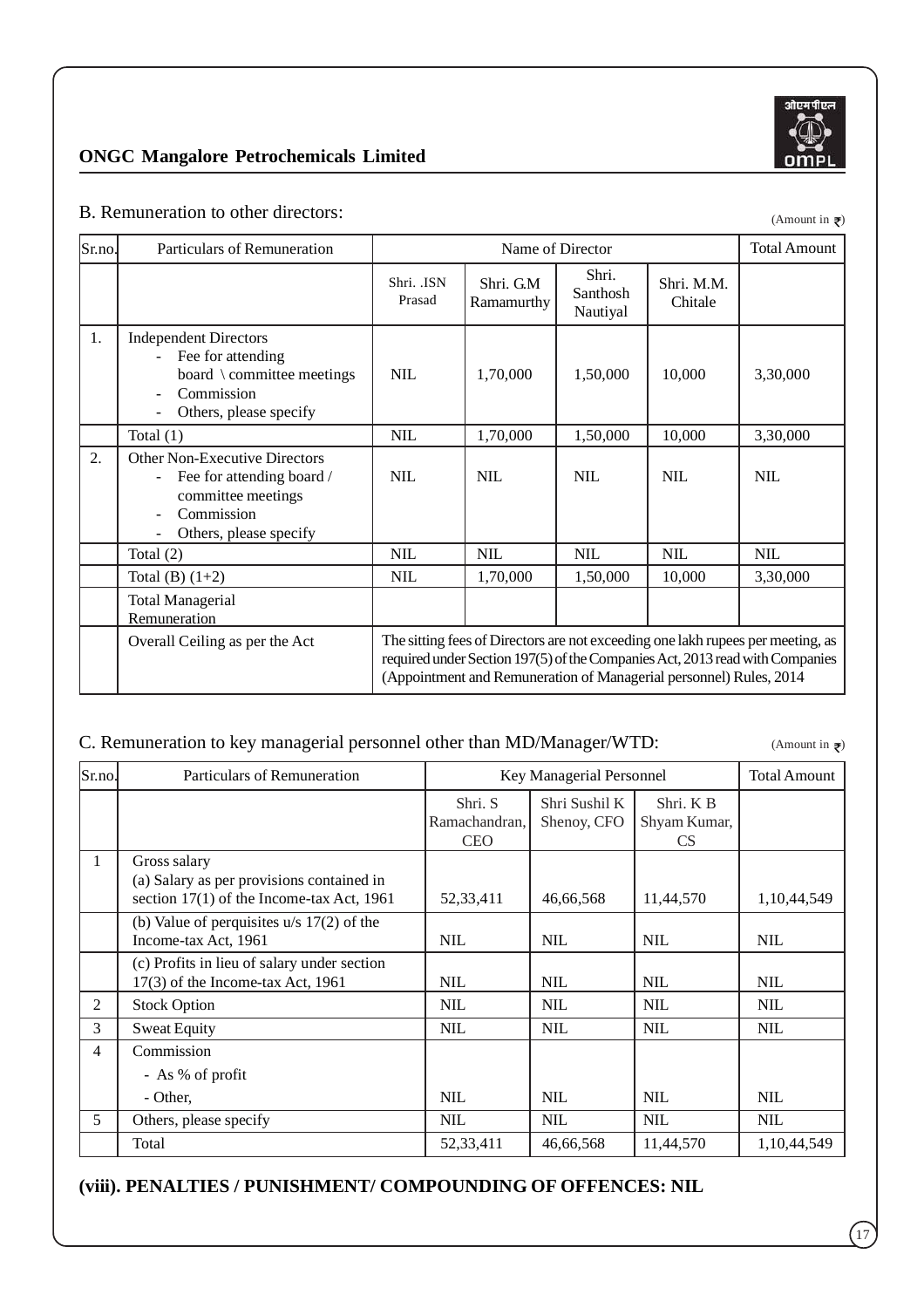### B. Remuneration to other directors:

(Amount in ₹)

| Sr.no. | Particulars of Remuneration | Name of Director | | | | Total Amount |
|---|---|---|---|---|---|---|
| | | Shri. .ISN Prasad | Shri. G.M Ramamurthy | Shri. Santhosh Nautiyal | Shri. M.M. Chitale | |
| 1. | Independent Directors<br>- Fee for attending board \ committee meetings<br>- Commission<br>- Others, please specify | NIL | 1,70,000 | 1,50,000 | 10,000 | 3,30,000 |
| | Total (1) | NIL | 1,70,000 | 1,50,000 | 10,000 | 3,30,000 |
| 2. | Other Non-Executive Directors<br>- Fee for attending board / committee meetings<br>- Commission<br>- Others, please specify | NIL | NIL | NIL | NIL | NIL |
| | Total (2) | NIL | NIL | NIL | NIL | NIL |
| | Total (B) (1+2) | NIL | 1,70,000 | 1,50,000 | 10,000 | 3,30,000 |
| | Total Managerial Remuneration | | | | | |
| | Overall Ceiling as per the Act | The sitting fees of Directors are not exceeding one lakh rupees per meeting, as required under Section 197(5) of the Companies Act, 2013 read with Companies (Appointment and Remuneration of Managerial personnel) Rules, 2014 | | | | |

### C. Remuneration to key managerial personnel other than MD/Manager/WTD:

(Amount in ₹)

| Sr.no. | Particulars of Remuneration | Key Managerial Personnel | | | Total Amount |
|---|---|---|---|---|---|
| | | Shri. S Ramachandran, CEO | Shri Sushil K Shenoy, CFO | Shri. K B Shyam Kumar, CS | |
| 1 | Gross salary<br>(a) Salary as per provisions contained in section 17(1) of the Income-tax Act, 1961 | 52,33,411 | 46,66,568 | 11,44,570 | 1,10,44,549 |
| | (b) Value of perquisites u/s 17(2) of the Income-tax Act, 1961 | NIL | NIL | NIL | NIL |
| | (c) Profits in lieu of salary under section 17(3) of the Income-tax Act, 1961 | NIL | NIL | NIL | NIL |
| 2 | Stock Option | NIL | NIL | NIL | NIL |
| 3 | Sweat Equity | NIL | NIL | NIL | NIL |
| 4 | Commission<br>- As % of profit<br>- Other, | NIL | NIL | NIL | NIL |
| 5 | Others, please specify | NIL | NIL | NIL | NIL |
| | Total | 52,33,411 | 46,66,568 | 11,44,570 | 1,10,44,549 |

**(viii). PENALTIES / PUNISHMENT/ COMPOUNDING OF OFFENCES: NIL**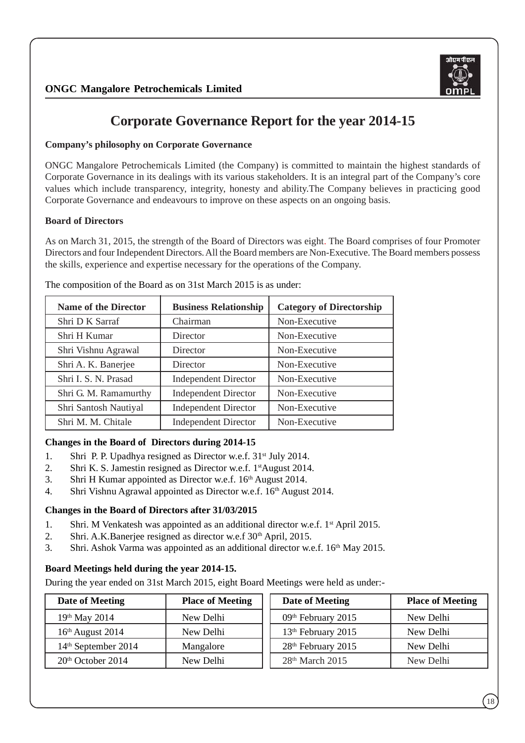# Corporate Governance Report for the year 2014-15

**Company's philosophy on Corporate Governance**

ONGC Mangalore Petrochemicals Limited (the Company) is committed to maintain the highest standards of Corporate Governance in its dealings with its various stakeholders. It is an integral part of the Company's core values which include transparency, integrity, honesty and ability.The Company believes in practicing good Corporate Governance and endeavours to improve on these aspects on an ongoing basis.

**Board of Directors**

As on March 31, 2015, the strength of the Board of Directors was eight. The Board comprises of four Promoter Directors and four Independent Directors. All the Board members are Non-Executive. The Board members possess the skills, experience and expertise necessary for the operations of the Company.

The composition of the Board as on 31st March 2015 is as under:

| Name of the Director | Business Relationship | Category of Directorship |
|---|---|---|
| Shri D K Sarraf | Chairman | Non-Executive |
| Shri H Kumar | Director | Non-Executive |
| Shri Vishnu Agrawal | Director | Non-Executive |
| Shri A. K. Banerjee | Director | Non-Executive |
| Shri I. S. N. Prasad | Independent Director | Non-Executive |
| Shri G. M. Ramamurthy | Independent Director | Non-Executive |
| Shri Santosh Nautiyal | Independent Director | Non-Executive |
| Shri M. M. Chitale | Independent Director | Non-Executive |

**Changes in the Board of Directors during 2014-15**

1. Shri P. P. Upadhya resigned as Director w.e.f. 31st July 2014.
2. Shri K. S. Jamestin resigned as Director w.e.f. 1st August 2014.
3. Shri H Kumar appointed as Director w.e.f. 16th August 2014.
4. Shri Vishnu Agrawal appointed as Director w.e.f. 16th August 2014.

**Changes in the Board of Directors after 31/03/2015**

1. Shri. M Venkatesh was appointed as an additional director w.e.f. 1st April 2015.
2. Shri. A.K.Banerjee resigned as director w.e.f 30th April, 2015.
3. Shri. Ashok Varma was appointed as an additional director w.e.f. 16th May 2015.

**Board Meetings held during the year 2014-15.**

During the year ended on 31st March 2015, eight Board Meetings were held as under:-

| Date of Meeting | Place of Meeting |
|---|---|
| 19th May 2014 | New Delhi |
| 16th August 2014 | New Delhi |
| 14th September 2014 | Mangalore |
| 20th October 2014 | New Delhi |
| 09th February 2015 | New Delhi |
| 13th February 2015 | New Delhi |
| 28th February 2015 | New Delhi |
| 28th March 2015 | New Delhi |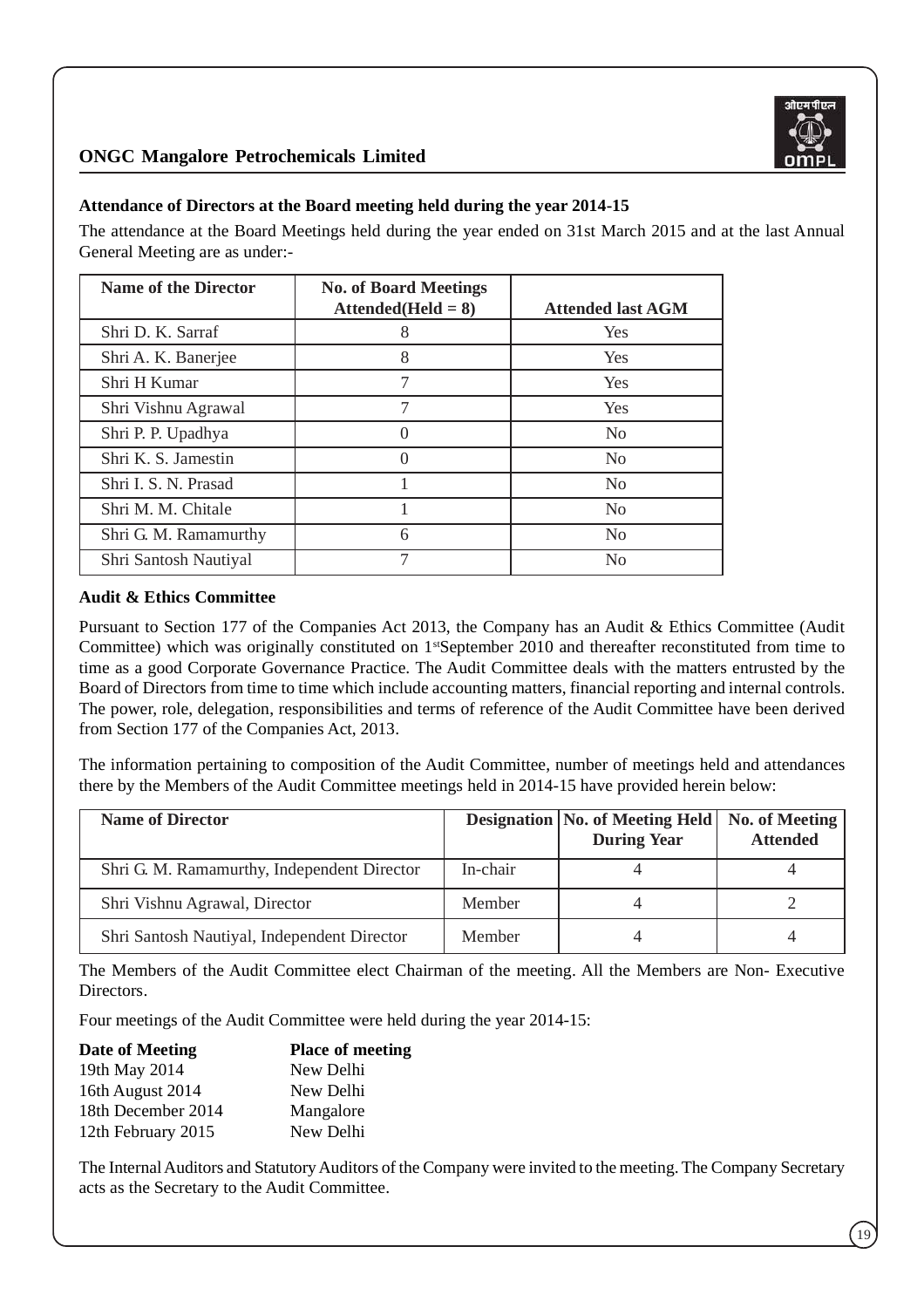### Attendance of Directors at the Board meeting held during the year 2014-15

The attendance at the Board Meetings held during the year ended on 31st March 2015 and at the last Annual General Meeting are as under:-

| Name of the Director | No. of Board Meetings Attended(Held = 8) | Attended last AGM |
|---|---|---|
| Shri D. K. Sarraf | 8 | Yes |
| Shri A. K. Banerjee | 8 | Yes |
| Shri H Kumar | 7 | Yes |
| Shri Vishnu Agrawal | 7 | Yes |
| Shri P. P. Upadhya | 0 | No |
| Shri K. S. Jamestin | 0 | No |
| Shri I. S. N. Prasad | 1 | No |
| Shri M. M. Chitale | 1 | No |
| Shri G. M. Ramamurthy | 6 | No |
| Shri Santosh Nautiyal | 7 | No |

### Audit & Ethics Committee

Pursuant to Section 177 of the Companies Act 2013, the Company has an Audit & Ethics Committee (Audit Committee) which was originally constituted on 1st September 2010 and thereafter reconstituted from time to time as a good Corporate Governance Practice. The Audit Committee deals with the matters entrusted by the Board of Directors from time to time which include accounting matters, financial reporting and internal controls. The power, role, delegation, responsibilities and terms of reference of the Audit Committee have been derived from Section 177 of the Companies Act, 2013.

The information pertaining to composition of the Audit Committee, number of meetings held and attendances there by the Members of the Audit Committee meetings held in 2014-15 have provided herein below:

| Name of Director | Designation | No. of Meeting Held During Year | No. of Meeting Attended |
|---|---|---|---|
| Shri G. M. Ramamurthy, Independent Director | In-chair | 4 | 4 |
| Shri Vishnu Agrawal, Director | Member | 4 | 2 |
| Shri Santosh Nautiyal, Independent Director | Member | 4 | 4 |

The Members of the Audit Committee elect Chairman of the meeting. All the Members are Non- Executive Directors.

Four meetings of the Audit Committee were held during the year 2014-15:

| Date of Meeting | Place of meeting |
|---|---|
| 19th May 2014 | New Delhi |
| 16th August 2014 | New Delhi |
| 18th December 2014 | Mangalore |
| 12th February 2015 | New Delhi |

The Internal Auditors and Statutory Auditors of the Company were invited to the meeting. The Company Secretary acts as the Secretary to the Audit Committee.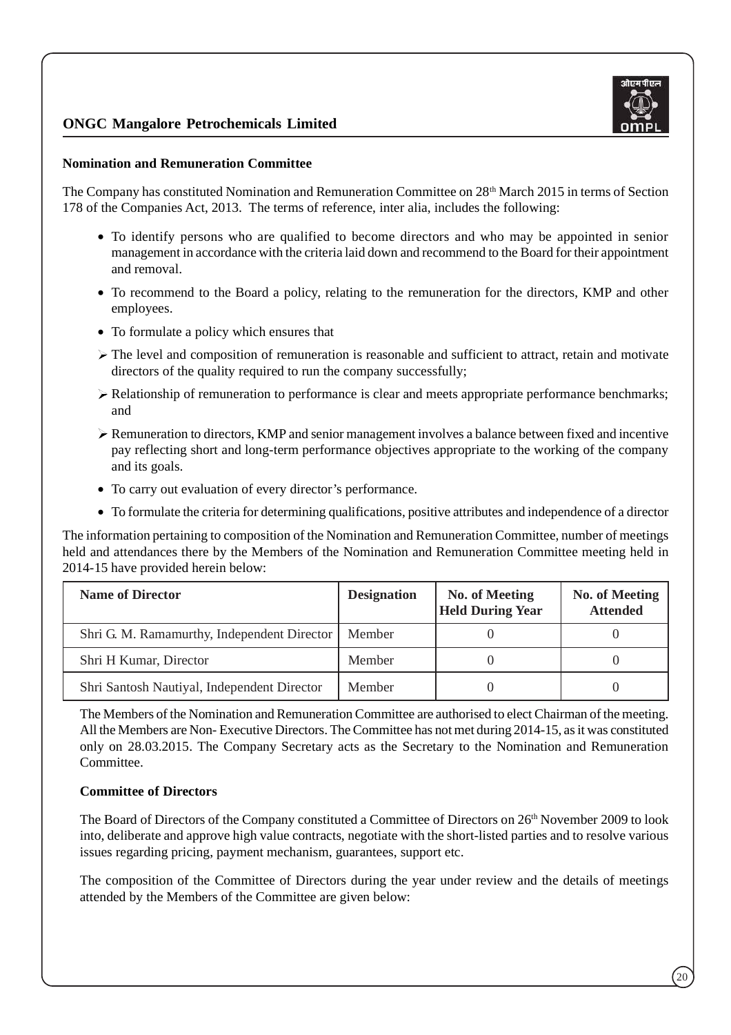**Nomination and Remuneration Committee**

The Company has constituted Nomination and Remuneration Committee on 28th March 2015 in terms of Section 178 of the Companies Act, 2013. The terms of reference, inter alia, includes the following:

- To identify persons who are qualified to become directors and who may be appointed in senior management in accordance with the criteria laid down and recommend to the Board for their appointment and removal.
- To recommend to the Board a policy, relating to the remuneration for the directors, KMP and other employees.
- To formulate a policy which ensures that
  - The level and composition of remuneration is reasonable and sufficient to attract, retain and motivate directors of the quality required to run the company successfully;
  - Relationship of remuneration to performance is clear and meets appropriate performance benchmarks; and
  - Remuneration to directors, KMP and senior management involves a balance between fixed and incentive pay reflecting short and long-term performance objectives appropriate to the working of the company and its goals.
- To carry out evaluation of every director's performance.
- To formulate the criteria for determining qualifications, positive attributes and independence of a director

The information pertaining to composition of the Nomination and Remuneration Committee, number of meetings held and attendances there by the Members of the Nomination and Remuneration Committee meeting held in 2014-15 have provided herein below:

| Name of Director | Designation | No. of Meeting Held During Year | No. of Meeting Attended |
|---|---|---|---|
| Shri G. M. Ramamurthy, Independent Director | Member | 0 | 0 |
| Shri H Kumar, Director | Member | 0 | 0 |
| Shri Santosh Nautiyal, Independent Director | Member | 0 | 0 |

The Members of the Nomination and Remuneration Committee are authorised to elect Chairman of the meeting. All the Members are Non- Executive Directors. The Committee has not met during 2014-15, as it was constituted only on 28.03.2015. The Company Secretary acts as the Secretary to the Nomination and Remuneration Committee.

**Committee of Directors**

The Board of Directors of the Company constituted a Committee of Directors on 26th November 2009 to look into, deliberate and approve high value contracts, negotiate with the short-listed parties and to resolve various issues regarding pricing, payment mechanism, guarantees, support etc.

The composition of the Committee of Directors during the year under review and the details of meetings attended by the Members of the Committee are given below: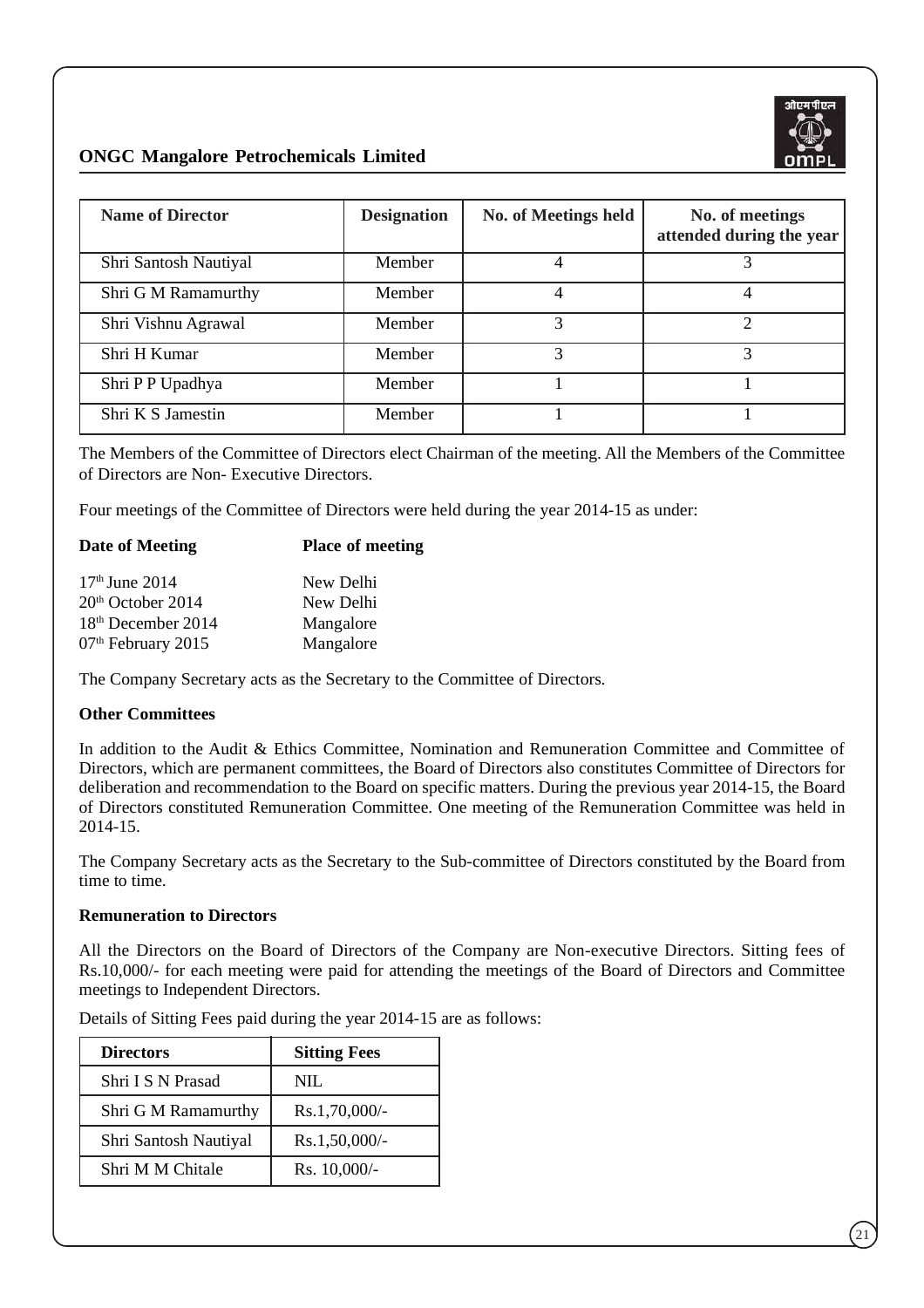| Name of Director | Designation | No. of Meetings held | No. of meetings attended during the year |
|---|---|---|---|
| Shri Santosh Nautiyal | Member | 4 | 3 |
| Shri G M Ramamurthy | Member | 4 | 4 |
| Shri Vishnu Agrawal | Member | 3 | 2 |
| Shri H Kumar | Member | 3 | 3 |
| Shri P P Upadhya | Member | 1 | 1 |
| Shri K S Jamestin | Member | 1 | 1 |

The Members of the Committee of Directors elect Chairman of the meeting. All the Members of the Committee of Directors are Non- Executive Directors.

Four meetings of the Committee of Directors were held during the year 2014-15 as under:

| Date of Meeting | Place of meeting |
|---|---|
| 17th June 2014 | New Delhi |
| 20th October 2014 | New Delhi |
| 18th December 2014 | Mangalore |
| 07th February 2015 | Mangalore |

The Company Secretary acts as the Secretary to the Committee of Directors.

**Other Committees**

In addition to the Audit & Ethics Committee, Nomination and Remuneration Committee and Committee of Directors, which are permanent committees, the Board of Directors also constitutes Committee of Directors for deliberation and recommendation to the Board on specific matters. During the previous year 2014-15, the Board of Directors constituted Remuneration Committee. One meeting of the Remuneration Committee was held in 2014-15.

The Company Secretary acts as the Secretary to the Sub-committee of Directors constituted by the Board from time to time.

**Remuneration to Directors**

All the Directors on the Board of Directors of the Company are Non-executive Directors. Sitting fees of Rs.10,000/- for each meeting were paid for attending the meetings of the Board of Directors and Committee meetings to Independent Directors.

Details of Sitting Fees paid during the year 2014-15 are as follows:

| Directors | Sitting Fees |
|---|---|
| Shri I S N Prasad | NIL |
| Shri G M Ramamurthy | Rs.1,70,000/- |
| Shri Santosh Nautiyal | Rs.1,50,000/- |
| Shri M M Chitale | Rs. 10,000/- |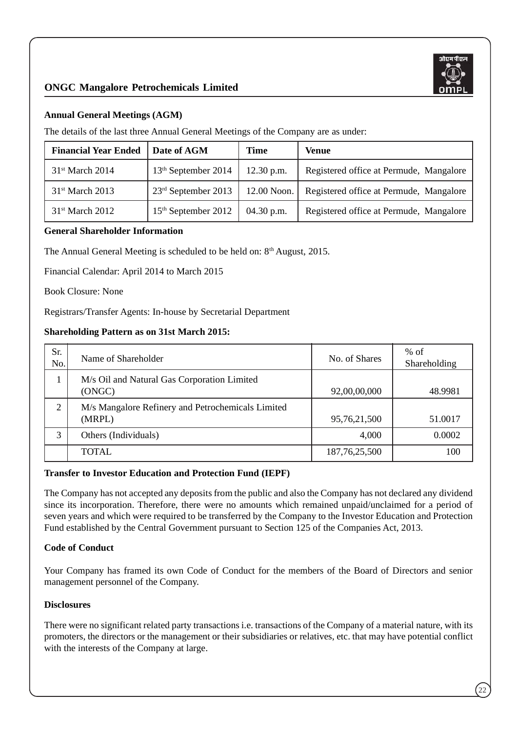## Annual General Meetings (AGM)

The details of the last three Annual General Meetings of the Company are as under:

| Financial Year Ended | Date of AGM | Time | Venue |
|---|---|---|---|
| 31st March 2014 | 13th September 2014 | 12.30 p.m. | Registered office at Permude, Mangalore |
| 31st March 2013 | 23rd September 2013 | 12.00 Noon. | Registered office at Permude, Mangalore |
| 31st March 2012 | 15th September 2012 | 04.30 p.m. | Registered office at Permude, Mangalore |

## General Shareholder Information

The Annual General Meeting is scheduled to be held on: 8th August, 2015.

Financial Calendar: April 2014 to March 2015

Book Closure: None

Registrars/Transfer Agents: In-house by Secretarial Department

## Shareholding Pattern as on 31st March 2015:

| Sr. No. | Name of Shareholder | No. of Shares | % of Shareholding |
|---|---|---|---|
| 1 | M/s Oil and Natural Gas Corporation Limited (ONGC) | 92,00,00,000 | 48.9981 |
| 2 | M/s Mangalore Refinery and Petrochemicals Limited (MRPL) | 95,76,21,500 | 51.0017 |
| 3 | Others (Individuals) | 4,000 | 0.0002 |
| | TOTAL | 187,76,25,500 | 100 |

## Transfer to Investor Education and Protection Fund (IEPF)

The Company has not accepted any deposits from the public and also the Company has not declared any dividend since its incorporation. Therefore, there were no amounts which remained unpaid/unclaimed for a period of seven years and which were required to be transferred by the Company to the Investor Education and Protection Fund established by the Central Government pursuant to Section 125 of the Companies Act, 2013.

## Code of Conduct

Your Company has framed its own Code of Conduct for the members of the Board of Directors and senior management personnel of the Company.

## Disclosures

There were no significant related party transactions i.e. transactions of the Company of a material nature, with its promoters, the directors or the management or their subsidiaries or relatives, etc. that may have potential conflict with the interests of the Company at large.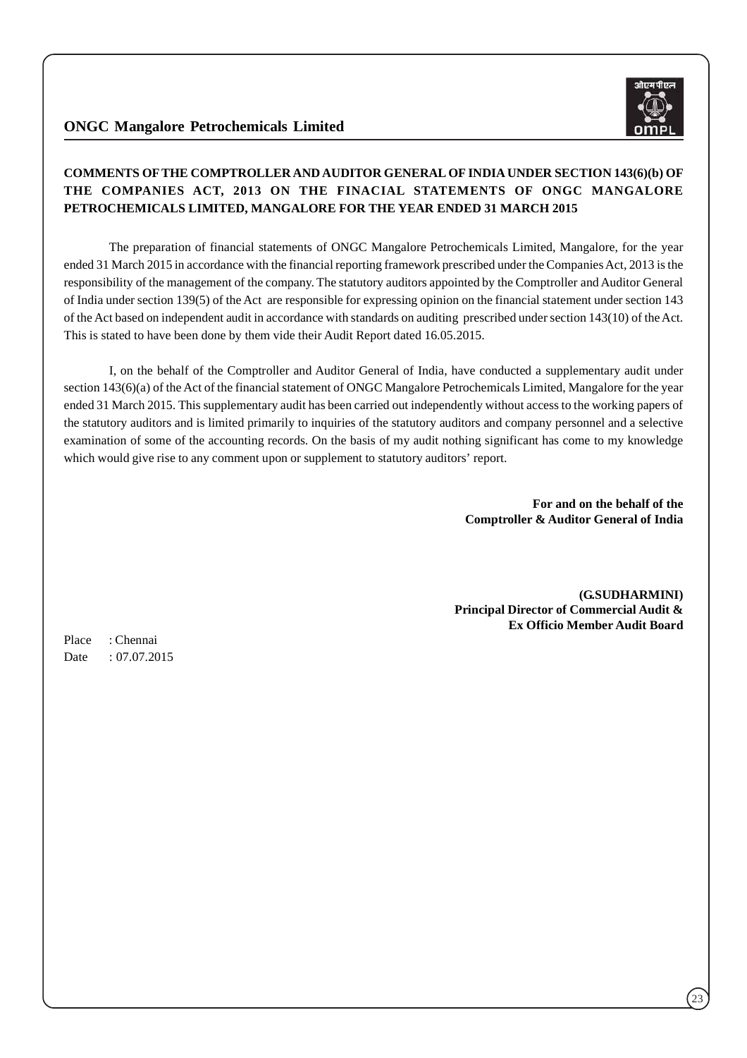## COMMENTS OF THE COMPTROLLER AND AUDITOR GENERAL OF INDIA UNDER SECTION 143(6)(b) OF THE COMPANIES ACT, 2013 ON THE FINACIAL STATEMENTS OF ONGC MANGALORE PETROCHEMICALS LIMITED, MANGALORE FOR THE YEAR ENDED 31 MARCH 2015

The preparation of financial statements of ONGC Mangalore Petrochemicals Limited, Mangalore, for the year ended 31 March 2015 in accordance with the financial reporting framework prescribed under the Companies Act, 2013 is the responsibility of the management of the company. The statutory auditors appointed by the Comptroller and Auditor General of India under section 139(5) of the Act are responsible for expressing opinion on the financial statement under section 143 of the Act based on independent audit in accordance with standards on auditing prescribed under section 143(10) of the Act. This is stated to have been done by them vide their Audit Report dated 16.05.2015.

I, on the behalf of the Comptroller and Auditor General of India, have conducted a supplementary audit under section 143(6)(a) of the Act of the financial statement of ONGC Mangalore Petrochemicals Limited, Mangalore for the year ended 31 March 2015. This supplementary audit has been carried out independently without access to the working papers of the statutory auditors and is limited primarily to inquiries of the statutory auditors and company personnel and a selective examination of some of the accounting records. On the basis of my audit nothing significant has come to my knowledge which would give rise to any comment upon or supplement to statutory auditors' report.

**For and on the behalf of the**
**Comptroller & Auditor General of India**

**(G.SUDHARMINI)**
**Principal Director of Commercial Audit &**
**Ex Officio Member Audit Board**

Place : Chennai
Date : 07.07.2015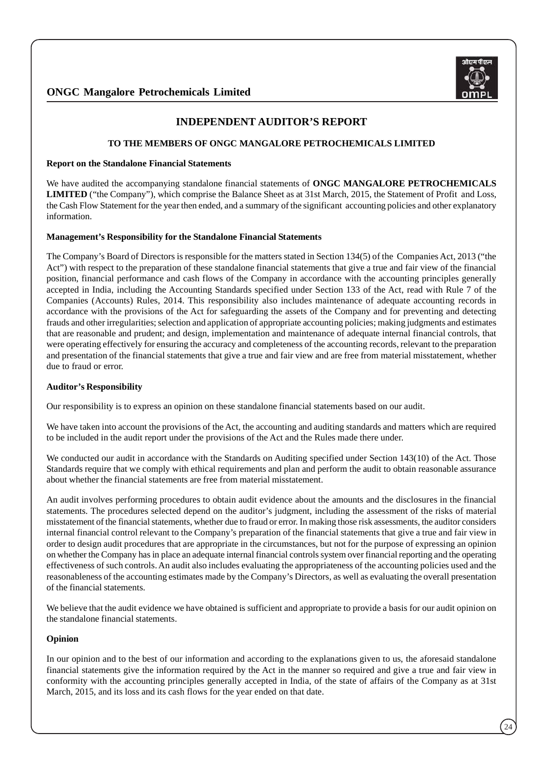# INDEPENDENT AUDITOR'S REPORT

## TO THE MEMBERS OF ONGC MANGALORE PETROCHEMICALS LIMITED

### Report on the Standalone Financial Statements

We have audited the accompanying standalone financial statements of **ONGC MANGALORE PETROCHEMICALS LIMITED** ("the Company"), which comprise the Balance Sheet as at 31st March, 2015, the Statement of Profit and Loss, the Cash Flow Statement for the year then ended, and a summary of the significant accounting policies and other explanatory information.

### Management's Responsibility for the Standalone Financial Statements

The Company's Board of Directors is responsible for the matters stated in Section 134(5) of the Companies Act, 2013 ("the Act") with respect to the preparation of these standalone financial statements that give a true and fair view of the financial position, financial performance and cash flows of the Company in accordance with the accounting principles generally accepted in India, including the Accounting Standards specified under Section 133 of the Act, read with Rule 7 of the Companies (Accounts) Rules, 2014. This responsibility also includes maintenance of adequate accounting records in accordance with the provisions of the Act for safeguarding the assets of the Company and for preventing and detecting frauds and other irregularities; selection and application of appropriate accounting policies; making judgments and estimates that are reasonable and prudent; and design, implementation and maintenance of adequate internal financial controls, that were operating effectively for ensuring the accuracy and completeness of the accounting records, relevant to the preparation and presentation of the financial statements that give a true and fair view and are free from material misstatement, whether due to fraud or error.

### Auditor's Responsibility

Our responsibility is to express an opinion on these standalone financial statements based on our audit.

We have taken into account the provisions of the Act, the accounting and auditing standards and matters which are required to be included in the audit report under the provisions of the Act and the Rules made there under.

We conducted our audit in accordance with the Standards on Auditing specified under Section 143(10) of the Act. Those Standards require that we comply with ethical requirements and plan and perform the audit to obtain reasonable assurance about whether the financial statements are free from material misstatement.

An audit involves performing procedures to obtain audit evidence about the amounts and the disclosures in the financial statements. The procedures selected depend on the auditor's judgment, including the assessment of the risks of material misstatement of the financial statements, whether due to fraud or error. In making those risk assessments, the auditor considers internal financial control relevant to the Company's preparation of the financial statements that give a true and fair view in order to design audit procedures that are appropriate in the circumstances, but not for the purpose of expressing an opinion on whether the Company has in place an adequate internal financial controls system over financial reporting and the operating effectiveness of such controls. An audit also includes evaluating the appropriateness of the accounting policies used and the reasonableness of the accounting estimates made by the Company's Directors, as well as evaluating the overall presentation of the financial statements.

We believe that the audit evidence we have obtained is sufficient and appropriate to provide a basis for our audit opinion on the standalone financial statements.

### Opinion

In our opinion and to the best of our information and according to the explanations given to us, the aforesaid standalone financial statements give the information required by the Act in the manner so required and give a true and fair view in conformity with the accounting principles generally accepted in India, of the state of affairs of the Company as at 31st March, 2015, and its loss and its cash flows for the year ended on that date.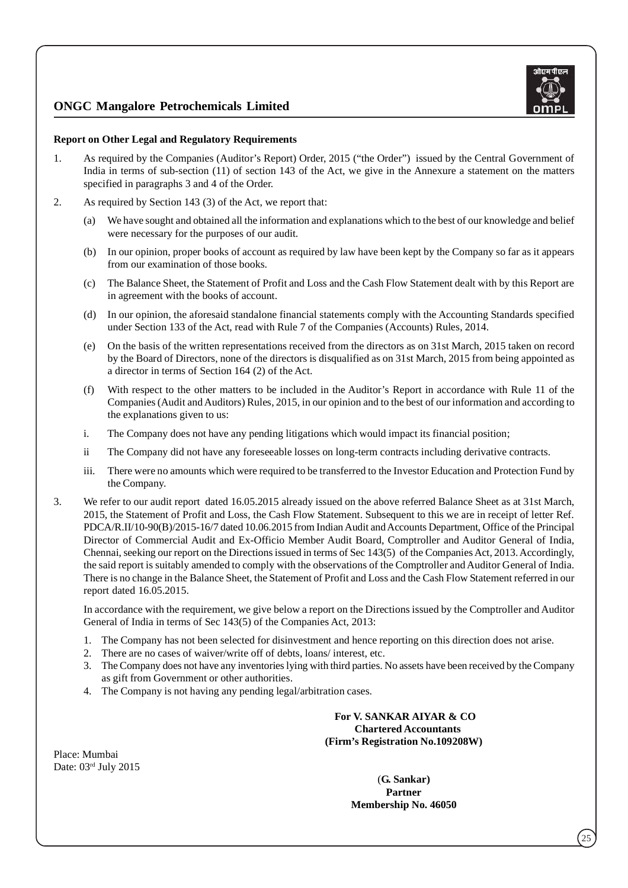**Report on Other Legal and Regulatory Requirements**

1. As required by the Companies (Auditor's Report) Order, 2015 ("the Order") issued by the Central Government of India in terms of sub-section (11) of section 143 of the Act, we give in the Annexure a statement on the matters specified in paragraphs 3 and 4 of the Order.

2. As required by Section 143 (3) of the Act, we report that:

   (a) We have sought and obtained all the information and explanations which to the best of our knowledge and belief were necessary for the purposes of our audit.

   (b) In our opinion, proper books of account as required by law have been kept by the Company so far as it appears from our examination of those books.

   (c) The Balance Sheet, the Statement of Profit and Loss and the Cash Flow Statement dealt with by this Report are in agreement with the books of account.

   (d) In our opinion, the aforesaid standalone financial statements comply with the Accounting Standards specified under Section 133 of the Act, read with Rule 7 of the Companies (Accounts) Rules, 2014.

   (e) On the basis of the written representations received from the directors as on 31st March, 2015 taken on record by the Board of Directors, none of the directors is disqualified as on 31st March, 2015 from being appointed as a director in terms of Section 164 (2) of the Act.

   (f) With respect to the other matters to be included in the Auditor's Report in accordance with Rule 11 of the Companies (Audit and Auditors) Rules, 2015, in our opinion and to the best of our information and according to the explanations given to us:

   i. The Company does not have any pending litigations which would impact its financial position;

   ii The Company did not have any foreseeable losses on long-term contracts including derivative contracts.

   iii. There were no amounts which were required to be transferred to the Investor Education and Protection Fund by the Company.

3. We refer to our audit report dated 16.05.2015 already issued on the above referred Balance Sheet as at 31st March, 2015, the Statement of Profit and Loss, the Cash Flow Statement. Subsequent to this we are in receipt of letter Ref. PDCA/R.II/10-90(B)/2015-16/7 dated 10.06.2015 from Indian Audit and Accounts Department, Office of the Principal Director of Commercial Audit and Ex-Officio Member Audit Board, Comptroller and Auditor General of India, Chennai, seeking our report on the Directions issued in terms of Sec 143(5) of the Companies Act, 2013. Accordingly, the said report is suitably amended to comply with the observations of the Comptroller and Auditor General of India. There is no change in the Balance Sheet, the Statement of Profit and Loss and the Cash Flow Statement referred in our report dated 16.05.2015.

   In accordance with the requirement, we give below a report on the Directions issued by the Comptroller and Auditor General of India in terms of Sec 143(5) of the Companies Act, 2013:

   1. The Company has not been selected for disinvestment and hence reporting on this direction does not arise.
   2. There are no cases of waiver/write off of debts, loans/ interest, etc.
   3. The Company does not have any inventories lying with third parties. No assets have been received by the Company as gift from Government or other authorities.
   4. The Company is not having any pending legal/arbitration cases.

**For V. SANKAR AIYAR & CO**
**Chartered Accountants**
**(Firm's Registration No.109208W)**

Place: Mumbai
Date: 03rd July 2015

(**G. Sankar)**
**Partner**
**Membership No. 46050**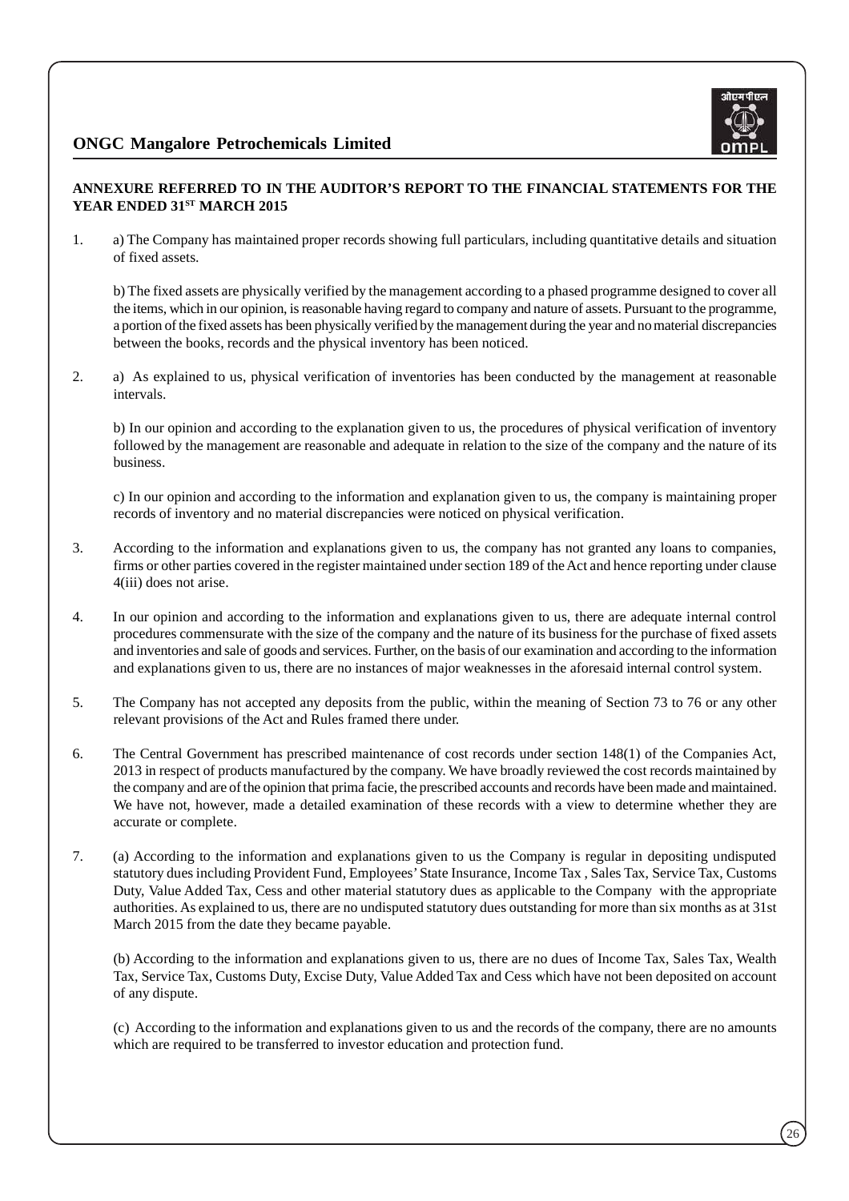## ANNEXURE REFERRED TO IN THE AUDITOR'S REPORT TO THE FINANCIAL STATEMENTS FOR THE YEAR ENDED 31ST MARCH 2015

1. a) The Company has maintained proper records showing full particulars, including quantitative details and situation of fixed assets.

   b) The fixed assets are physically verified by the management according to a phased programme designed to cover all the items, which in our opinion, is reasonable having regard to company and nature of assets. Pursuant to the programme, a portion of the fixed assets has been physically verified by the management during the year and no material discrepancies between the books, records and the physical inventory has been noticed.

2. a) As explained to us, physical verification of inventories has been conducted by the management at reasonable intervals.

   b) In our opinion and according to the explanation given to us, the procedures of physical verification of inventory followed by the management are reasonable and adequate in relation to the size of the company and the nature of its business.

   c) In our opinion and according to the information and explanation given to us, the company is maintaining proper records of inventory and no material discrepancies were noticed on physical verification.

3. According to the information and explanations given to us, the company has not granted any loans to companies, firms or other parties covered in the register maintained under section 189 of the Act and hence reporting under clause 4(iii) does not arise.

4. In our opinion and according to the information and explanations given to us, there are adequate internal control procedures commensurate with the size of the company and the nature of its business for the purchase of fixed assets and inventories and sale of goods and services. Further, on the basis of our examination and according to the information and explanations given to us, there are no instances of major weaknesses in the aforesaid internal control system.

5. The Company has not accepted any deposits from the public, within the meaning of Section 73 to 76 or any other relevant provisions of the Act and Rules framed there under.

6. The Central Government has prescribed maintenance of cost records under section 148(1) of the Companies Act, 2013 in respect of products manufactured by the company. We have broadly reviewed the cost records maintained by the company and are of the opinion that prima facie, the prescribed accounts and records have been made and maintained. We have not, however, made a detailed examination of these records with a view to determine whether they are accurate or complete.

7. (a) According to the information and explanations given to us the Company is regular in depositing undisputed statutory dues including Provident Fund, Employees' State Insurance, Income Tax , Sales Tax, Service Tax, Customs Duty, Value Added Tax, Cess and other material statutory dues as applicable to the Company with the appropriate authorities. As explained to us, there are no undisputed statutory dues outstanding for more than six months as at 31st March 2015 from the date they became payable.

   (b) According to the information and explanations given to us, there are no dues of Income Tax, Sales Tax, Wealth Tax, Service Tax, Customs Duty, Excise Duty, Value Added Tax and Cess which have not been deposited on account of any dispute.

   (c) According to the information and explanations given to us and the records of the company, there are no amounts which are required to be transferred to investor education and protection fund.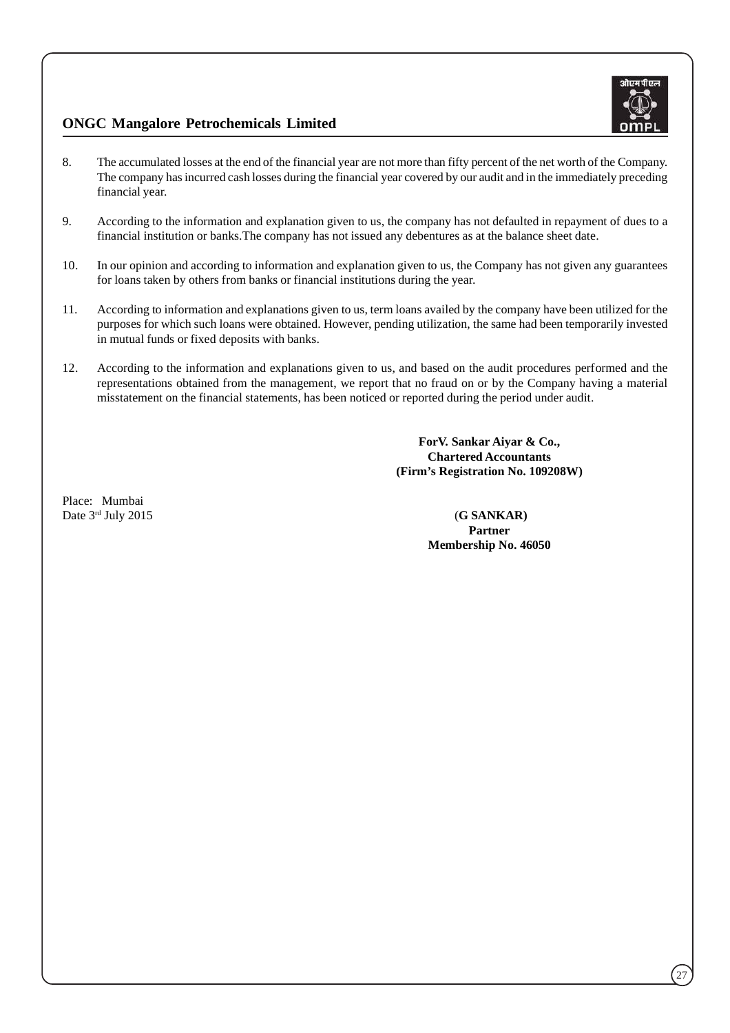8. The accumulated losses at the end of the financial year are not more than fifty percent of the net worth of the Company. The company has incurred cash losses during the financial year covered by our audit and in the immediately preceding financial year.

9. According to the information and explanation given to us, the company has not defaulted in repayment of dues to a financial institution or banks.The company has not issued any debentures as at the balance sheet date.

10. In our opinion and according to information and explanation given to us, the Company has not given any guarantees for loans taken by others from banks or financial institutions during the year.

11. According to information and explanations given to us, term loans availed by the company have been utilized for the purposes for which such loans were obtained. However, pending utilization, the same had been temporarily invested in mutual funds or fixed deposits with banks.

12. According to the information and explanations given to us, and based on the audit procedures performed and the representations obtained from the management, we report that no fraud on or by the Company having a material misstatement on the financial statements, has been noticed or reported during the period under audit.

**ForV. Sankar Aiyar & Co.,**
**Chartered Accountants**
**(Firm's Registration No. 109208W)**

Place: Mumbai
Date 3rd July 2015

(**G SANKAR)**
**Partner**
**Membership No. 46050**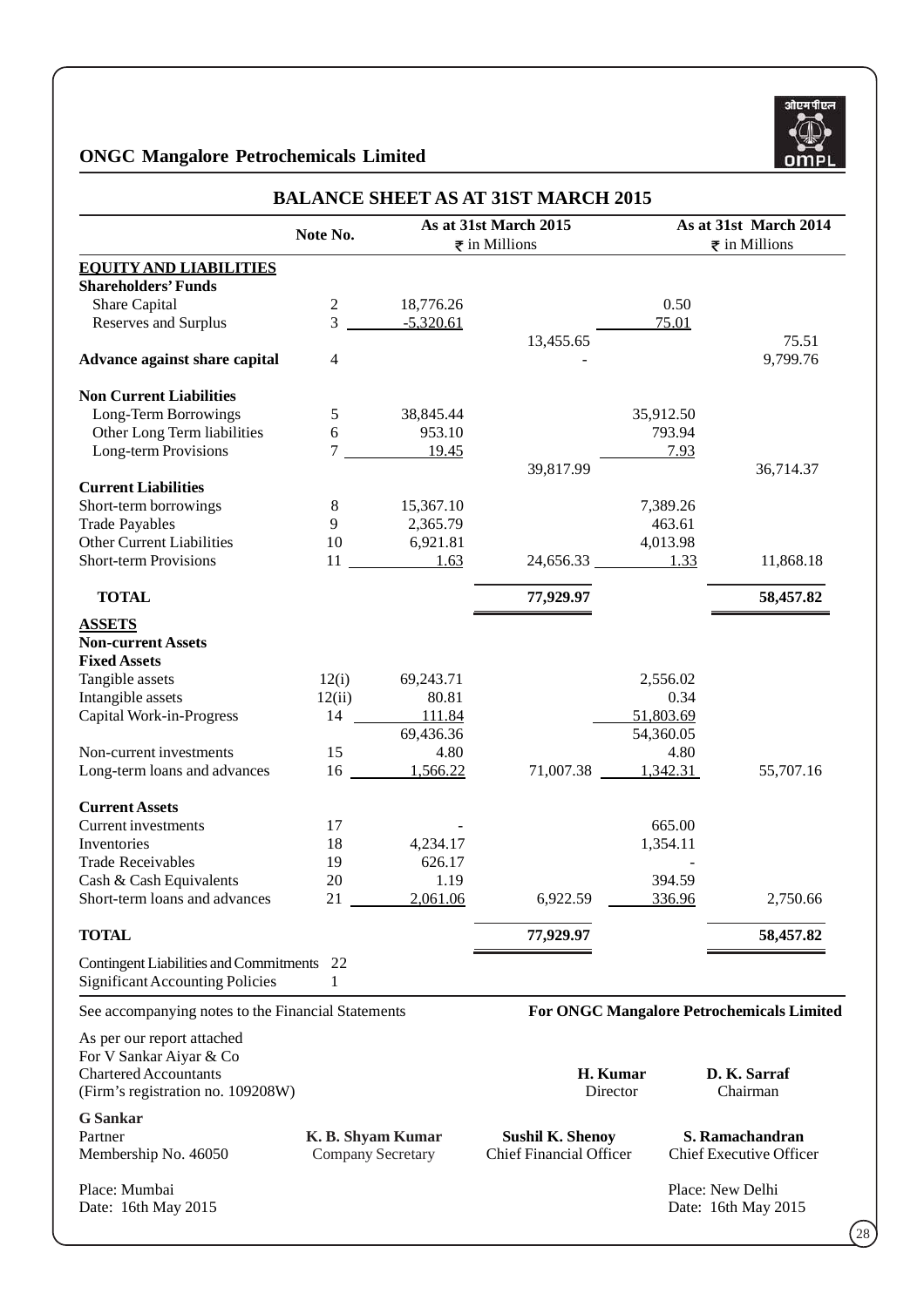## ONGC Mangalore Petrochemicals Limited

# BALANCE SHEET AS AT 31ST MARCH 2015

| | Note No. | As at 31st March 2015 ₹ in Millions | | As at 31st March 2014 ₹ in Millions | |
|---|---|---|---|---|---|
| **EQUITY AND LIABILITIES** | | | | | |
| **Shareholders' Funds** | | | | | |
| Share Capital | 2 | 18,776.26 | | 0.50 | |
| Reserves and Surplus | 3 | -5,320.61 | | 75.01 | |
| | | | 13,455.65 | | 75.51 |
| **Advance against share capital** | 4 | | - | | 9,799.76 |
| **Non Current Liabilities** | | | | | |
| Long-Term Borrowings | 5 | 38,845.44 | | 35,912.50 | |
| Other Long Term liabilities | 6 | 953.10 | | 793.94 | |
| Long-term Provisions | 7 | 19.45 | | 7.93 | |
| | | | 39,817.99 | | 36,714.37 |
| **Current Liabilities** | | | | | |
| Short-term borrowings | 8 | 15,367.10 | | 7,389.26 | |
| Trade Payables | 9 | 2,365.79 | | 463.61 | |
| Other Current Liabilities | 10 | 6,921.81 | | 4,013.98 | |
| Short-term Provisions | 11 | 1.63 | 24,656.33 | 1.33 | 11,868.18 |
| **TOTAL** | | | **77,929.97** | | **58,457.82** |
| **ASSETS** | | | | | |
| **Non-current Assets** | | | | | |
| **Fixed Assets** | | | | | |
| Tangible assets | 12(i) | 69,243.71 | | 2,556.02 | |
| Intangible assets | 12(ii) | 80.81 | | 0.34 | |
| Capital Work-in-Progress | 14 | 111.84 | | 51,803.69 | |
| | | 69,436.36 | | 54,360.05 | |
| Non-current investments | 15 | 4.80 | | 4.80 | |
| Long-term loans and advances | 16 | 1,566.22 | 71,007.38 | 1,342.31 | 55,707.16 |
| **Current Assets** | | | | | |
| Current investments | 17 | - | | 665.00 | |
| Inventories | 18 | 4,234.17 | | 1,354.11 | |
| Trade Receivables | 19 | 626.17 | | - | |
| Cash & Cash Equivalents | 20 | 1.19 | | 394.59 | |
| Short-term loans and advances | 21 | 2,061.06 | 6,922.59 | 336.96 | 2,750.66 |
| **TOTAL** | | | **77,929.97** | | **58,457.82** |
| Contingent Liabilities and Commitments | 22 | | | | |
| Significant Accounting Policies | 1 | | | | |

See accompanying notes to the Financial Statements

**For ONGC Mangalore Petrochemicals Limited**

As per our report attached
For V Sankar Aiyar & Co
Chartered Accountants
(Firm's registration no. 109208W)

**H. Kumar**
Director

**D. K. Sarraf**
Chairman

**G Sankar**
Partner
Membership No. 46050

**K. B. Shyam Kumar**
Company Secretary

**Sushil K. Shenoy**
Chief Financial Officer

**S. Ramachandran**
Chief Executive Officer

Place: Mumbai
Date: 16th May 2015

Place: New Delhi
Date: 16th May 2015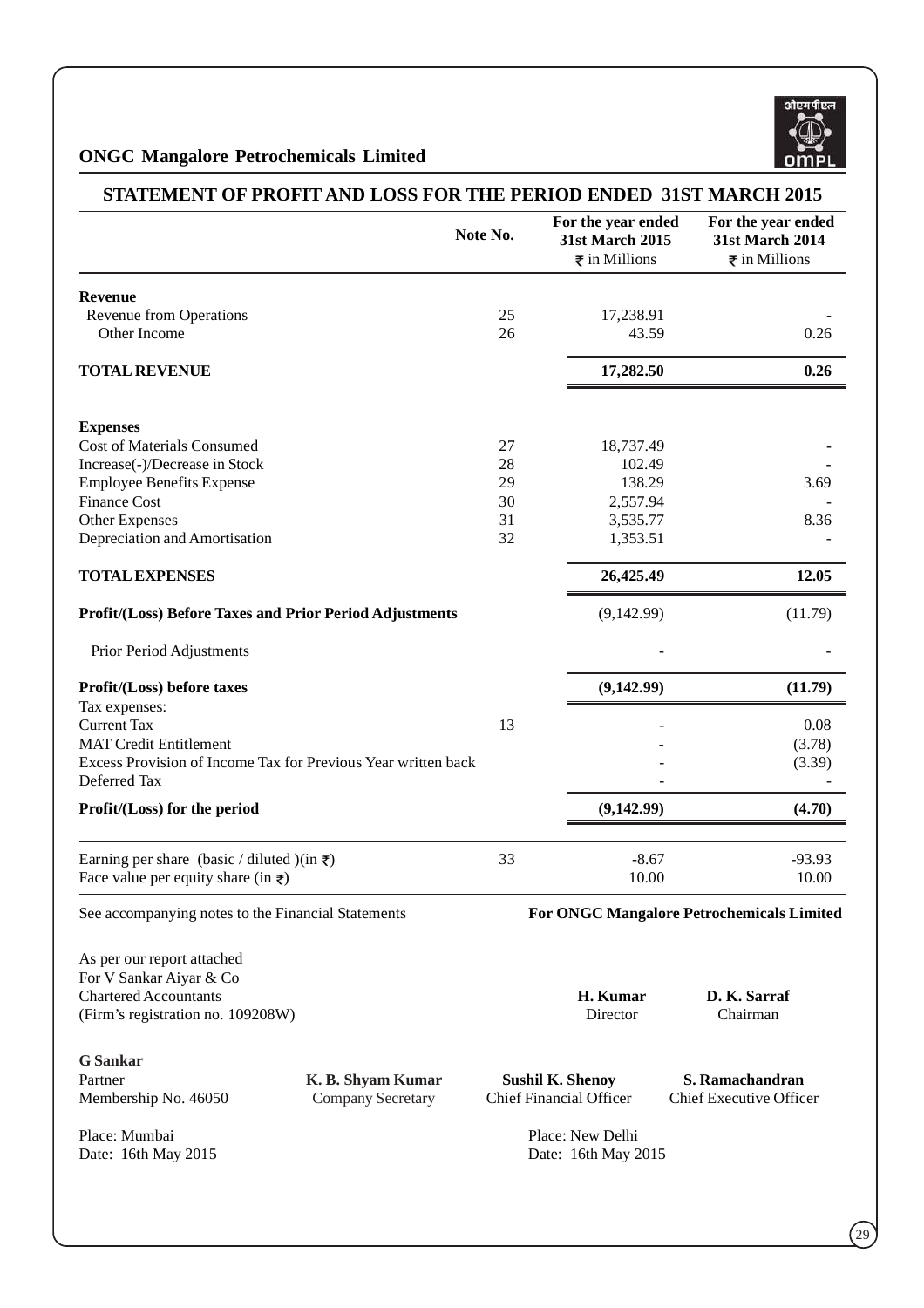## ONGC Mangalore Petrochemicals Limited

# STATEMENT OF PROFIT AND LOSS FOR THE PERIOD ENDED 31ST MARCH 2015

| | Note No. | For the year ended 31st March 2015 ₹ in Millions | For the year ended 31st March 2014 ₹ in Millions |
|---|---|---|---|
| **Revenue** | | | |
| Revenue from Operations | 25 | 17,238.91 | - |
| Other Income | 26 | 43.59 | 0.26 |
| **TOTAL REVENUE** | | **17,282.50** | **0.26** |
| **Expenses** | | | |
| Cost of Materials Consumed | 27 | 18,737.49 | - |
| Increase(-)/Decrease in Stock | 28 | 102.49 | - |
| Employee Benefits Expense | 29 | 138.29 | 3.69 |
| Finance Cost | 30 | 2,557.94 | - |
| Other Expenses | 31 | 3,535.77 | 8.36 |
| Depreciation and Amortisation | 32 | 1,353.51 | - |
| **TOTAL EXPENSES** | | **26,425.49** | **12.05** |
| **Profit/(Loss) Before Taxes and Prior Period Adjustments** | | (9,142.99) | (11.79) |
| Prior Period Adjustments | | - | - |
| **Profit/(Loss) before taxes** | | **(9,142.99)** | **(11.79)** |
| Tax expenses: | | | |
| Current Tax | 13 | - | 0.08 |
| MAT Credit Entitlement | | - | (3.78) |
| Excess Provision of Income Tax for Previous Year written back | | - | (3.39) |
| Deferred Tax | | - | - |
| **Profit/(Loss) for the period** | | **(9,142.99)** | **(4.70)** |
| Earning per share (basic / diluted )(in ₹) | 33 | -8.67 | -93.93 |
| Face value per equity share (in ₹) | | 10.00 | 10.00 |

See accompanying notes to the Financial Statements

**For ONGC Mangalore Petrochemicals Limited**

As per our report attached
For V Sankar Aiyar & Co
Chartered Accountants
(Firm's registration no. 109208W)

**H. Kumar**
Director

**D. K. Sarraf**
Chairman

**G Sankar**
Partner
Membership No. 46050

**K. B. Shyam Kumar**
Company Secretary

**Sushil K. Shenoy**
Chief Financial Officer

**S. Ramachandran**
Chief Executive Officer

Place: Mumbai
Date: 16th May 2015

Place: New Delhi
Date: 16th May 2015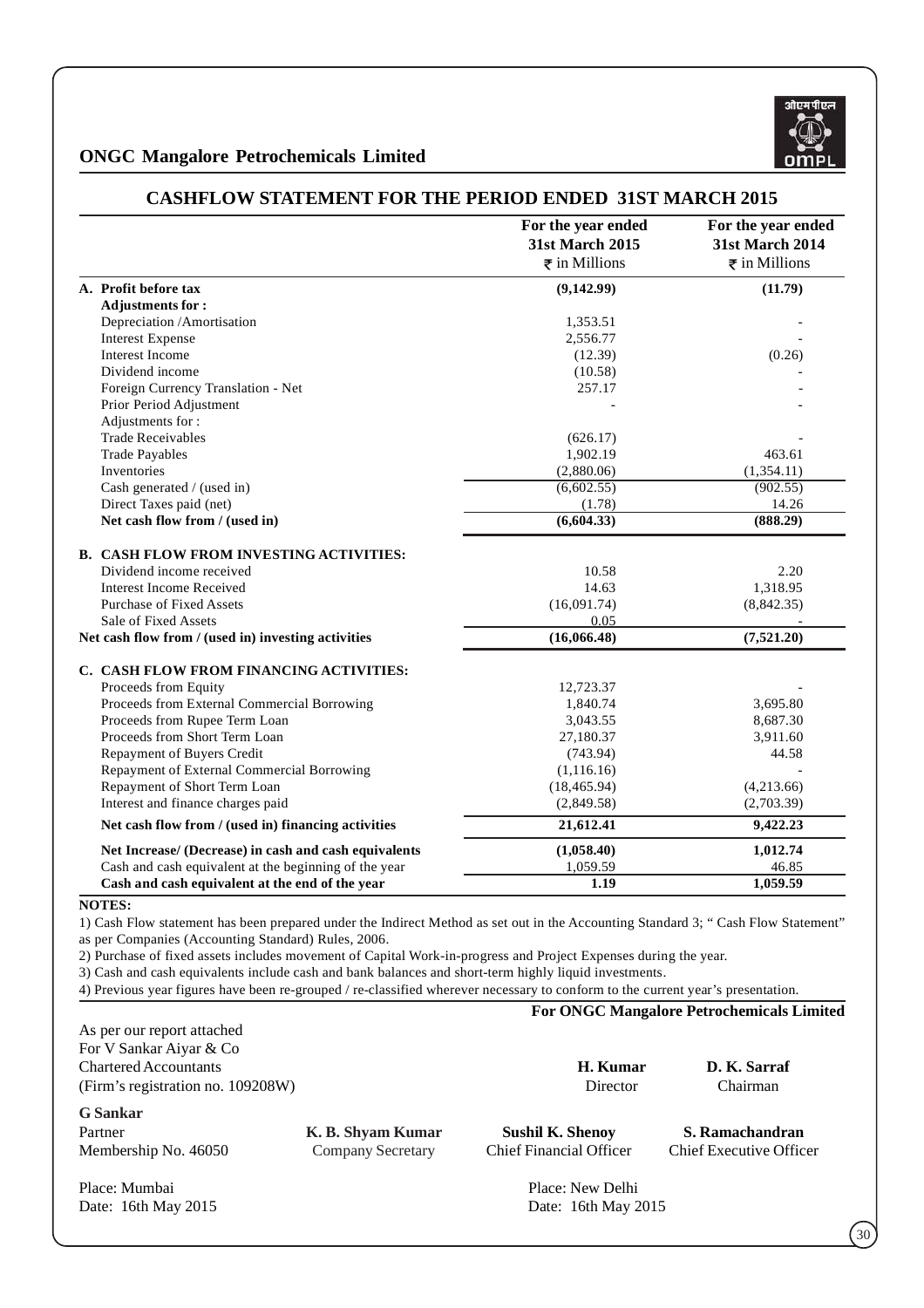## ONGC Mangalore Petrochemicals Limited

# CASHFLOW STATEMENT FOR THE PERIOD ENDED 31ST MARCH 2015

| | For the year ended 31st March 2015 ₹ in Millions | For the year ended 31st March 2014 ₹ in Millions |
|---|---|---|
| **A. Profit before tax** | **(9,142.99)** | **(11.79)** |
| **Adjustments for :** | | |
| Depreciation /Amortisation | 1,353.51 | - |
| Interest Expense | 2,556.77 | - |
| Interest Income | (12.39) | (0.26) |
| Dividend income | (10.58) | - |
| Foreign Currency Translation - Net | 257.17 | - |
| Prior Period Adjustment | - | - |
| Adjustments for : | | |
| Trade Receivables | (626.17) | - |
| Trade Payables | 1,902.19 | 463.61 |
| Inventories | (2,880.06) | (1,354.11) |
| Cash generated / (used in) | (6,602.55) | (902.55) |
| Direct Taxes paid (net) | (1.78) | 14.26 |
| **Net cash flow from / (used in)** | **(6,604.33)** | **(888.29)** |
| **B. CASH FLOW FROM INVESTING ACTIVITIES:** | | |
| Dividend income received | 10.58 | 2.20 |
| Interest Income Received | 14.63 | 1,318.95 |
| Purchase of Fixed Assets | (16,091.74) | (8,842.35) |
| Sale of Fixed Assets | 0.05 | - |
| **Net cash flow from / (used in) investing activities** | **(16,066.48)** | **(7,521.20)** |
| **C. CASH FLOW FROM FINANCING ACTIVITIES:** | | |
| Proceeds from Equity | 12,723.37 | - |
| Proceeds from External Commercial Borrowing | 1,840.74 | 3,695.80 |
| Proceeds from Rupee Term Loan | 3,043.55 | 8,687.30 |
| Proceeds from Short Term Loan | 27,180.37 | 3,911.60 |
| Repayment of Buyers Credit | (743.94) | 44.58 |
| Repayment of External Commercial Borrowing | (1,116.16) | - |
| Repayment of Short Term Loan | (18,465.94) | (4,213.66) |
| Interest and finance charges paid | (2,849.58) | (2,703.39) |
| **Net cash flow from / (used in) financing activities** | **21,612.41** | **9,422.23** |
| **Net Increase/ (Decrease) in cash and cash equivalents** | **(1,058.40)** | **1,012.74** |
| Cash and cash equivalent at the beginning of the year | 1,059.59 | 46.85 |
| **Cash and cash equivalent at the end of the year** | **1.19** | **1,059.59** |

**NOTES:**

1) Cash Flow statement has been prepared under the Indirect Method as set out in the Accounting Standard 3; " Cash Flow Statement" as per Companies (Accounting Standard) Rules, 2006.

2) Purchase of fixed assets includes movement of Capital Work-in-progress and Project Expenses during the year.

3) Cash and cash equivalents include cash and bank balances and short-term highly liquid investments.

4) Previous year figures have been re-grouped / re-classified wherever necessary to conform to the current year's presentation.

**For ONGC Mangalore Petrochemicals Limited**

As per our report attached
For V Sankar Aiyar & Co
Chartered Accountants
(Firm's registration no. 109208W)

**H. Kumar**
Director

**D. K. Sarraf**
Chairman

**G Sankar**
Partner
Membership No. 46050

**K. B. Shyam Kumar**
Company Secretary

**Sushil K. Shenoy**
Chief Financial Officer

**S. Ramachandran**
Chief Executive Officer

Place: Mumbai
Date: 16th May 2015

Place: New Delhi
Date: 16th May 2015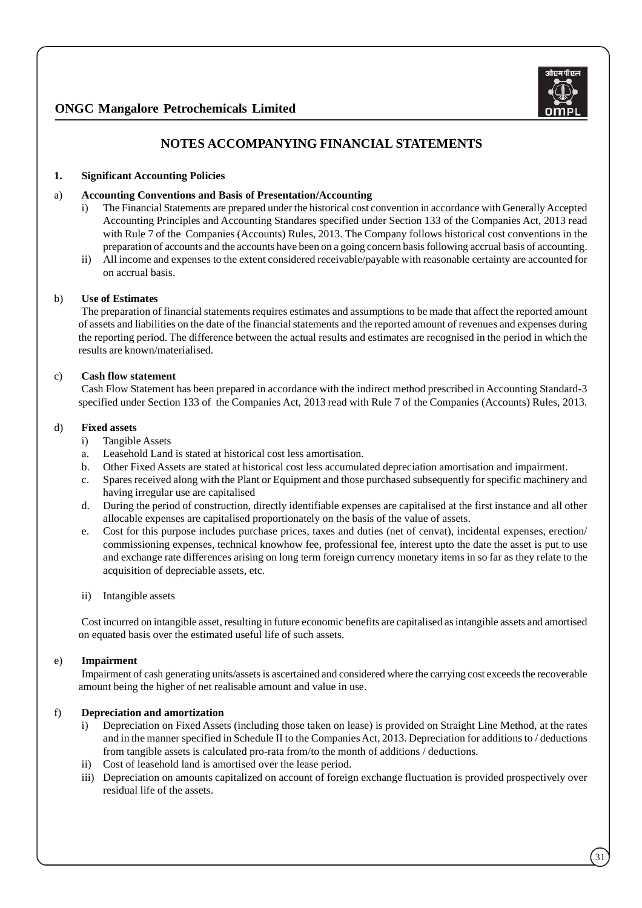# NOTES ACCOMPANYING FINANCIAL STATEMENTS

## 1. Significant Accounting Policies

### a) Accounting Conventions and Basis of Presentation/Accounting

i) The Financial Statements are prepared under the historical cost convention in accordance with Generally Accepted Accounting Principles and Accounting Standares specified under Section 133 of the Companies Act, 2013 read with Rule 7 of the Companies (Accounts) Rules, 2013. The Company follows historical cost conventions in the preparation of accounts and the accounts have been on a going concern basis following accrual basis of accounting.

ii) All income and expenses to the extent considered receivable/payable with reasonable certainty are accounted for on accrual basis.

### b) Use of Estimates

The preparation of financial statements requires estimates and assumptions to be made that affect the reported amount of assets and liabilities on the date of the financial statements and the reported amount of revenues and expenses during the reporting period. The difference between the actual results and estimates are recognised in the period in which the results are known/materialised.

### c) Cash flow statement

Cash Flow Statement has been prepared in accordance with the indirect method prescribed in Accounting Standard-3 specified under Section 133 of the Companies Act, 2013 read with Rule 7 of the Companies (Accounts) Rules, 2013.

### d) Fixed assets

i) Tangible Assets

a. Leasehold Land is stated at historical cost less amortisation.

b. Other Fixed Assets are stated at historical cost less accumulated depreciation amortisation and impairment.

c. Spares received along with the Plant or Equipment and those purchased subsequently for specific machinery and having irregular use are capitalised

d. During the period of construction, directly identifiable expenses are capitalised at the first instance and all other allocable expenses are capitalised proportionately on the basis of the value of assets.

e. Cost for this purpose includes purchase prices, taxes and duties (net of cenvat), incidental expenses, erection/ commissioning expenses, technical knowhow fee, professional fee, interest upto the date the asset is put to use and exchange rate differences arising on long term foreign currency monetary items in so far as they relate to the acquisition of depreciable assets, etc.

ii) Intangible assets

Cost incurred on intangible asset, resulting in future economic benefits are capitalised as intangible assets and amortised on equated basis over the estimated useful life of such assets.

### e) Impairment

Impairment of cash generating units/assets is ascertained and considered where the carrying cost exceeds the recoverable amount being the higher of net realisable amount and value in use.

### f) Depreciation and amortization

i) Depreciation on Fixed Assets (including those taken on lease) is provided on Straight Line Method, at the rates and in the manner specified in Schedule II to the Companies Act, 2013. Depreciation for additions to / deductions from tangible assets is calculated pro-rata from/to the month of additions / deductions.

ii) Cost of leasehold land is amortised over the lease period.

iii) Depreciation on amounts capitalized on account of foreign exchange fluctuation is provided prospectively over residual life of the assets.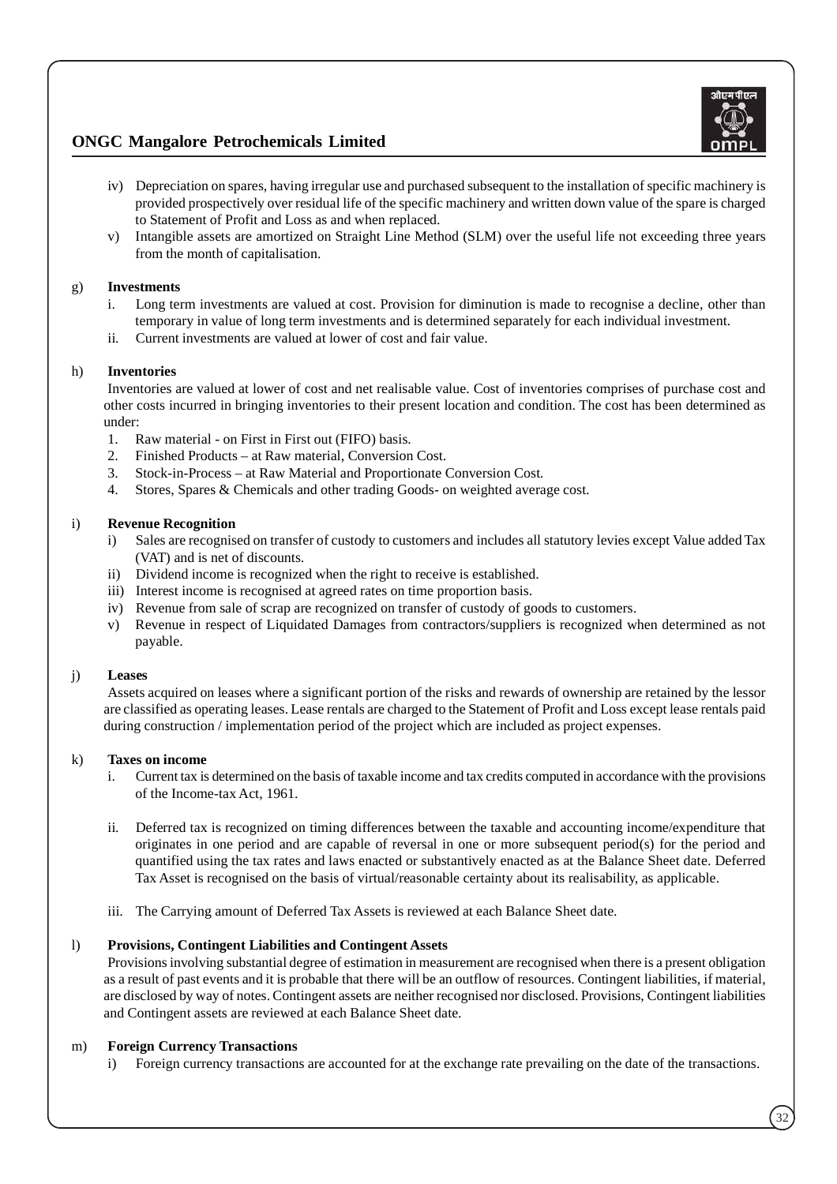iv) Depreciation on spares, having irregular use and purchased subsequent to the installation of specific machinery is provided prospectively over residual life of the specific machinery and written down value of the spare is charged to Statement of Profit and Loss as and when replaced.

v) Intangible assets are amortized on Straight Line Method (SLM) over the useful life not exceeding three years from the month of capitalisation.

g) **Investments**

i. Long term investments are valued at cost. Provision for diminution is made to recognise a decline, other than temporary in value of long term investments and is determined separately for each individual investment.

ii. Current investments are valued at lower of cost and fair value.

h) **Inventories**

Inventories are valued at lower of cost and net realisable value. Cost of inventories comprises of purchase cost and other costs incurred in bringing inventories to their present location and condition. The cost has been determined as under:

1. Raw material - on First in First out (FIFO) basis.
2. Finished Products – at Raw material, Conversion Cost.
3. Stock-in-Process – at Raw Material and Proportionate Conversion Cost.
4. Stores, Spares & Chemicals and other trading Goods- on weighted average cost.

i) **Revenue Recognition**

i) Sales are recognised on transfer of custody to customers and includes all statutory levies except Value added Tax (VAT) and is net of discounts.

ii) Dividend income is recognized when the right to receive is established.

iii) Interest income is recognised at agreed rates on time proportion basis.

iv) Revenue from sale of scrap are recognized on transfer of custody of goods to customers.

v) Revenue in respect of Liquidated Damages from contractors/suppliers is recognized when determined as not payable.

j) **Leases**

Assets acquired on leases where a significant portion of the risks and rewards of ownership are retained by the lessor are classified as operating leases. Lease rentals are charged to the Statement of Profit and Loss except lease rentals paid during construction / implementation period of the project which are included as project expenses.

k) **Taxes on income**

i. Current tax is determined on the basis of taxable income and tax credits computed in accordance with the provisions of the Income-tax Act, 1961.

ii. Deferred tax is recognized on timing differences between the taxable and accounting income/expenditure that originates in one period and are capable of reversal in one or more subsequent period(s) for the period and quantified using the tax rates and laws enacted or substantively enacted as at the Balance Sheet date. Deferred Tax Asset is recognised on the basis of virtual/reasonable certainty about its realisability, as applicable.

iii. The Carrying amount of Deferred Tax Assets is reviewed at each Balance Sheet date.

l) **Provisions, Contingent Liabilities and Contingent Assets**

Provisions involving substantial degree of estimation in measurement are recognised when there is a present obligation as a result of past events and it is probable that there will be an outflow of resources. Contingent liabilities, if material, are disclosed by way of notes. Contingent assets are neither recognised nor disclosed. Provisions, Contingent liabilities and Contingent assets are reviewed at each Balance Sheet date.

m) **Foreign Currency Transactions**

i) Foreign currency transactions are accounted for at the exchange rate prevailing on the date of the transactions.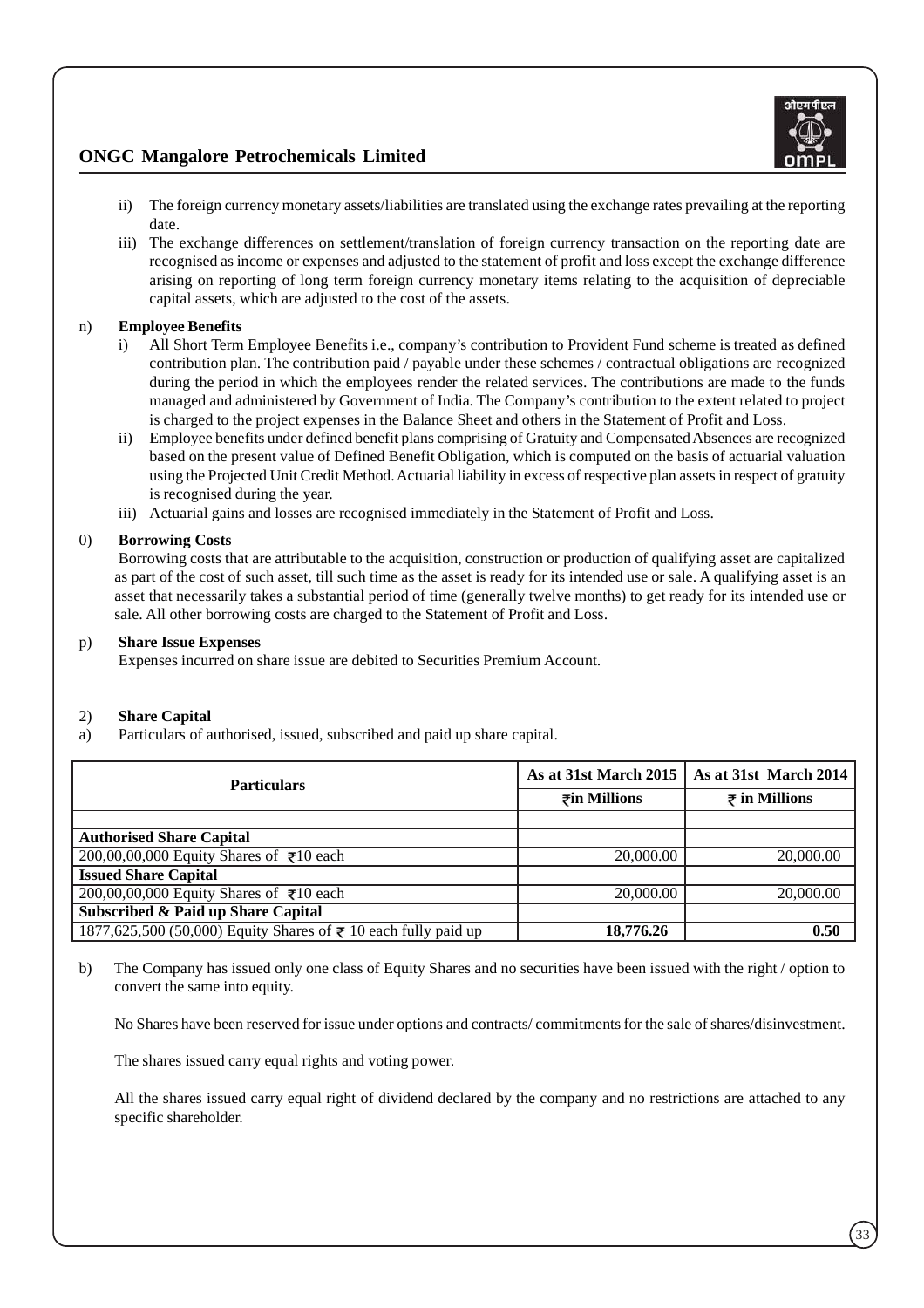ii) The foreign currency monetary assets/liabilities are translated using the exchange rates prevailing at the reporting date.

iii) The exchange differences on settlement/translation of foreign currency transaction on the reporting date are recognised as income or expenses and adjusted to the statement of profit and loss except the exchange difference arising on reporting of long term foreign currency monetary items relating to the acquisition of depreciable capital assets, which are adjusted to the cost of the assets.

n) **Employee Benefits**

i) All Short Term Employee Benefits i.e., company's contribution to Provident Fund scheme is treated as defined contribution plan. The contribution paid / payable under these schemes / contractual obligations are recognized during the period in which the employees render the related services. The contributions are made to the funds managed and administered by Government of India. The Company's contribution to the extent related to project is charged to the project expenses in the Balance Sheet and others in the Statement of Profit and Loss.

ii) Employee benefits under defined benefit plans comprising of Gratuity and Compensated Absences are recognized based on the present value of Defined Benefit Obligation, which is computed on the basis of actuarial valuation using the Projected Unit Credit Method. Actuarial liability in excess of respective plan assets in respect of gratuity is recognised during the year.

iii) Actuarial gains and losses are recognised immediately in the Statement of Profit and Loss.

0) **Borrowing Costs**

Borrowing costs that are attributable to the acquisition, construction or production of qualifying asset are capitalized as part of the cost of such asset, till such time as the asset is ready for its intended use or sale. A qualifying asset is an asset that necessarily takes a substantial period of time (generally twelve months) to get ready for its intended use or sale. All other borrowing costs are charged to the Statement of Profit and Loss.

p) **Share Issue Expenses**

Expenses incurred on share issue are debited to Securities Premium Account.

2) **Share Capital**

a) Particulars of authorised, issued, subscribed and paid up share capital.

| **Particulars** | **As at 31st March 2015** | **As at 31st March 2014** |
|---|---|---|
| | **₹in Millions** | **₹ in Millions** |
| | | |
| **Authorised Share Capital** | | |
| 200,00,00,000 Equity Shares of ₹10 each | 20,000.00 | 20,000.00 |
| **Issued Share Capital** | | |
| 200,00,00,000 Equity Shares of ₹10 each | 20,000.00 | 20,000.00 |
| **Subscribed & Paid up Share Capital** | | |
| 1877,625,500 (50,000) Equity Shares of ₹ 10 each fully paid up | **18,776.26** | **0.50** |

b) The Company has issued only one class of Equity Shares and no securities have been issued with the right / option to convert the same into equity.

No Shares have been reserved for issue under options and contracts/ commitments for the sale of shares/disinvestment.

The shares issued carry equal rights and voting power.

All the shares issued carry equal right of dividend declared by the company and no restrictions are attached to any specific shareholder.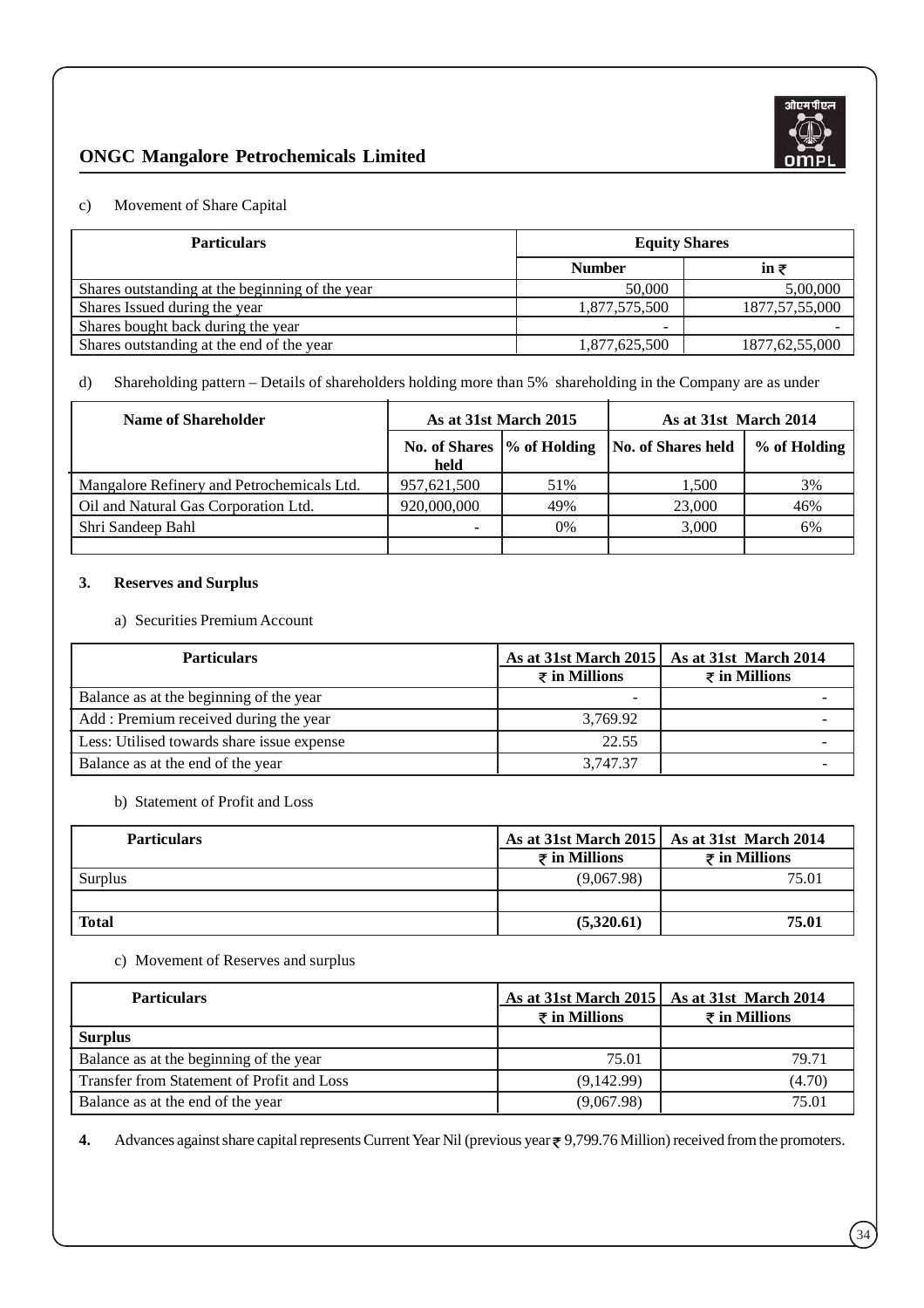c) Movement of Share Capital

| Particulars | Equity Shares | |
|---|---|---|
| | Number | in ₹ |
| Shares outstanding at the beginning of the year | 50,000 | 5,00,000 |
| Shares Issued during the year | 1,877,575,500 | 1877,57,55,000 |
| Shares bought back during the year | - | - |
| Shares outstanding at the end of the year | 1,877,625,500 | 1877,62,55,000 |

d) Shareholding pattern – Details of shareholders holding more than 5% shareholding in the Company are as under

| Name of Shareholder | As at 31st March 2015 | | As at 31st March 2014 | |
|---|---|---|---|---|
| | No. of Shares held | % of Holding | No. of Shares held | % of Holding |
| Mangalore Refinery and Petrochemicals Ltd. | 957,621,500 | 51% | 1,500 | 3% |
| Oil and Natural Gas Corporation Ltd. | 920,000,000 | 49% | 23,000 | 46% |
| Shri Sandeep Bahl | - | 0% | 3,000 | 6% |
| | | | | |

**3. Reserves and Surplus**

a) Securities Premium Account

| Particulars | As at 31st March 2015 ₹ in Millions | As at 31st March 2014 ₹ in Millions |
|---|---|---|
| Balance as at the beginning of the year | - | - |
| Add : Premium received during the year | 3,769.92 | - |
| Less: Utilised towards share issue expense | 22.55 | - |
| Balance as at the end of the year | 3,747.37 | - |

b) Statement of Profit and Loss

| Particulars | As at 31st March 2015 ₹ in Millions | As at 31st March 2014 ₹ in Millions |
|---|---|---|
| Surplus | (9,067.98) | 75.01 |
| | | |
| **Total** | **(5,320.61)** | **75.01** |

c) Movement of Reserves and surplus

| Particulars | As at 31st March 2015 ₹ in Millions | As at 31st March 2014 ₹ in Millions |
|---|---|---|
| **Surplus** | | |
| Balance as at the beginning of the year | 75.01 | 79.71 |
| Transfer from Statement of Profit and Loss | (9,142.99) | (4.70) |
| Balance as at the end of the year | (9,067.98) | 75.01 |

**4.** Advances against share capital represents Current Year Nil (previous year ₹ 9,799.76 Million) received from the promoters.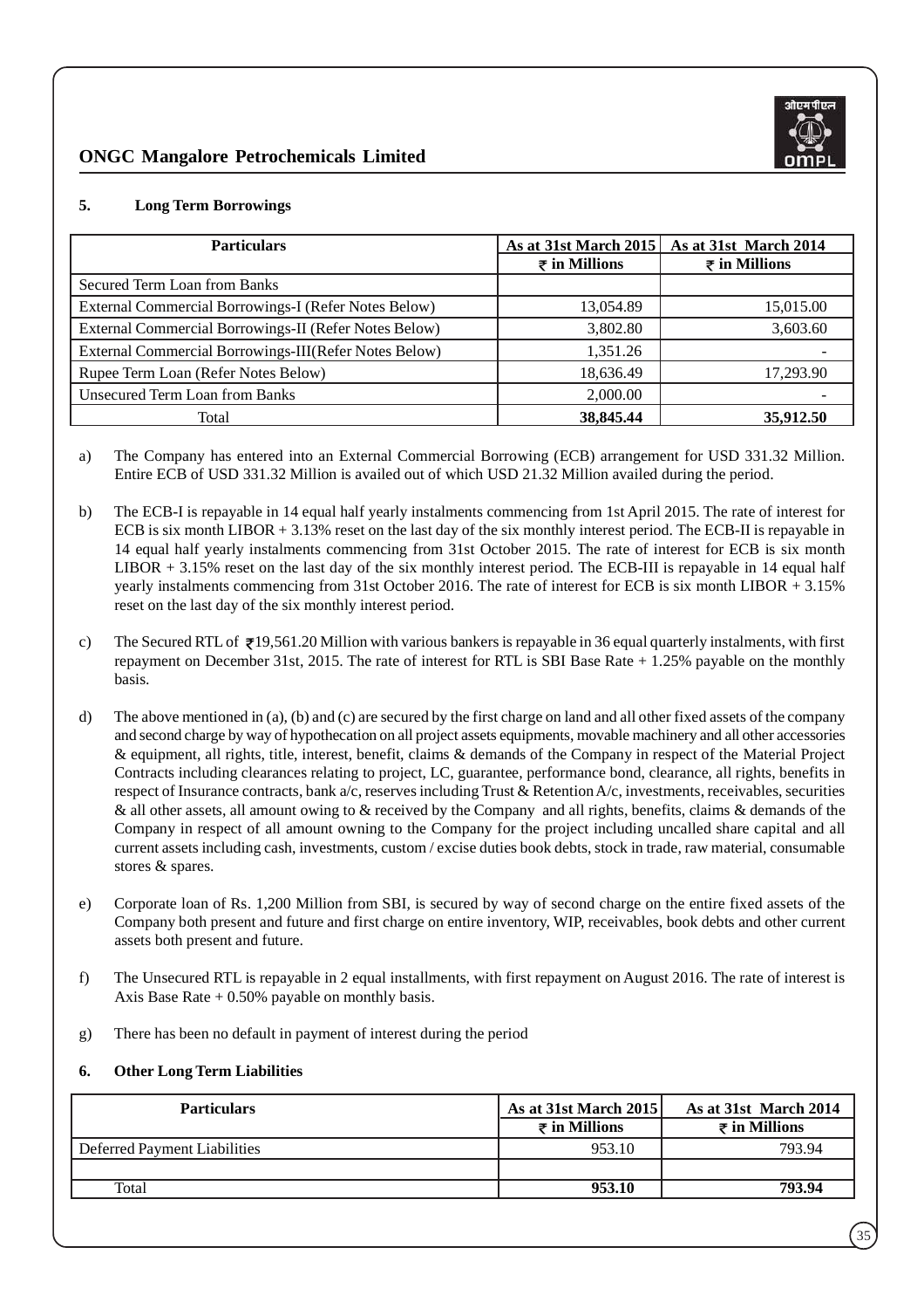## 5. Long Term Borrowings

| Particulars | As at 31st March 2015 | As at 31st March 2014 |
|---|---|---|
| | ₹ in Millions | ₹ in Millions |
| Secured Term Loan from Banks | | |
| External Commercial Borrowings-I (Refer Notes Below) | 13,054.89 | 15,015.00 |
| External Commercial Borrowings-II (Refer Notes Below) | 3,802.80 | 3,603.60 |
| External Commercial Borrowings-III(Refer Notes Below) | 1,351.26 | - |
| Rupee Term Loan (Refer Notes Below) | 18,636.49 | 17,293.90 |
| Unsecured Term Loan from Banks | 2,000.00 | - |
| Total | **38,845.44** | **35,912.50** |

a) The Company has entered into an External Commercial Borrowing (ECB) arrangement for USD 331.32 Million. Entire ECB of USD 331.32 Million is availed out of which USD 21.32 Million availed during the period.

b) The ECB-I is repayable in 14 equal half yearly instalments commencing from 1st April 2015. The rate of interest for ECB is six month LIBOR + 3.13% reset on the last day of the six monthly interest period. The ECB-II is repayable in 14 equal half yearly instalments commencing from 31st October 2015. The rate of interest for ECB is six month LIBOR + 3.15% reset on the last day of the six monthly interest period. The ECB-III is repayable in 14 equal half yearly instalments commencing from 31st October 2016. The rate of interest for ECB is six month LIBOR + 3.15% reset on the last day of the six monthly interest period.

c) The Secured RTL of ₹19,561.20 Million with various bankers is repayable in 36 equal quarterly instalments, with first repayment on December 31st, 2015. The rate of interest for RTL is SBI Base Rate + 1.25% payable on the monthly basis.

d) The above mentioned in (a), (b) and (c) are secured by the first charge on land and all other fixed assets of the company and second charge by way of hypothecation on all project assets equipments, movable machinery and all other accessories & equipment, all rights, title, interest, benefit, claims & demands of the Company in respect of the Material Project Contracts including clearances relating to project, LC, guarantee, performance bond, clearance, all rights, benefits in respect of Insurance contracts, bank a/c, reserves including Trust & Retention A/c, investments, receivables, securities & all other assets, all amount owing to & received by the Company and all rights, benefits, claims & demands of the Company in respect of all amount owning to the Company for the project including uncalled share capital and all current assets including cash, investments, custom / excise duties book debts, stock in trade, raw material, consumable stores & spares.

e) Corporate loan of Rs. 1,200 Million from SBI, is secured by way of second charge on the entire fixed assets of the Company both present and future and first charge on entire inventory, WIP, receivables, book debts and other current assets both present and future.

f) The Unsecured RTL is repayable in 2 equal installments, with first repayment on August 2016. The rate of interest is Axis Base Rate + 0.50% payable on monthly basis.

g) There has been no default in payment of interest during the period

## 6. Other Long Term Liabilities

| Particulars | As at 31st March 2015 | As at 31st March 2014 |
|---|---|---|
| | ₹ in Millions | ₹ in Millions |
| Deferred Payment Liabilities | 953.10 | 793.94 |
| | | |
| Total | **953.10** | **793.94** |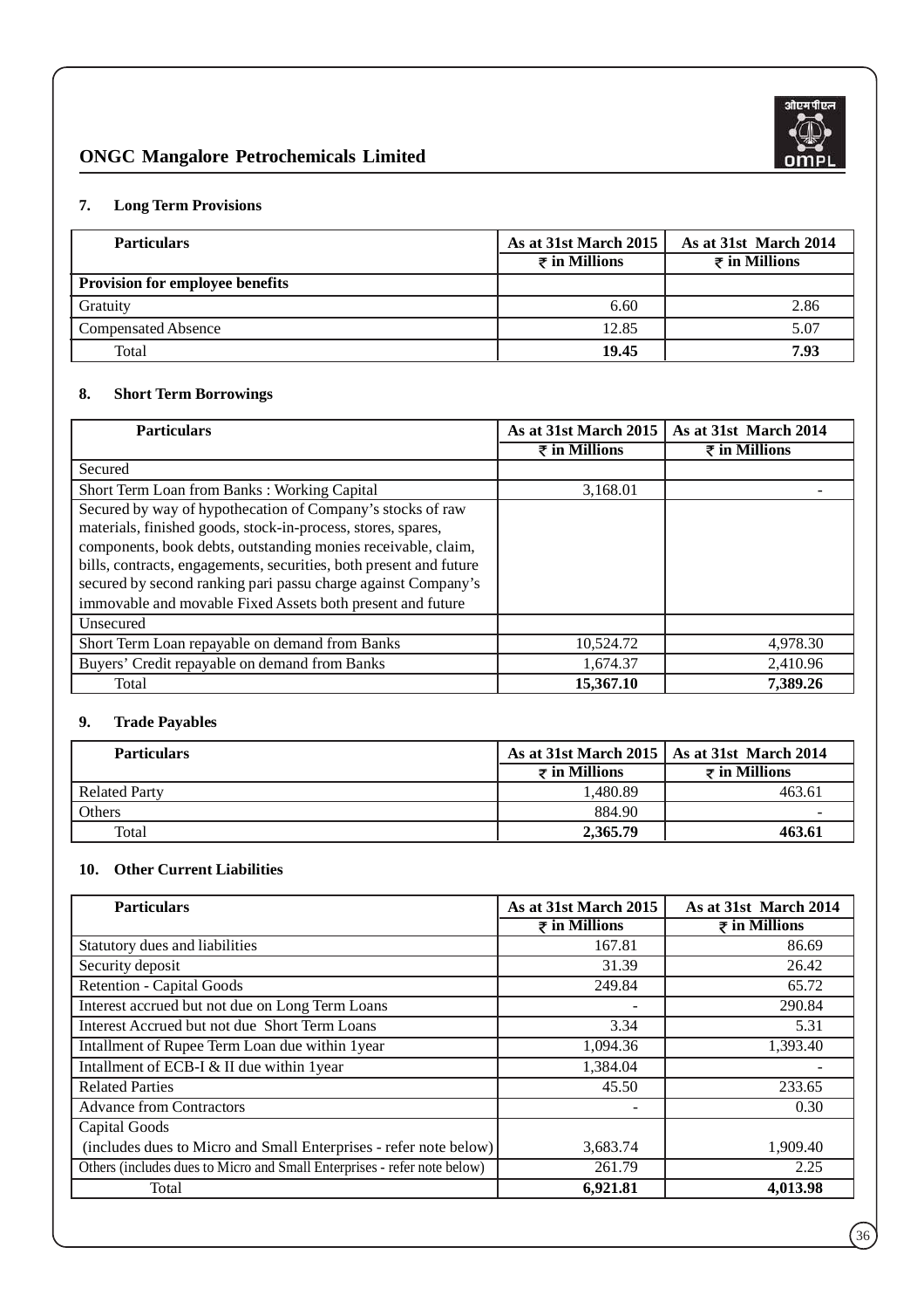### 7. Long Term Provisions

| Particulars | As at 31st March 2015<br>₹ in Millions | As at 31st March 2014<br>₹ in Millions |
|---|---|---|
| **Provision for employee benefits** | | |
| Gratuity | 6.60 | 2.86 |
| Compensated Absence | 12.85 | 5.07 |
| Total | **19.45** | **7.93** |

### 8. Short Term Borrowings

| Particulars | As at 31st March 2015<br>₹ in Millions | As at 31st March 2014<br>₹ in Millions |
|---|---|---|
| Secured | | |
| Short Term Loan from Banks : Working Capital | 3,168.01 | - |
| Secured by way of hypothecation of Company's stocks of raw materials, finished goods, stock-in-process, stores, spares, components, book debts, outstanding monies receivable, claim, bills, contracts, engagements, securities, both present and future secured by second ranking pari passu charge against Company's immovable and movable Fixed Assets both present and future | | |
| Unsecured | | |
| Short Term Loan repayable on demand from Banks | 10,524.72 | 4,978.30 |
| Buyers' Credit repayable on demand from Banks | 1,674.37 | 2,410.96 |
| Total | **15,367.10** | **7,389.26** |

### 9. Trade Payables

| Particulars | As at 31st March 2015<br>₹ in Millions | As at 31st March 2014<br>₹ in Millions |
|---|---|---|
| Related Party | 1,480.89 | 463.61 |
| Others | 884.90 | - |
| Total | **2,365.79** | **463.61** |

### 10. Other Current Liabilities

| Particulars | As at 31st March 2015<br>₹ in Millions | As at 31st March 2014<br>₹ in Millions |
|---|---|---|
| Statutory dues and liabilities | 167.81 | 86.69 |
| Security deposit | 31.39 | 26.42 |
| Retention - Capital Goods | 249.84 | 65.72 |
| Interest accrued but not due on Long Term Loans | - | 290.84 |
| Interest Accrued but not due Short Term Loans | 3.34 | 5.31 |
| Intallment of Rupee Term Loan due within 1year | 1,094.36 | 1,393.40 |
| Intallment of ECB-I & II due within 1year | 1,384.04 | - |
| Related Parties | 45.50 | 233.65 |
| Advance from Contractors | - | 0.30 |
| Capital Goods (includes dues to Micro and Small Enterprises - refer note below) | 3,683.74 | 1,909.40 |
| Others (includes dues to Micro and Small Enterprises - refer note below) | 261.79 | 2.25 |
| Total | **6,921.81** | **4,013.98** |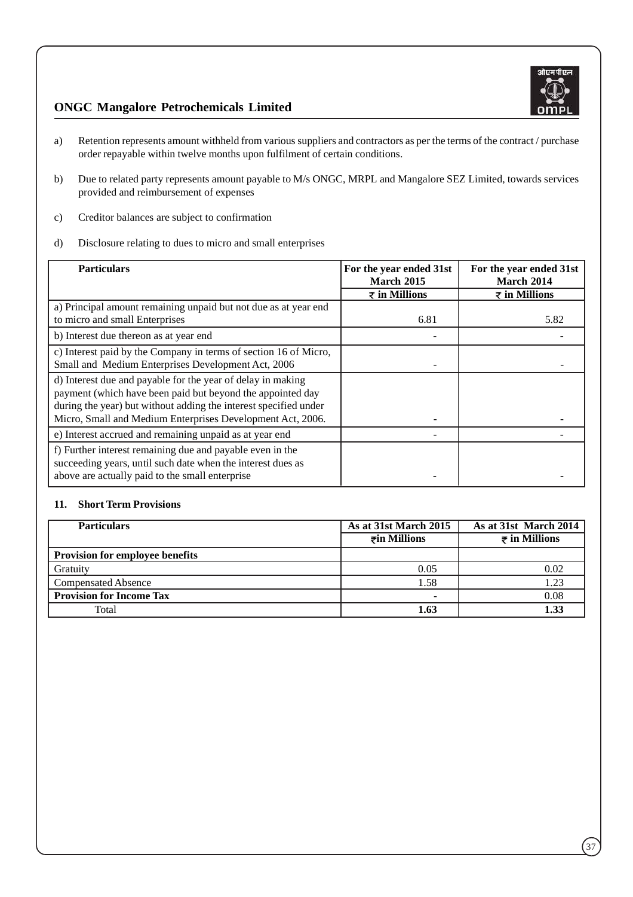a) Retention represents amount withheld from various suppliers and contractors as per the terms of the contract / purchase order repayable within twelve months upon fulfilment of certain conditions.

b) Due to related party represents amount payable to M/s ONGC, MRPL and Mangalore SEZ Limited, towards services provided and reimbursement of expenses

c) Creditor balances are subject to confirmation

d) Disclosure relating to dues to micro and small enterprises

| Particulars | For the year ended 31st March 2015 | For the year ended 31st March 2014 |
|---|---|---|
| | ₹ in Millions | ₹ in Millions |
| a) Principal amount remaining unpaid but not due as at year end to micro and small Enterprises | 6.81 | 5.82 |
| b) Interest due thereon as at year end | - | - |
| c) Interest paid by the Company in terms of section 16 of Micro, Small and Medium Enterprises Development Act, 2006 | - | - |
| d) Interest due and payable for the year of delay in making payment (which have been paid but beyond the appointed day during the year) but without adding the interest specified under Micro, Small and Medium Enterprises Development Act, 2006. | - | - |
| e) Interest accrued and remaining unpaid as at year end | - | - |
| f) Further interest remaining due and payable even in the succeeding years, until such date when the interest dues as above are actually paid to the small enterprise | - | - |

## 11. Short Term Provisions

| Particulars | As at 31st March 2015 | As at 31st March 2014 |
|---|---|---|
| | ₹in Millions | ₹ in Millions |
| **Provision for employee benefits** | | |
| Gratuity | 0.05 | 0.02 |
| Compensated Absence | 1.58 | 1.23 |
| **Provision for Income Tax** | - | 0.08 |
| Total | **1.63** | **1.33** |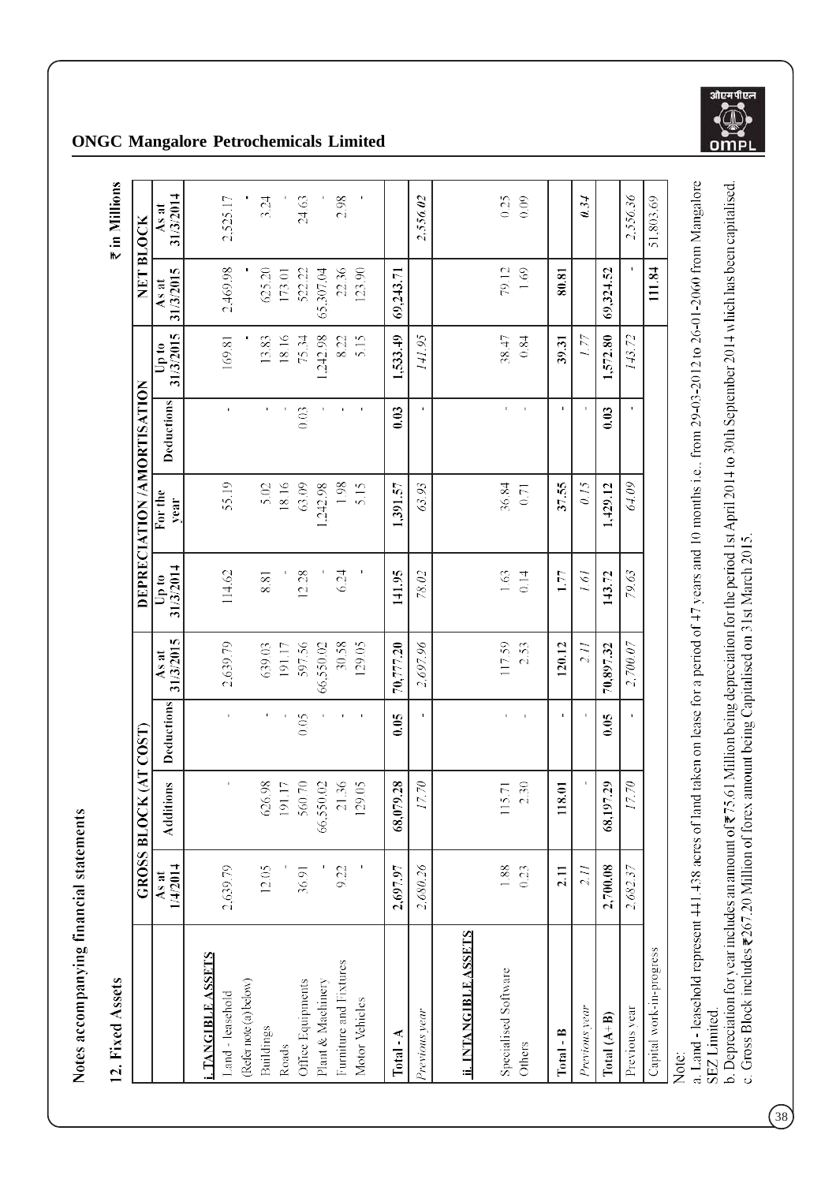## Notes accompanying financial statements

### 12. Fixed Assets

₹ in Millions

| | GROSS BLOCK (AT COST) | | | | DEPRECIATION /AMORTISATION | | | | NET BLOCK | |
|---|---|---|---|---|---|---|---|---|---|---|
| | As at 1/4/2014 | Additions | Deductions | As at 31/3/2015 | Up to 31/3/2014 | For the year | Deductions | Up to 31/3/2015 | As at 31/3/2015 | As at 31/3/2014 |
| **i. TANGIBLE ASSETS** | | | | | | | | | | |
| Land - leasehold (Refer note (a) below) | 2,639.79 | - | - | 2,639.79 | 114.62 | 55.19 | - | 169.81 | 2,469.98 | 2,525.17 |
| Buildings | 12.05 | 626.98 | - | 639.03 | 8.81 | 5.02 | - | 13.83 | 625.20 | 3.24 |
| Roads | - | 191.17 | - | 191.17 | - | 18.16 | - | 18.16 | 173.01 | - |
| Office Equipments | 36.91 | 560.70 | 0.05 | 597.56 | 12.28 | 63.09 | 0.03 | 75.34 | 522.22 | 24.63 |
| Plant & Machinery | - | 66,550.02 | - | 66,550.02 | - | 1,242.98 | - | 1,242.98 | 65,307.04 | - |
| Furniture and Fixtures | 9.22 | 21.36 | - | 30.58 | 6.24 | 1.98 | - | 8.22 | 22.36 | 2.98 |
| Motor Vehicles | - | 129.05 | - | 129.05 | - | 5.15 | - | 5.15 | 123.90 | - |
| **Total - A** | **2,697.97** | **68,079.28** | **0.05** | **70,777.20** | **141.95** | **1,391.57** | **0.03** | **1,533.49** | **69,243.71** | |
| *Previous year* | *2,680.26* | *17.70* | - | *2,697.96* | *78.02* | *63.93* | - | *141.95* | | *2,556.02* |
| **ii. INTANGIBLE ASSETS** | | | | | | | | | | |
| Specialised Software | 1.88 | 115.71 | - | 117.59 | 1.63 | 36.84 | - | 38.47 | 79.12 | 0.25 |
| Others | 0.23 | 2.30 | - | 2.53 | 0.14 | 0.71 | - | 0.84 | 1.69 | 0.09 |
| **Total - B** | **2.11** | **118.01** | - | **120.12** | **1.77** | **37.55** | - | **39.31** | **80.81** | |
| *Previous year* | *2.11* | - | - | *2.11* | *1.61* | *0.15* | - | *1.77* | | *0.34* |
| **Total (A+B)** | **2,700.08** | **68,197.29** | **0.05** | **70,897.32** | **143.72** | **1,429.12** | **0.03** | **1,572.80** | **69,324.52** | |
| Previous year | *2,682.37* | *17.70* | - | *2,700.07* | *79.63* | *64.09* | - | *143.72* | - | *2,556.36* |
| Capital work-in-progress | | | | | | | | | **111.84** | 51,803.69 |

Note:

a. Land - leasehold represent 441.438 acres of land taken on lease for a period of 47 years and 10 months i.e., from 29-03-2012 to 26-01-2060 from Mangalore SEZ Limited.

b. Depreciation for year includes an amount of ₹75.61 Million being depreciation for the period 1st April 2014 to 30th September 2014 which has been capitalised.

c. Gross Block includes ₹267.20 Million of forex amount being Capitalised on 31st March 2015.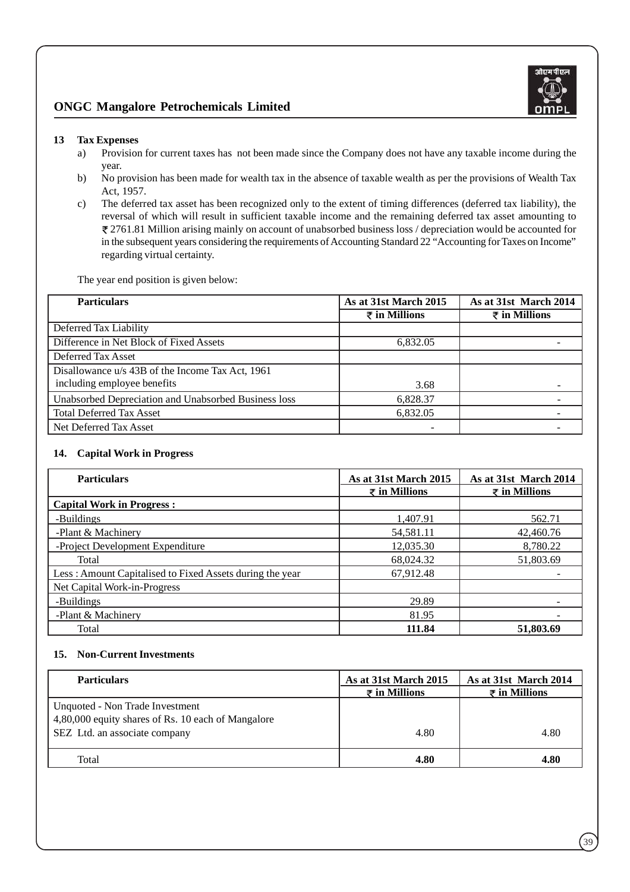## 13 Tax Expenses

a) Provision for current taxes has not been made since the Company does not have any taxable income during the year.

b) No provision has been made for wealth tax in the absence of taxable wealth as per the provisions of Wealth Tax Act, 1957.

c) The deferred tax asset has been recognized only to the extent of timing differences (deferred tax liability), the reversal of which will result in sufficient taxable income and the remaining deferred tax asset amounting to ₹ 2761.81 Million arising mainly on account of unabsorbed business loss / depreciation would be accounted for in the subsequent years considering the requirements of Accounting Standard 22 "Accounting for Taxes on Income" regarding virtual certainty.

The year end position is given below:

| Particulars | As at 31st March 2015 ₹ in Millions | As at 31st March 2014 ₹ in Millions |
|---|---|---|
| Deferred Tax Liability | | |
| Difference in Net Block of Fixed Assets | 6,832.05 | - |
| Deferred Tax Asset | | |
| Disallowance u/s 43B of the Income Tax Act, 1961 including employee benefits | 3.68 | - |
| Unabsorbed Depreciation and Unabsorbed Business loss | 6,828.37 | - |
| Total Deferred Tax Asset | 6,832.05 | - |
| Net Deferred Tax Asset | - | - |

## 14. Capital Work in Progress

| Particulars | As at 31st March 2015 ₹ in Millions | As at 31st March 2014 ₹ in Millions |
|---|---|---|
| **Capital Work in Progress :** | | |
| -Buildings | 1,407.91 | 562.71 |
| -Plant & Machinery | 54,581.11 | 42,460.76 |
| -Project Development Expenditure | 12,035.30 | 8,780.22 |
| Total | 68,024.32 | 51,803.69 |
| Less : Amount Capitalised to Fixed Assets during the year | 67,912.48 | - |
| Net Capital Work-in-Progress | | |
| -Buildings | 29.89 | - |
| -Plant & Machinery | 81.95 | - |
| Total | **111.84** | **51,803.69** |

## 15. Non-Current Investments

| Particulars | As at 31st March 2015 ₹ in Millions | As at 31st March 2014 ₹ in Millions |
|---|---|---|
| Unquoted - Non Trade Investment 4,80,000 equity shares of Rs. 10 each of Mangalore SEZ Ltd. an associate company | 4.80 | 4.80 |
| Total | **4.80** | **4.80** |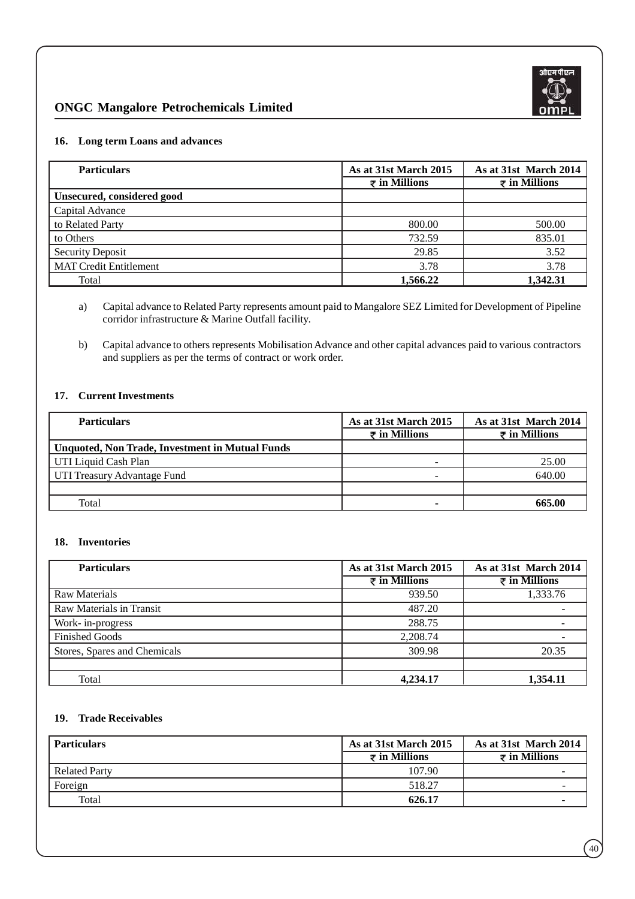## 16. Long term Loans and advances

| Particulars | As at 31st March 2015 ₹ in Millions | As at 31st March 2014 ₹ in Millions |
|---|---|---|
| **Unsecured, considered good** | | |
| Capital Advance | | |
| to Related Party | 800.00 | 500.00 |
| to Others | 732.59 | 835.01 |
| Security Deposit | 29.85 | 3.52 |
| MAT Credit Entitlement | 3.78 | 3.78 |
| Total | **1,566.22** | **1,342.31** |

a) Capital advance to Related Party represents amount paid to Mangalore SEZ Limited for Development of Pipeline corridor infrastructure & Marine Outfall facility.

b) Capital advance to others represents Mobilisation Advance and other capital advances paid to various contractors and suppliers as per the terms of contract or work order.

## 17. Current Investments

| Particulars | As at 31st March 2015 ₹ in Millions | As at 31st March 2014 ₹ in Millions |
|---|---|---|
| **Unquoted, Non Trade, Investment in Mutual Funds** | | |
| UTI Liquid Cash Plan | - | 25.00 |
| UTI Treasury Advantage Fund | - | 640.00 |
| | | |
| Total | **-** | **665.00** |

## 18. Inventories

| Particulars | As at 31st March 2015 ₹ in Millions | As at 31st March 2014 ₹ in Millions |
|---|---|---|
| Raw Materials | 939.50 | 1,333.76 |
| Raw Materials in Transit | 487.20 | - |
| Work- in-progress | 288.75 | - |
| Finished Goods | 2,208.74 | - |
| Stores, Spares and Chemicals | 309.98 | 20.35 |
| | | |
| Total | **4,234.17** | **1,354.11** |

## 19. Trade Receivables

| Particulars | As at 31st March 2015 ₹ in Millions | As at 31st March 2014 ₹ in Millions |
|---|---|---|
| Related Party | 107.90 | - |
| Foreign | 518.27 | - |
| Total | **626.17** | **-** |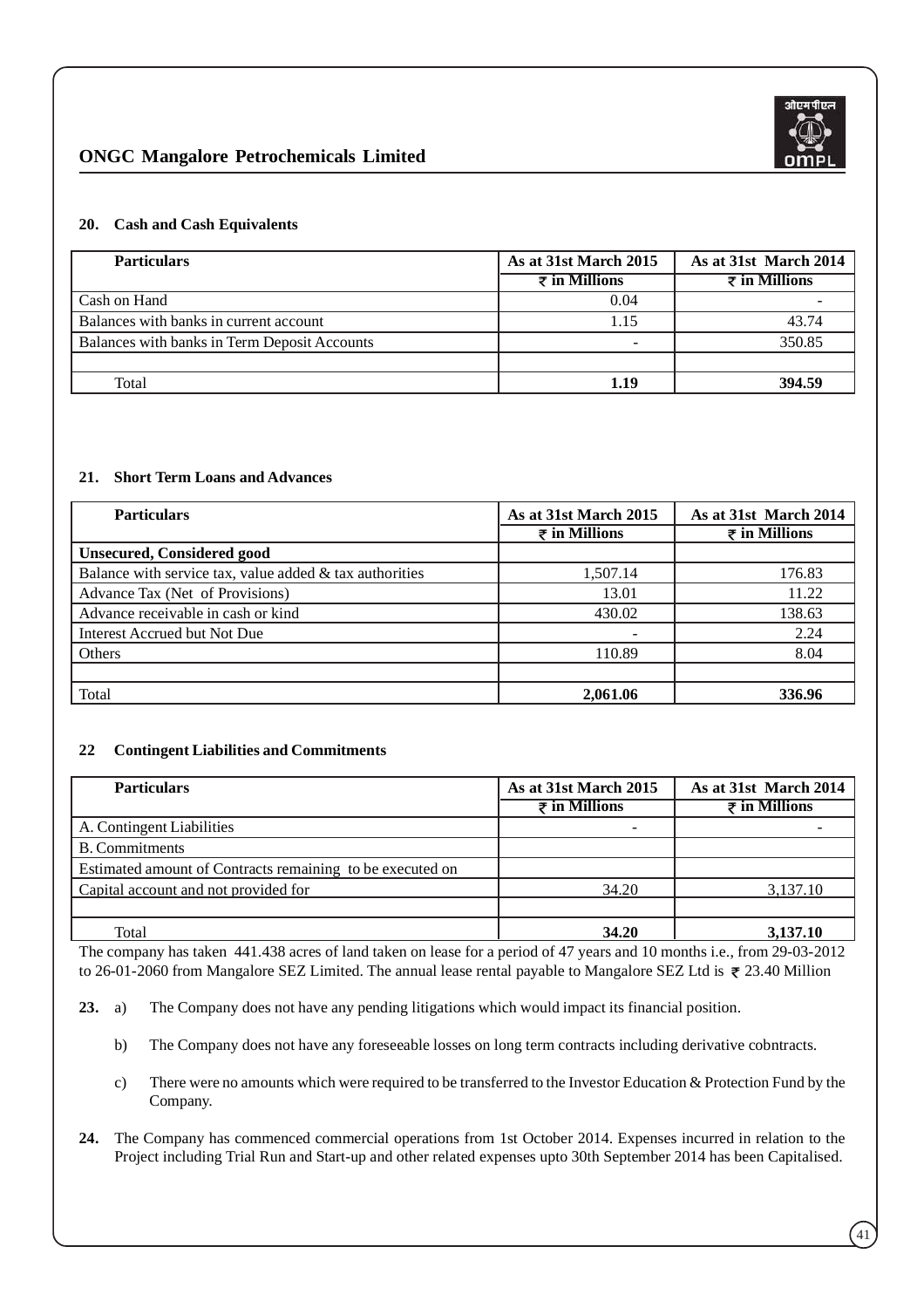### 20. Cash and Cash Equivalents

| Particulars | As at 31st March 2015 | As at 31st March 2014 |
|---|---|---|
| | ₹ in Millions | ₹ in Millions |
| Cash on Hand | 0.04 | - |
| Balances with banks in current account | 1.15 | 43.74 |
| Balances with banks in Term Deposit Accounts | - | 350.85 |
| | | |
| Total | **1.19** | **394.59** |

### 21. Short Term Loans and Advances

| Particulars | As at 31st March 2015 | As at 31st March 2014 |
|---|---|---|
| | ₹ in Millions | ₹ in Millions |
| **Unsecured, Considered good** | | |
| Balance with service tax, value added & tax authorities | 1,507.14 | 176.83 |
| Advance Tax (Net of Provisions) | 13.01 | 11.22 |
| Advance receivable in cash or kind | 430.02 | 138.63 |
| Interest Accrued but Not Due | - | 2.24 |
| Others | 110.89 | 8.04 |
| | | |
| Total | **2,061.06** | **336.96** |

### 22 Contingent Liabilities and Commitments

| Particulars | As at 31st March 2015 | As at 31st March 2014 |
|---|---|---|
| | ₹ in Millions | ₹ in Millions |
| A. Contingent Liabilities | - | - |
| B. Commitments | | |
| Estimated amount of Contracts remaining to be executed on | | |
| Capital account and not provided for | 34.20 | 3,137.10 |
| | | |
| Total | **34.20** | **3,137.10** |

The company has taken 441.438 acres of land taken on lease for a period of 47 years and 10 months i.e., from 29-03-2012 to 26-01-2060 from Mangalore SEZ Limited. The annual lease rental payable to Mangalore SEZ Ltd is ₹ 23.40 Million

**23.** a) The Company does not have any pending litigations which would impact its financial position.

b) The Company does not have any foreseeable losses on long term contracts including derivative cobntracts.

c) There were no amounts which were required to be transferred to the Investor Education & Protection Fund by the Company.

**24.** The Company has commenced commercial operations from 1st October 2014. Expenses incurred in relation to the Project including Trial Run and Start-up and other related expenses upto 30th September 2014 has been Capitalised.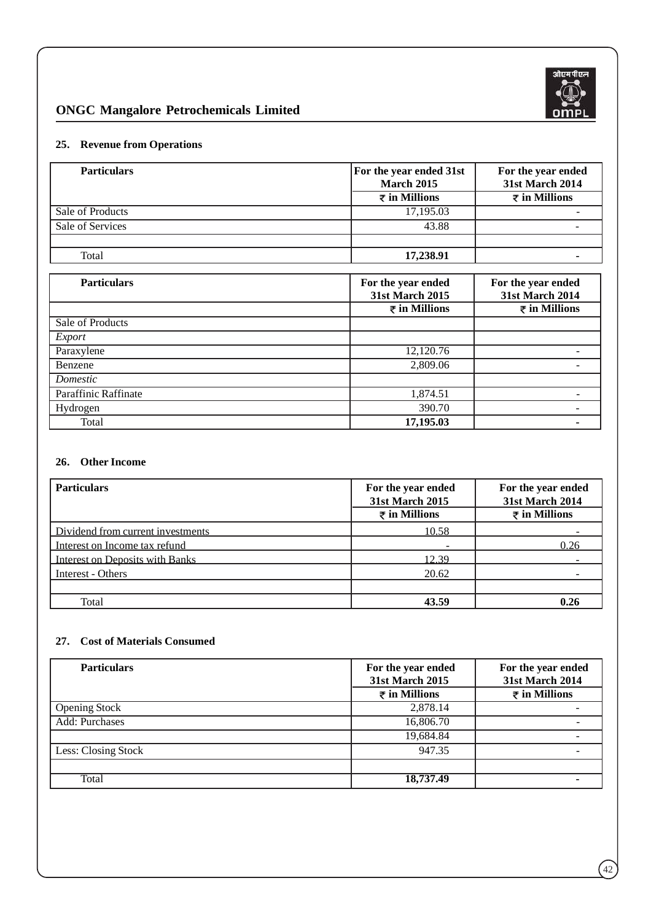## ONGC Mangalore Petrochemicals Limited

### 25. Revenue from Operations

| Particulars | For the year ended 31st March 2015<br>₹ in Millions | For the year ended 31st March 2014<br>₹ in Millions |
|---|---|---|
| Sale of Products | 17,195.03 | - |
| Sale of Services | 43.88 | - |
| | | |
| Total | **17,238.91** | **-** |

| Particulars | For the year ended 31st March 2015<br>₹ in Millions | For the year ended 31st March 2014<br>₹ in Millions |
|---|---|---|
| Sale of Products | | |
| *Export* | | |
| Paraxylene | 12,120.76 | - |
| Benzene | 2,809.06 | - |
| *Domestic* | | |
| Paraffinic Raffinate | 1,874.51 | - |
| Hydrogen | 390.70 | - |
| Total | **17,195.03** | **-** |

### 26. Other Income

| Particulars | For the year ended 31st March 2015<br>₹ in Millions | For the year ended 31st March 2014<br>₹ in Millions |
|---|---|---|
| Dividend from current investments | 10.58 | - |
| Interest on Income tax refund | - | 0.26 |
| Interest on Deposits with Banks | 12.39 | - |
| Interest - Others | 20.62 | - |
| | | |
| Total | **43.59** | **0.26** |

### 27. Cost of Materials Consumed

| Particulars | For the year ended 31st March 2015<br>₹ in Millions | For the year ended 31st March 2014<br>₹ in Millions |
|---|---|---|
| Opening Stock | 2,878.14 | - |
| Add: Purchases | 16,806.70 | - |
| | 19,684.84 | - |
| Less: Closing Stock | 947.35 | - |
| | | |
| Total | **18,737.49** | **-** |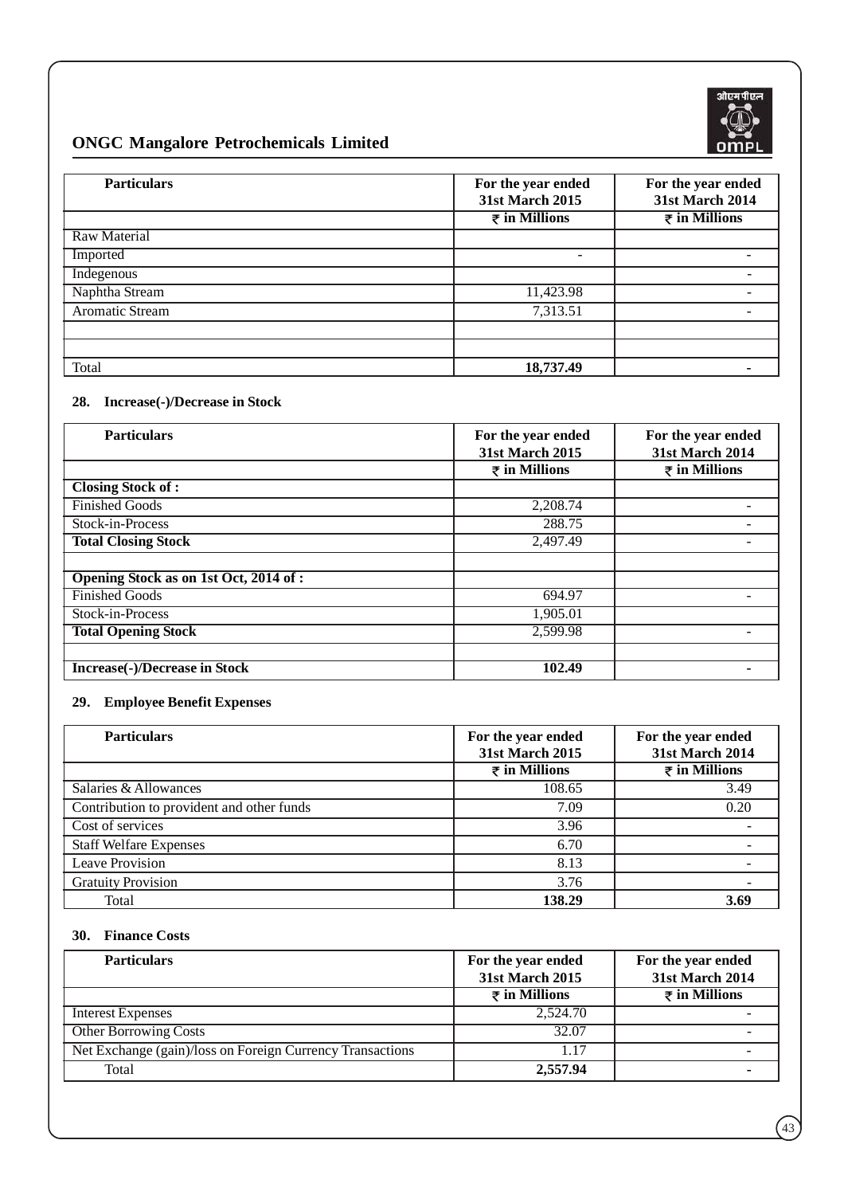| Particulars | For the year ended 31st March 2015 | For the year ended 31st March 2014 |
|---|---|---|
| | ₹ in Millions | ₹ in Millions |
| Raw Material | | |
| Imported | - | - |
| Indegenous | | - |
| Naphtha Stream | 11,423.98 | - |
| Aromatic Stream | 7,313.51 | - |
| | | |
| | | |
| Total | **18,737.49** | **-** |

### 28. Increase(-)/Decrease in Stock

| Particulars | For the year ended 31st March 2015 | For the year ended 31st March 2014 |
|---|---|---|
| | ₹ in Millions | ₹ in Millions |
| **Closing Stock of :** | | |
| Finished Goods | 2,208.74 | - |
| Stock-in-Process | 288.75 | - |
| **Total Closing Stock** | 2,497.49 | - |
| | | |
| **Opening Stock as on 1st Oct, 2014 of :** | | |
| Finished Goods | 694.97 | - |
| Stock-in-Process | 1,905.01 | |
| **Total Opening Stock** | 2,599.98 | - |
| | | |
| **Increase(-)/Decrease in Stock** | **102.49** | **-** |

### 29. Employee Benefit Expenses

| Particulars | For the year ended 31st March 2015 | For the year ended 31st March 2014 |
|---|---|---|
| | ₹ in Millions | ₹ in Millions |
| Salaries & Allowances | 108.65 | 3.49 |
| Contribution to provident and other funds | 7.09 | 0.20 |
| Cost of services | 3.96 | - |
| Staff Welfare Expenses | 6.70 | - |
| Leave Provision | 8.13 | - |
| Gratuity Provision | 3.76 | - |
| Total | **138.29** | **3.69** |

### 30. Finance Costs

| Particulars | For the year ended 31st March 2015 | For the year ended 31st March 2014 |
|---|---|---|
| | ₹ in Millions | ₹ in Millions |
| Interest Expenses | 2,524.70 | - |
| Other Borrowing Costs | 32.07 | - |
| Net Exchange (gain)/loss on Foreign Currency Transactions | 1.17 | - |
| Total | **2,557.94** | **-** |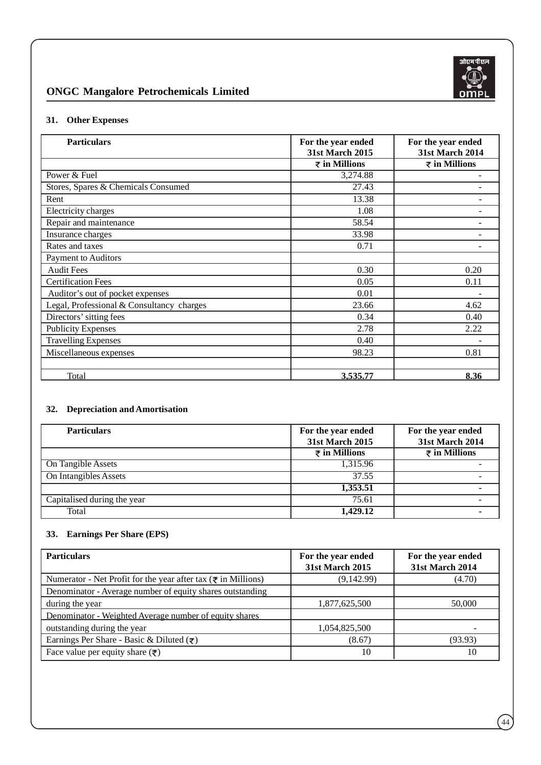### 31. Other Expenses

| Particulars | For the year ended 31st March 2015 | For the year ended 31st March 2014 |
|---|---|---|
| | ₹ in Millions | ₹ in Millions |
| Power & Fuel | 3,274.88 | - |
| Stores, Spares & Chemicals Consumed | 27.43 | - |
| Rent | 13.38 | - |
| Electricity charges | 1.08 | - |
| Repair and maintenance | 58.54 | - |
| Insurance charges | 33.98 | - |
| Rates and taxes | 0.71 | - |
| Payment to Auditors | | |
| Audit Fees | 0.30 | 0.20 |
| Certification Fees | 0.05 | 0.11 |
| Auditor's out of pocket expenses | 0.01 | - |
| Legal, Professional & Consultancy charges | 23.66 | 4.62 |
| Directors' sitting fees | 0.34 | 0.40 |
| Publicity Expenses | 2.78 | 2.22 |
| Travelling Expenses | 0.40 | - |
| Miscellaneous expenses | 98.23 | 0.81 |
| | | |
| Total | **3,535.77** | **8.36** |

### 32. Depreciation and Amortisation

| Particulars | For the year ended 31st March 2015 | For the year ended 31st March 2014 |
|---|---|---|
| | ₹ in Millions | ₹ in Millions |
| On Tangible Assets | 1,315.96 | - |
| On Intangibles Assets | 37.55 | - |
| | **1,353.51** | **-** |
| Capitalised during the year | 75.61 | - |
| Total | **1,429.12** | **-** |

### 33. Earnings Per Share (EPS)

| Particulars | For the year ended 31st March 2015 | For the year ended 31st March 2014 |
|---|---|---|
| Numerator - Net Profit for the year after tax (₹ in Millions) | (9,142.99) | (4.70) |
| Denominator - Average number of equity shares outstanding | | |
| during the year | 1,877,625,500 | 50,000 |
| Denominator - Weighted Average number of equity shares | | |
| outstanding during the year | 1,054,825,500 | - |
| Earnings Per Share - Basic & Diluted (₹) | (8.67) | (93.93) |
| Face value per equity share (₹) | 10 | 10 |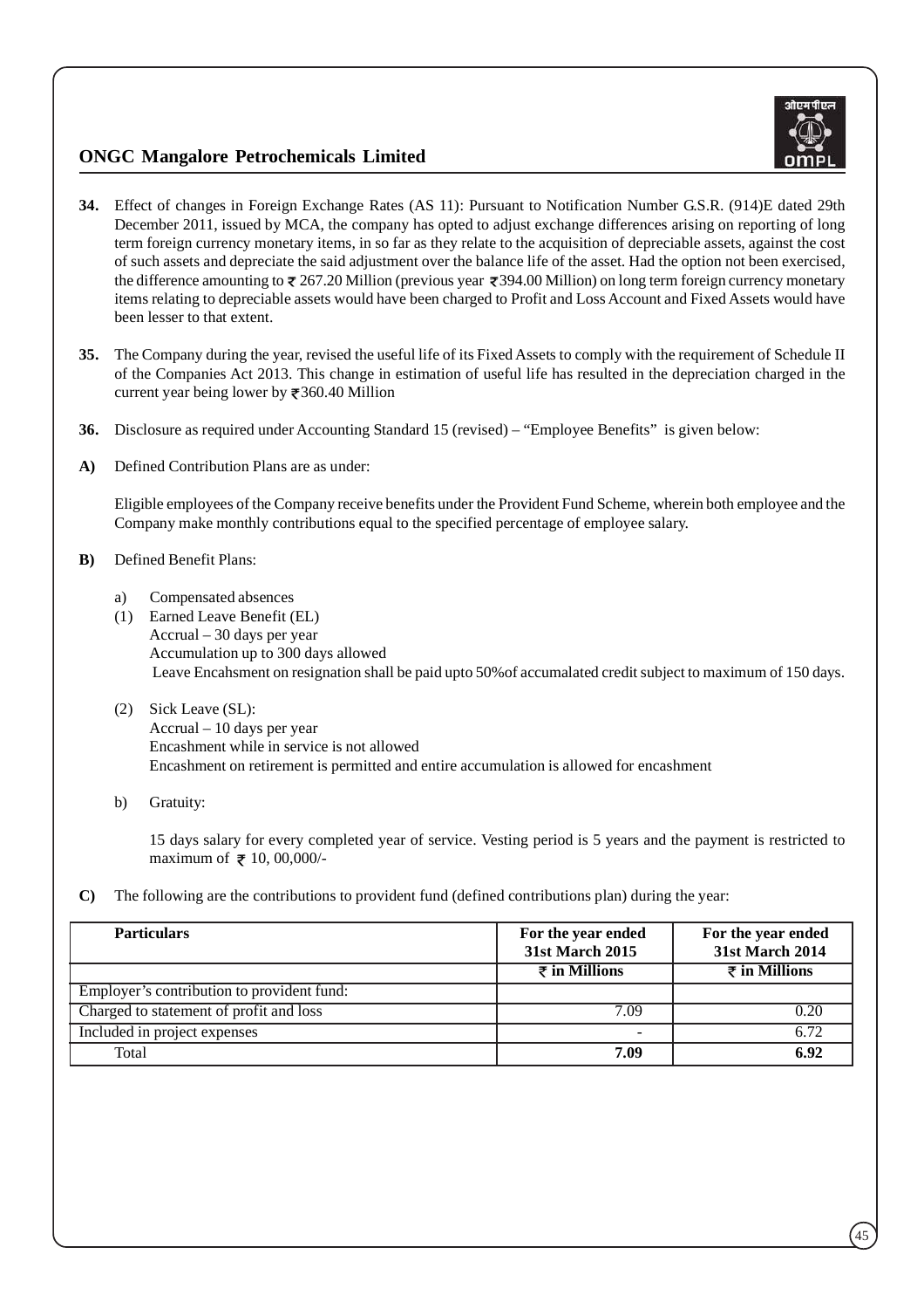**34.** Effect of changes in Foreign Exchange Rates (AS 11): Pursuant to Notification Number G.S.R. (914)E dated 29th December 2011, issued by MCA, the company has opted to adjust exchange differences arising on reporting of long term foreign currency monetary items, in so far as they relate to the acquisition of depreciable assets, against the cost of such assets and depreciate the said adjustment over the balance life of the asset. Had the option not been exercised, the difference amounting to ₹ 267.20 Million (previous year ₹394.00 Million) on long term foreign currency monetary items relating to depreciable assets would have been charged to Profit and Loss Account and Fixed Assets would have been lesser to that extent.

**35.** The Company during the year, revised the useful life of its Fixed Assets to comply with the requirement of Schedule II of the Companies Act 2013. This change in estimation of useful life has resulted in the depreciation charged in the current year being lower by ₹360.40 Million

**36.** Disclosure as required under Accounting Standard 15 (revised) – "Employee Benefits" is given below:

**A)** Defined Contribution Plans are as under:

Eligible employees of the Company receive benefits under the Provident Fund Scheme, wherein both employee and the Company make monthly contributions equal to the specified percentage of employee salary.

**B)** Defined Benefit Plans:

a) Compensated absences

(1) Earned Leave Benefit (EL)
Accrual – 30 days per year
Accumulation up to 300 days allowed
Leave Encahsment on resignation shall be paid upto 50%of accumalated credit subject to maximum of 150 days.

(2) Sick Leave (SL):
Accrual – 10 days per year
Encashment while in service is not allowed
Encashment on retirement is permitted and entire accumulation is allowed for encashment

b) Gratuity:

15 days salary for every completed year of service. Vesting period is 5 years and the payment is restricted to maximum of ₹ 10, 00,000/-

**C)** The following are the contributions to provident fund (defined contributions plan) during the year:

| Particulars | For the year ended 31st March 2015 | For the year ended 31st March 2014 |
|---|---|---|
| | ₹ in Millions | ₹ in Millions |
| Employer's contribution to provident fund: | | |
| Charged to statement of profit and loss | 7.09 | 0.20 |
| Included in project expenses | - | 6.72 |
| Total | **7.09** | **6.92** |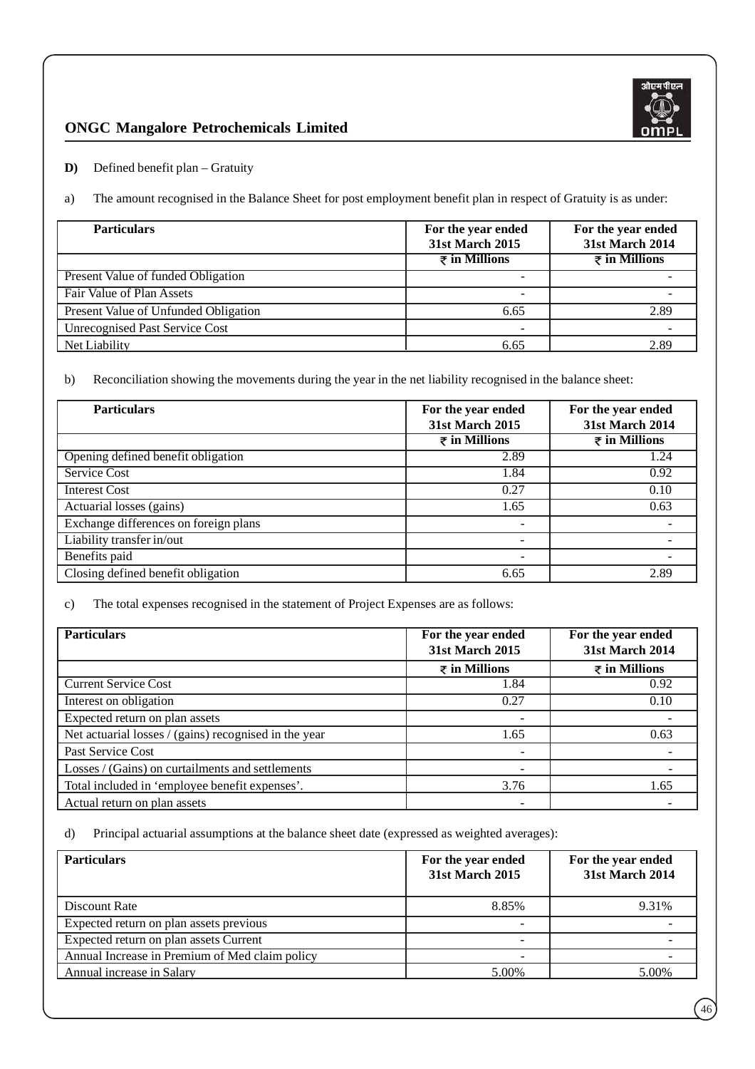**D)** Defined benefit plan – Gratuity

a) The amount recognised in the Balance Sheet for post employment benefit plan in respect of Gratuity is as under:

| Particulars | For the year ended 31st March 2015 | For the year ended 31st March 2014 |
|---|---|---|
| | ₹ in Millions | ₹ in Millions |
| Present Value of funded Obligation | - | - |
| Fair Value of Plan Assets | - | - |
| Present Value of Unfunded Obligation | 6.65 | 2.89 |
| Unrecognised Past Service Cost | - | - |
| Net Liability | 6.65 | 2.89 |

b) Reconciliation showing the movements during the year in the net liability recognised in the balance sheet:

| Particulars | For the year ended 31st March 2015 | For the year ended 31st March 2014 |
|---|---|---|
| | ₹ in Millions | ₹ in Millions |
| Opening defined benefit obligation | 2.89 | 1.24 |
| Service Cost | 1.84 | 0.92 |
| Interest Cost | 0.27 | 0.10 |
| Actuarial losses (gains) | 1.65 | 0.63 |
| Exchange differences on foreign plans | - | - |
| Liability transfer in/out | - | - |
| Benefits paid | - | - |
| Closing defined benefit obligation | 6.65 | 2.89 |

c) The total expenses recognised in the statement of Project Expenses are as follows:

| Particulars | For the year ended 31st March 2015 | For the year ended 31st March 2014 |
|---|---|---|
| | ₹ in Millions | ₹ in Millions |
| Current Service Cost | 1.84 | 0.92 |
| Interest on obligation | 0.27 | 0.10 |
| Expected return on plan assets | - | - |
| Net actuarial losses / (gains) recognised in the year | 1.65 | 0.63 |
| Past Service Cost | - | - |
| Losses / (Gains) on curtailments and settlements | - | - |
| Total included in 'employee benefit expenses'. | 3.76 | 1.65 |
| Actual return on plan assets | - | - |

d) Principal actuarial assumptions at the balance sheet date (expressed as weighted averages):

| Particulars | For the year ended 31st March 2015 | For the year ended 31st March 2014 |
|---|---|---|
| Discount Rate | 8.85% | 9.31% |
| Expected return on plan assets previous | - | - |
| Expected return on plan assets Current | - | - |
| Annual Increase in Premium of Med claim policy | - | - |
| Annual increase in Salary | 5.00% | 5.00% |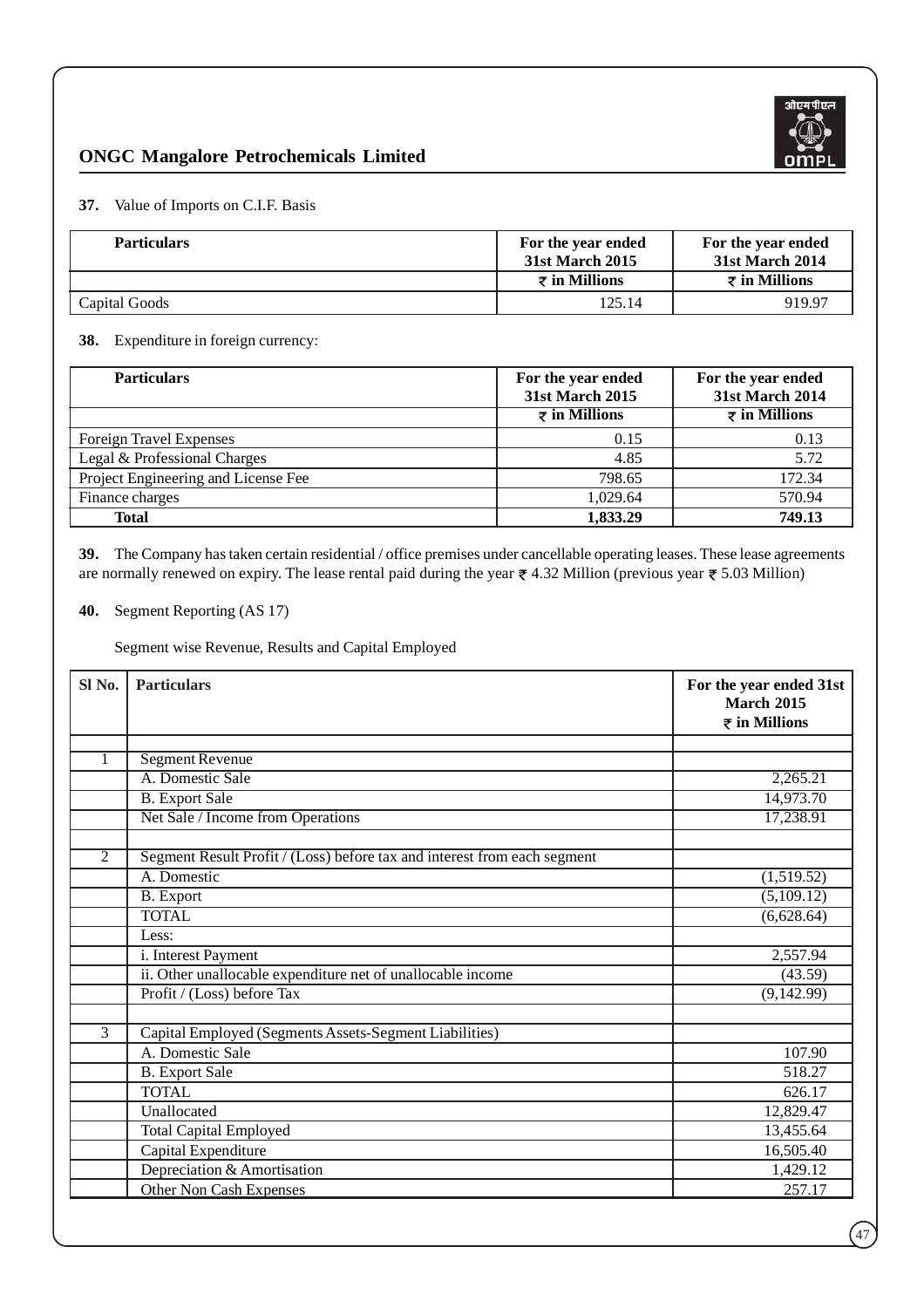**37.** Value of Imports on C.I.F. Basis

| Particulars | For the year ended 31st March 2015 | For the year ended 31st March 2014 |
|---|---|---|
| | ₹ in Millions | ₹ in Millions |
| Capital Goods | 125.14 | 919.97 |

**38.** Expenditure in foreign currency:

| Particulars | For the year ended 31st March 2015 | For the year ended 31st March 2014 |
|---|---|---|
| | ₹ in Millions | ₹ in Millions |
| Foreign Travel Expenses | 0.15 | 0.13 |
| Legal & Professional Charges | 4.85 | 5.72 |
| Project Engineering and License Fee | 798.65 | 172.34 |
| Finance charges | 1,029.64 | 570.94 |
| **Total** | **1,833.29** | **749.13** |

**39.** The Company has taken certain residential / office premises under cancellable operating leases. These lease agreements are normally renewed on expiry. The lease rental paid during the year ₹ 4.32 Million (previous year ₹ 5.03 Million)

**40.** Segment Reporting (AS 17)

Segment wise Revenue, Results and Capital Employed

| Sl No. | Particulars | For the year ended 31st March 2015 ₹ in Millions |
|---|---|---|
| | | |
| 1 | Segment Revenue | |
| | A. Domestic Sale | 2,265.21 |
| | B. Export Sale | 14,973.70 |
| | Net Sale / Income from Operations | 17,238.91 |
| | | |
| 2 | Segment Result Profit / (Loss) before tax and interest from each segment | |
| | A. Domestic | (1,519.52) |
| | B. Export | (5,109.12) |
| | TOTAL | (6,628.64) |
| | Less: | |
| | i. Interest Payment | 2,557.94 |
| | ii. Other unallocable expenditure net of unallocable income | (43.59) |
| | Profit / (Loss) before Tax | (9,142.99) |
| | | |
| 3 | Capital Employed (Segments Assets-Segment Liabilities) | |
| | A. Domestic Sale | 107.90 |
| | B. Export Sale | 518.27 |
| | TOTAL | 626.17 |
| | Unallocated | 12,829.47 |
| | Total Capital Employed | 13,455.64 |
| | Capital Expenditure | 16,505.40 |
| | Depreciation & Amortisation | 1,429.12 |
| | Other Non Cash Expenses | 257.17 |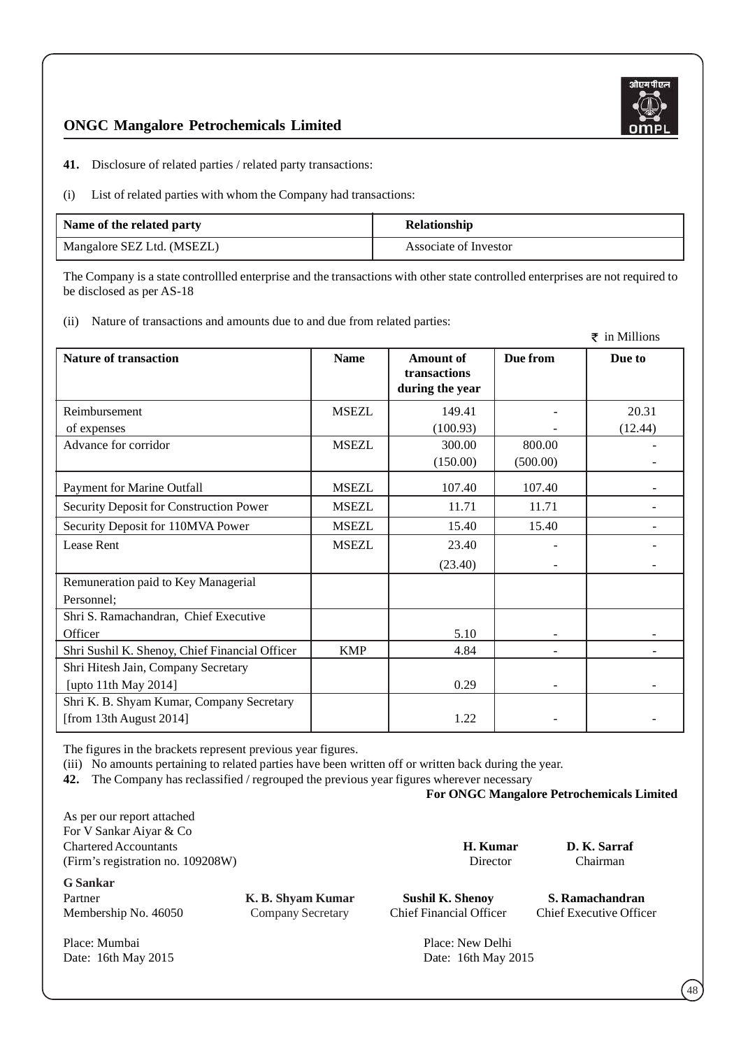**41.** Disclosure of related parties / related party transactions:

(i) List of related parties with whom the Company had transactions:

| Name of the related party | Relationship |
|---|---|
| Mangalore SEZ Ltd. (MSEZL) | Associate of Investor |

The Company is a state controllled enterprise and the transactions with other state controlled enterprises are not required to be disclosed as per AS-18

(ii) Nature of transactions and amounts due to and due from related parties:

₹ in Millions

| Nature of transaction | Name | Amount of transactions during the year | Due from | Due to |
|---|---|---|---|---|
| Reimbursement of expenses | MSEZL | 149.41<br>(100.93) | -<br>- | 20.31<br>(12.44) |
| Advance for corridor | MSEZL | 300.00<br>(150.00) | 800.00<br>(500.00) | -<br>- |
| Payment for Marine Outfall | MSEZL | 107.40 | 107.40 | - |
| Security Deposit for Construction Power | MSEZL | 11.71 | 11.71 | - |
| Security Deposit for 110MVA Power | MSEZL | 15.40 | 15.40 | - |
| Lease Rent | MSEZL | 23.40<br>(23.40) | -<br>- | -<br>- |
| Remuneration paid to Key Managerial Personnel; | | | | |
| Shri S. Ramachandran, Chief Executive Officer | | 5.10 | - | - |
| Shri Sushil K. Shenoy, Chief Financial Officer | KMP | 4.84 | - | - |
| Shri Hitesh Jain, Company Secretary [upto 11th May 2014] | | 0.29 | - | - |
| Shri K. B. Shyam Kumar, Company Secretary [from 13th August 2014] | | 1.22 | - | - |

The figures in the brackets represent previous year figures.

(iii) No amounts pertaining to related parties have been written off or written back during the year.

**42.** The Company has reclassified / regrouped the previous year figures wherever necessary

**For ONGC Mangalore Petrochemicals Limited**

As per our report attached
For V Sankar Aiyar & Co
Chartered Accountants
(Firm's registration no. 109208W)

**H. Kumar**
Director

**D. K. Sarraf**
Chairman

**G Sankar**
Partner
Membership No. 46050

**K. B. Shyam Kumar**
Company Secretary

**Sushil K. Shenoy**
Chief Financial Officer

**S. Ramachandran**
Chief Executive Officer

Place: Mumbai
Date: 16th May 2015

Place: New Delhi
Date: 16th May 2015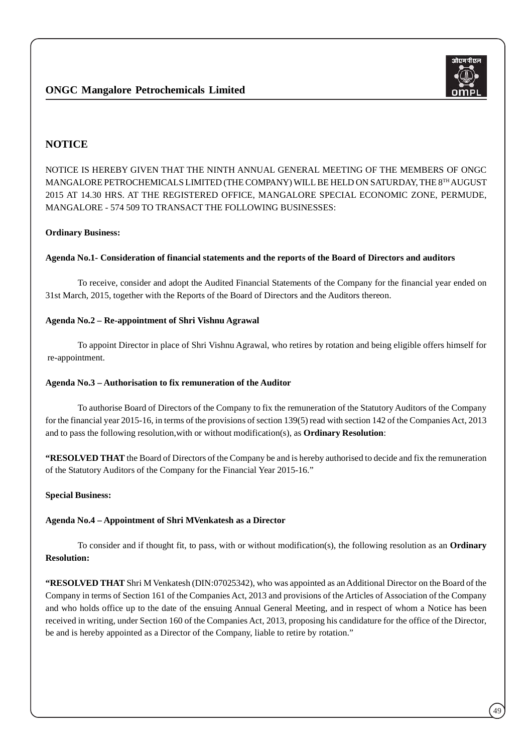# NOTICE

NOTICE IS HEREBY GIVEN THAT THE NINTH ANNUAL GENERAL MEETING OF THE MEMBERS OF ONGC MANGALORE PETROCHEMICALS LIMITED (THE COMPANY) WILL BE HELD ON SATURDAY, THE 8TH AUGUST 2015 AT 14.30 HRS. AT THE REGISTERED OFFICE, MANGALORE SPECIAL ECONOMIC ZONE, PERMUDE, MANGALORE - 574 509 TO TRANSACT THE FOLLOWING BUSINESSES:

**Ordinary Business:**

**Agenda No.1- Consideration of financial statements and the reports of the Board of Directors and auditors**

To receive, consider and adopt the Audited Financial Statements of the Company for the financial year ended on 31st March, 2015, together with the Reports of the Board of Directors and the Auditors thereon.

**Agenda No.2 – Re-appointment of Shri Vishnu Agrawal**

To appoint Director in place of Shri Vishnu Agrawal, who retires by rotation and being eligible offers himself for re-appointment.

**Agenda No.3 – Authorisation to fix remuneration of the Auditor**

To authorise Board of Directors of the Company to fix the remuneration of the Statutory Auditors of the Company for the financial year 2015-16, in terms of the provisions of section 139(5) read with section 142 of the Companies Act, 2013 and to pass the following resolution,with or without modification(s), as **Ordinary Resolution**:

**"RESOLVED THAT** the Board of Directors of the Company be and is hereby authorised to decide and fix the remuneration of the Statutory Auditors of the Company for the Financial Year 2015-16."

**Special Business:**

**Agenda No.4 – Appointment of Shri MVenkatesh as a Director**

To consider and if thought fit, to pass, with or without modification(s), the following resolution as an **Ordinary Resolution:**

**"RESOLVED THAT** Shri M Venkatesh (DIN:07025342), who was appointed as an Additional Director on the Board of the Company in terms of Section 161 of the Companies Act, 2013 and provisions of the Articles of Association of the Company and who holds office up to the date of the ensuing Annual General Meeting, and in respect of whom a Notice has been received in writing, under Section 160 of the Companies Act, 2013, proposing his candidature for the office of the Director, be and is hereby appointed as a Director of the Company, liable to retire by rotation."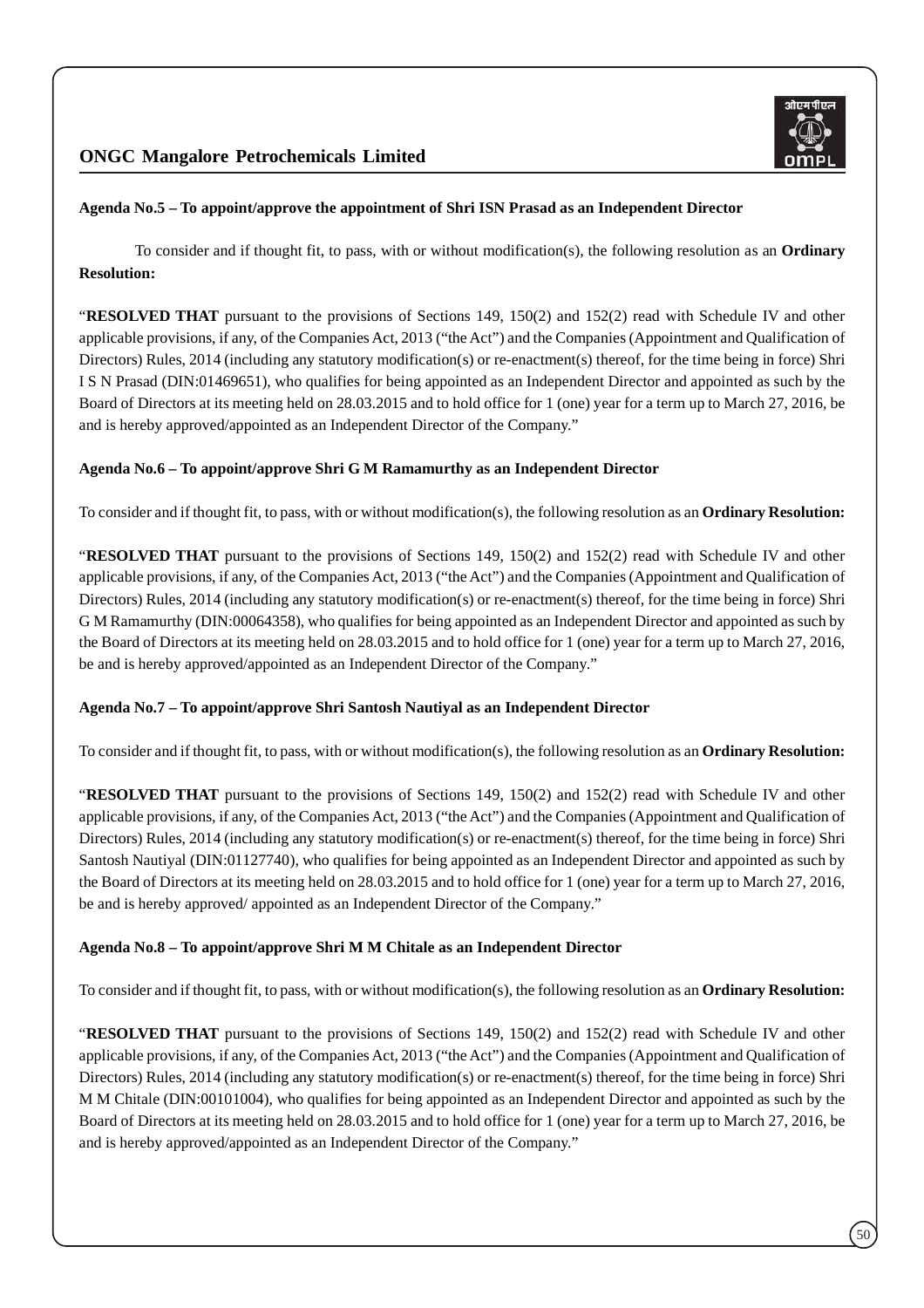**Agenda No.5 – To appoint/approve the appointment of Shri ISN Prasad as an Independent Director**

To consider and if thought fit, to pass, with or without modification(s), the following resolution as an **Ordinary Resolution:**

"**RESOLVED THAT** pursuant to the provisions of Sections 149, 150(2) and 152(2) read with Schedule IV and other applicable provisions, if any, of the Companies Act, 2013 ("the Act") and the Companies (Appointment and Qualification of Directors) Rules, 2014 (including any statutory modification(s) or re-enactment(s) thereof, for the time being in force) Shri I S N Prasad (DIN:01469651), who qualifies for being appointed as an Independent Director and appointed as such by the Board of Directors at its meeting held on 28.03.2015 and to hold office for 1 (one) year for a term up to March 27, 2016, be and is hereby approved/appointed as an Independent Director of the Company."

**Agenda No.6 – To appoint/approve Shri G M Ramamurthy as an Independent Director**

To consider and if thought fit, to pass, with or without modification(s), the following resolution as an **Ordinary Resolution:**

"**RESOLVED THAT** pursuant to the provisions of Sections 149, 150(2) and 152(2) read with Schedule IV and other applicable provisions, if any, of the Companies Act, 2013 ("the Act") and the Companies (Appointment and Qualification of Directors) Rules, 2014 (including any statutory modification(s) or re-enactment(s) thereof, for the time being in force) Shri G M Ramamurthy (DIN:00064358), who qualifies for being appointed as an Independent Director and appointed as such by the Board of Directors at its meeting held on 28.03.2015 and to hold office for 1 (one) year for a term up to March 27, 2016, be and is hereby approved/appointed as an Independent Director of the Company."

**Agenda No.7 – To appoint/approve Shri Santosh Nautiyal as an Independent Director**

To consider and if thought fit, to pass, with or without modification(s), the following resolution as an **Ordinary Resolution:**

"**RESOLVED THAT** pursuant to the provisions of Sections 149, 150(2) and 152(2) read with Schedule IV and other applicable provisions, if any, of the Companies Act, 2013 ("the Act") and the Companies (Appointment and Qualification of Directors) Rules, 2014 (including any statutory modification(s) or re-enactment(s) thereof, for the time being in force) Shri Santosh Nautiyal (DIN:01127740), who qualifies for being appointed as an Independent Director and appointed as such by the Board of Directors at its meeting held on 28.03.2015 and to hold office for 1 (one) year for a term up to March 27, 2016, be and is hereby approved/ appointed as an Independent Director of the Company."

**Agenda No.8 – To appoint/approve Shri M M Chitale as an Independent Director**

To consider and if thought fit, to pass, with or without modification(s), the following resolution as an **Ordinary Resolution:**

"**RESOLVED THAT** pursuant to the provisions of Sections 149, 150(2) and 152(2) read with Schedule IV and other applicable provisions, if any, of the Companies Act, 2013 ("the Act") and the Companies (Appointment and Qualification of Directors) Rules, 2014 (including any statutory modification(s) or re-enactment(s) thereof, for the time being in force) Shri M M Chitale (DIN:00101004), who qualifies for being appointed as an Independent Director and appointed as such by the Board of Directors at its meeting held on 28.03.2015 and to hold office for 1 (one) year for a term up to March 27, 2016, be and is hereby approved/appointed as an Independent Director of the Company."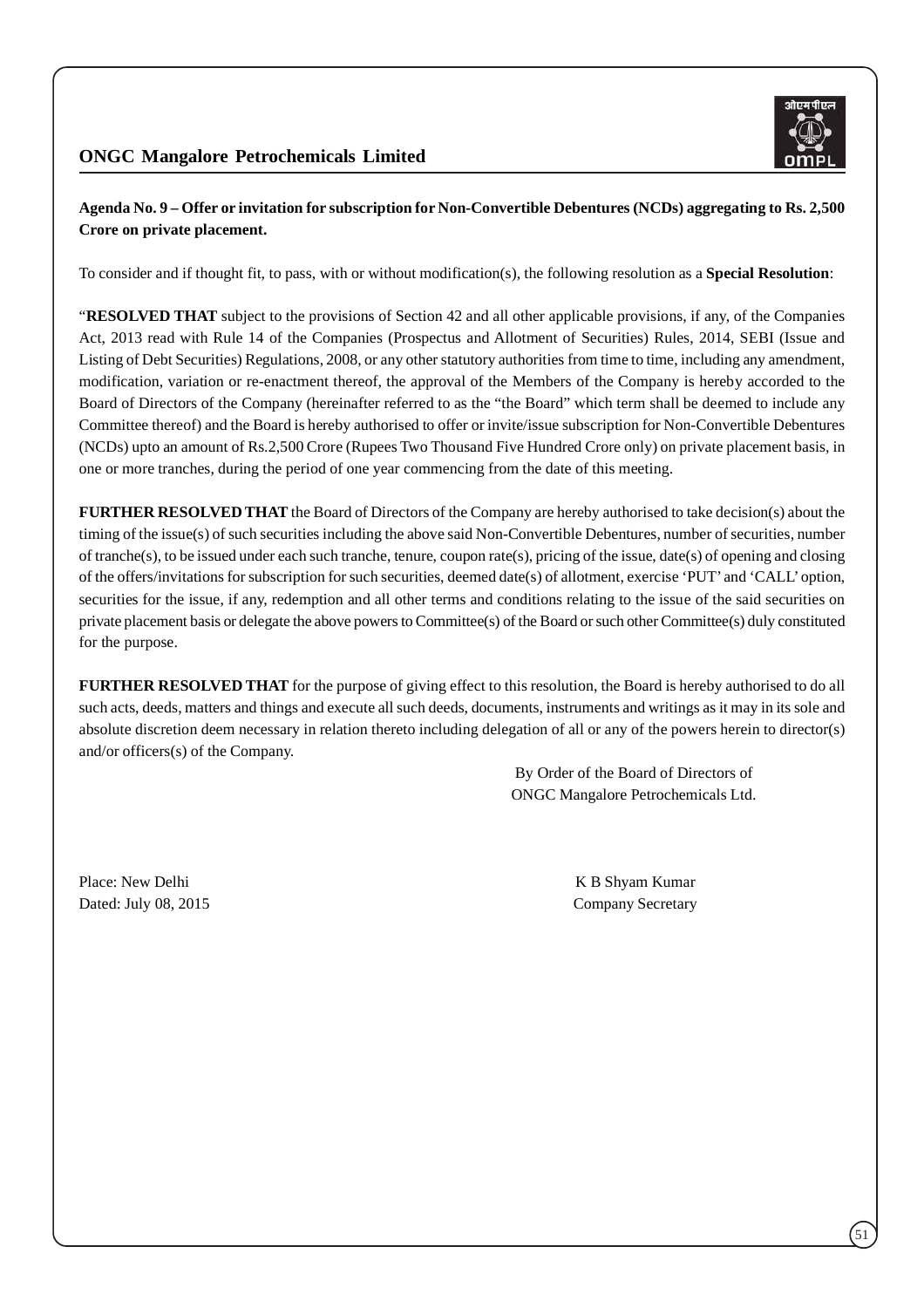**Agenda No. 9 – Offer or invitation for subscription for Non-Convertible Debentures (NCDs) aggregating to Rs. 2,500 Crore on private placement.**

To consider and if thought fit, to pass, with or without modification(s), the following resolution as a **Special Resolution**:

"**RESOLVED THAT** subject to the provisions of Section 42 and all other applicable provisions, if any, of the Companies Act, 2013 read with Rule 14 of the Companies (Prospectus and Allotment of Securities) Rules, 2014, SEBI (Issue and Listing of Debt Securities) Regulations, 2008, or any other statutory authorities from time to time, including any amendment, modification, variation or re-enactment thereof, the approval of the Members of the Company is hereby accorded to the Board of Directors of the Company (hereinafter referred to as the "the Board" which term shall be deemed to include any Committee thereof) and the Board is hereby authorised to offer or invite/issue subscription for Non-Convertible Debentures (NCDs) upto an amount of Rs.2,500 Crore (Rupees Two Thousand Five Hundred Crore only) on private placement basis, in one or more tranches, during the period of one year commencing from the date of this meeting.

**FURTHER RESOLVED THAT** the Board of Directors of the Company are hereby authorised to take decision(s) about the timing of the issue(s) of such securities including the above said Non-Convertible Debentures, number of securities, number of tranche(s), to be issued under each such tranche, tenure, coupon rate(s), pricing of the issue, date(s) of opening and closing of the offers/invitations for subscription for such securities, deemed date(s) of allotment, exercise 'PUT' and 'CALL' option, securities for the issue, if any, redemption and all other terms and conditions relating to the issue of the said securities on private placement basis or delegate the above powers to Committee(s) of the Board or such other Committee(s) duly constituted for the purpose.

**FURTHER RESOLVED THAT** for the purpose of giving effect to this resolution, the Board is hereby authorised to do all such acts, deeds, matters and things and execute all such deeds, documents, instruments and writings as it may in its sole and absolute discretion deem necessary in relation thereto including delegation of all or any of the powers herein to director(s) and/or officers(s) of the Company.

By Order of the Board of Directors of
ONGC Mangalore Petrochemicals Ltd.

Place: New Delhi
Dated: July 08, 2015

K B Shyam Kumar
Company Secretary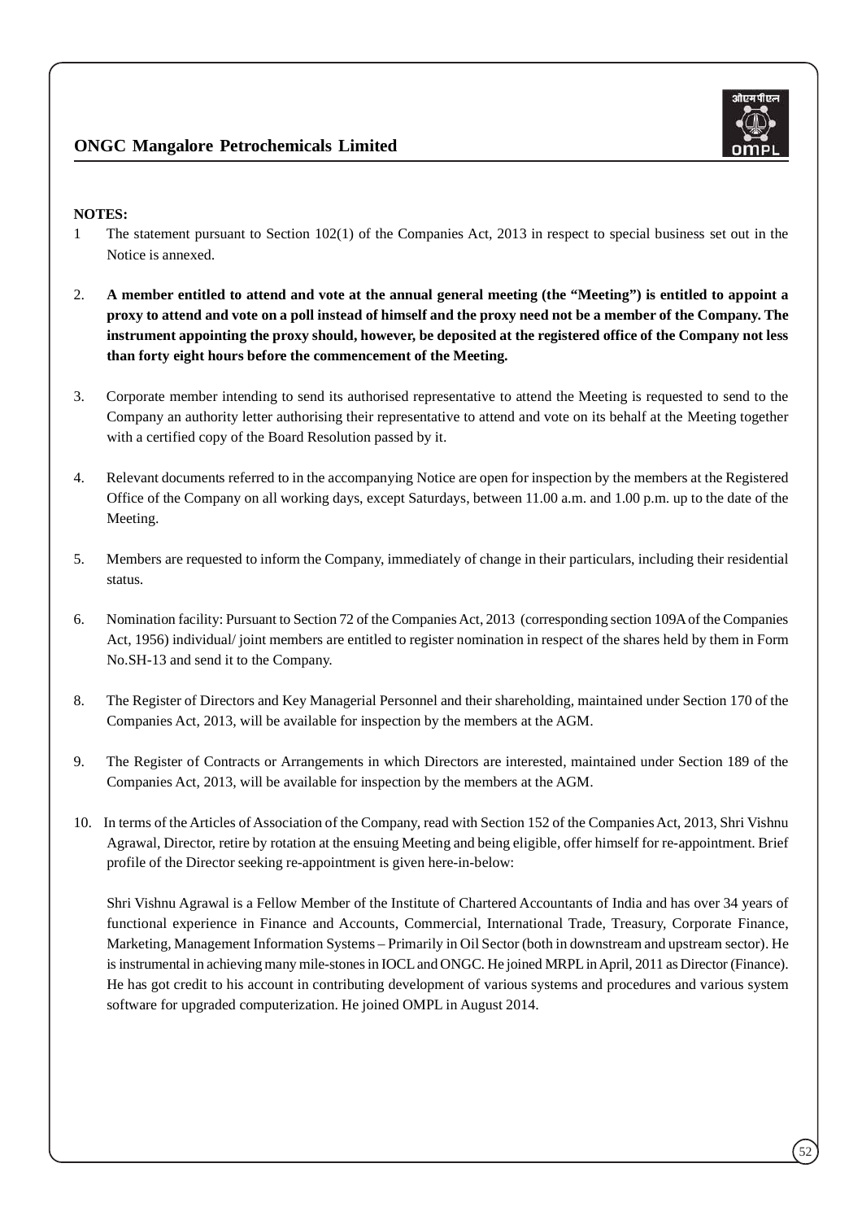**NOTES:**

1 The statement pursuant to Section 102(1) of the Companies Act, 2013 in respect to special business set out in the Notice is annexed.

2. **A member entitled to attend and vote at the annual general meeting (the "Meeting") is entitled to appoint a proxy to attend and vote on a poll instead of himself and the proxy need not be a member of the Company. The instrument appointing the proxy should, however, be deposited at the registered office of the Company not less than forty eight hours before the commencement of the Meeting.**

3. Corporate member intending to send its authorised representative to attend the Meeting is requested to send to the Company an authority letter authorising their representative to attend and vote on its behalf at the Meeting together with a certified copy of the Board Resolution passed by it.

4. Relevant documents referred to in the accompanying Notice are open for inspection by the members at the Registered Office of the Company on all working days, except Saturdays, between 11.00 a.m. and 1.00 p.m. up to the date of the Meeting.

5. Members are requested to inform the Company, immediately of change in their particulars, including their residential status.

6. Nomination facility: Pursuant to Section 72 of the Companies Act, 2013 (corresponding section 109A of the Companies Act, 1956) individual/ joint members are entitled to register nomination in respect of the shares held by them in Form No.SH-13 and send it to the Company.

8. The Register of Directors and Key Managerial Personnel and their shareholding, maintained under Section 170 of the Companies Act, 2013, will be available for inspection by the members at the AGM.

9. The Register of Contracts or Arrangements in which Directors are interested, maintained under Section 189 of the Companies Act, 2013, will be available for inspection by the members at the AGM.

10. In terms of the Articles of Association of the Company, read with Section 152 of the Companies Act, 2013, Shri Vishnu Agrawal, Director, retire by rotation at the ensuing Meeting and being eligible, offer himself for re-appointment. Brief profile of the Director seeking re-appointment is given here-in-below:

    Shri Vishnu Agrawal is a Fellow Member of the Institute of Chartered Accountants of India and has over 34 years of functional experience in Finance and Accounts, Commercial, International Trade, Treasury, Corporate Finance, Marketing, Management Information Systems – Primarily in Oil Sector (both in downstream and upstream sector). He is instrumental in achieving many mile-stones in IOCL and ONGC. He joined MRPL in April, 2011 as Director (Finance). He has got credit to his account in contributing development of various systems and procedures and various system software for upgraded computerization. He joined OMPL in August 2014.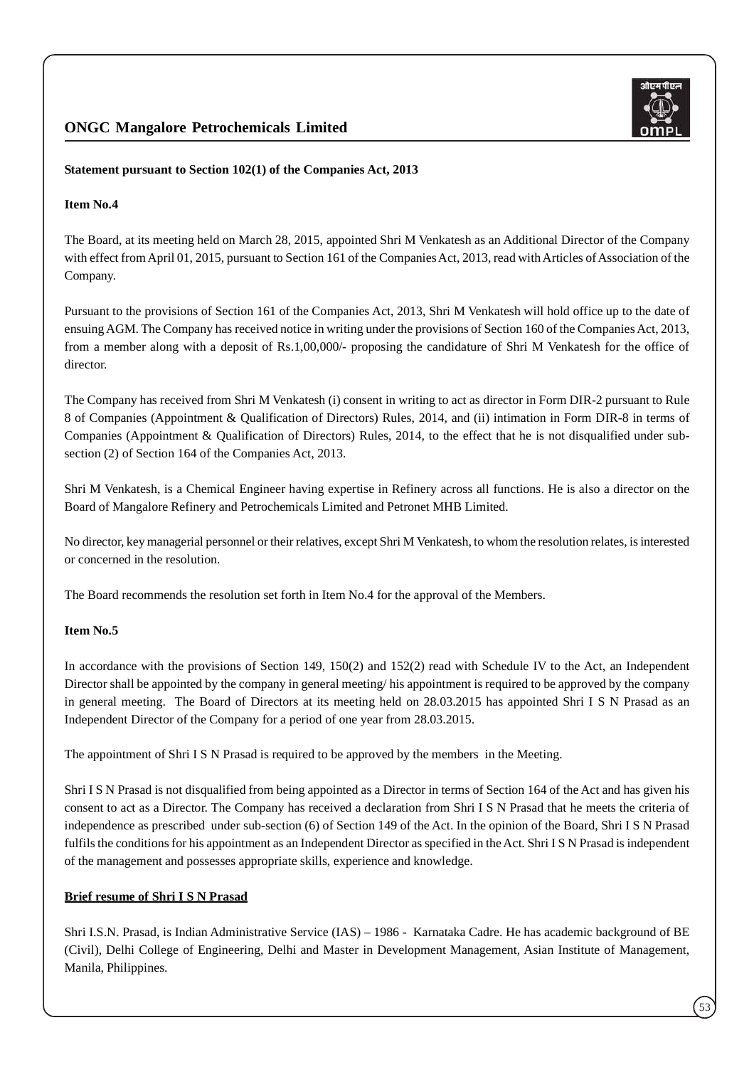**Statement pursuant to Section 102(1) of the Companies Act, 2013**

**Item No.4**

The Board, at its meeting held on March 28, 2015, appointed Shri M Venkatesh as an Additional Director of the Company with effect from April 01, 2015, pursuant to Section 161 of the Companies Act, 2013, read with Articles of Association of the Company.

Pursuant to the provisions of Section 161 of the Companies Act, 2013, Shri M Venkatesh will hold office up to the date of ensuing AGM. The Company has received notice in writing under the provisions of Section 160 of the Companies Act, 2013, from a member along with a deposit of Rs.1,00,000/- proposing the candidature of Shri M Venkatesh for the office of director.

The Company has received from Shri M Venkatesh (i) consent in writing to act as director in Form DIR-2 pursuant to Rule 8 of Companies (Appointment & Qualification of Directors) Rules, 2014, and (ii) intimation in Form DIR-8 in terms of Companies (Appointment & Qualification of Directors) Rules, 2014, to the effect that he is not disqualified under sub-section (2) of Section 164 of the Companies Act, 2013.

Shri M Venkatesh, is a Chemical Engineer having expertise in Refinery across all functions. He is also a director on the Board of Mangalore Refinery and Petrochemicals Limited and Petronet MHB Limited.

No director, key managerial personnel or their relatives, except Shri M Venkatesh, to whom the resolution relates, is interested or concerned in the resolution.

The Board recommends the resolution set forth in Item No.4 for the approval of the Members.

**Item No.5**

In accordance with the provisions of Section 149, 150(2) and 152(2) read with Schedule IV to the Act, an Independent Director shall be appointed by the company in general meeting/ his appointment is required to be approved by the company in general meeting. The Board of Directors at its meeting held on 28.03.2015 has appointed Shri I S N Prasad as an Independent Director of the Company for a period of one year from 28.03.2015.

The appointment of Shri I S N Prasad is required to be approved by the members in the Meeting.

Shri I S N Prasad is not disqualified from being appointed as a Director in terms of Section 164 of the Act and has given his consent to act as a Director. The Company has received a declaration from Shri I S N Prasad that he meets the criteria of independence as prescribed under sub-section (6) of Section 149 of the Act. In the opinion of the Board, Shri I S N Prasad fulfils the conditions for his appointment as an Independent Director as specified in the Act. Shri I S N Prasad is independent of the management and possesses appropriate skills, experience and knowledge.

**Brief resume of Shri I S N Prasad**

Shri I.S.N. Prasad, is Indian Administrative Service (IAS) – 1986 - Karnataka Cadre. He has academic background of BE (Civil), Delhi College of Engineering, Delhi and Master in Development Management, Asian Institute of Management, Manila, Philippines.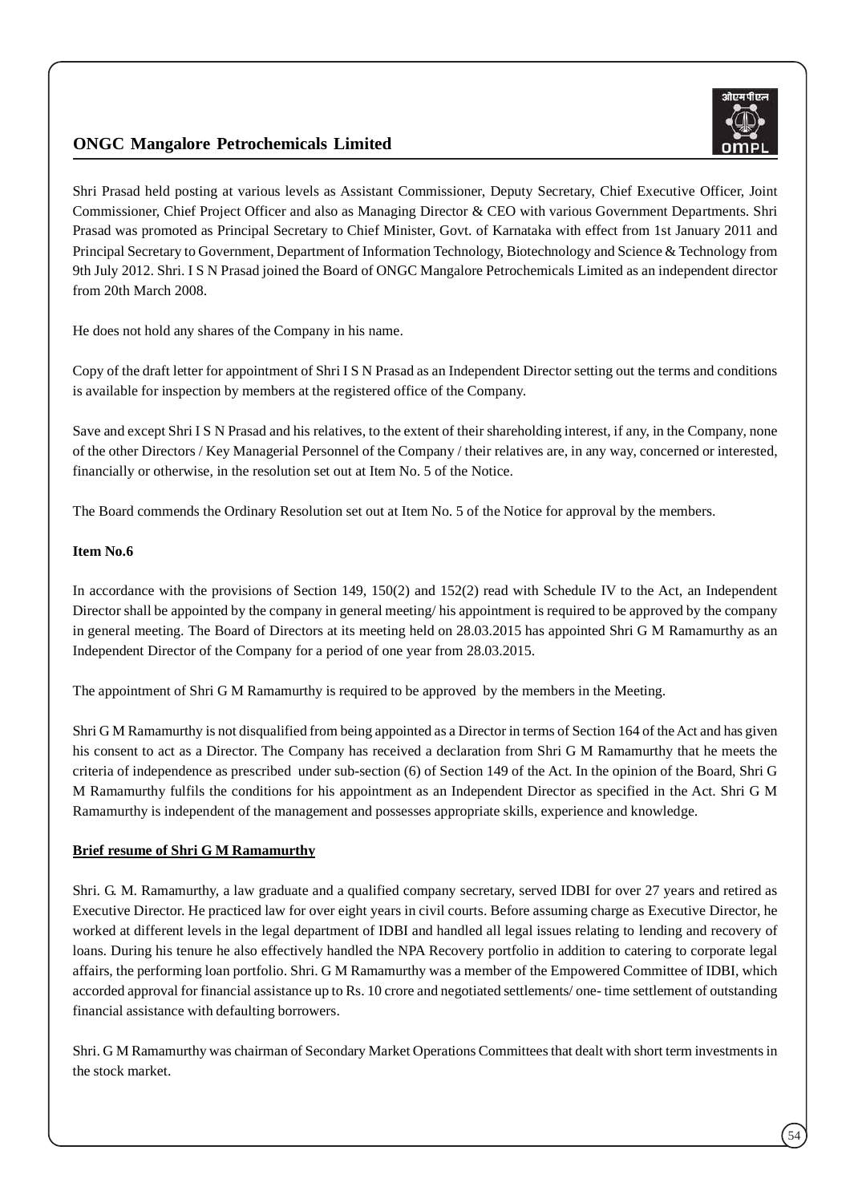Shri Prasad held posting at various levels as Assistant Commissioner, Deputy Secretary, Chief Executive Officer, Joint Commissioner, Chief Project Officer and also as Managing Director & CEO with various Government Departments. Shri Prasad was promoted as Principal Secretary to Chief Minister, Govt. of Karnataka with effect from 1st January 2011 and Principal Secretary to Government, Department of Information Technology, Biotechnology and Science & Technology from 9th July 2012. Shri. I S N Prasad joined the Board of ONGC Mangalore Petrochemicals Limited as an independent director from 20th March 2008.

He does not hold any shares of the Company in his name.

Copy of the draft letter for appointment of Shri I S N Prasad as an Independent Director setting out the terms and conditions is available for inspection by members at the registered office of the Company.

Save and except Shri I S N Prasad and his relatives, to the extent of their shareholding interest, if any, in the Company, none of the other Directors / Key Managerial Personnel of the Company / their relatives are, in any way, concerned or interested, financially or otherwise, in the resolution set out at Item No. 5 of the Notice.

The Board commends the Ordinary Resolution set out at Item No. 5 of the Notice for approval by the members.

**Item No.6**

In accordance with the provisions of Section 149, 150(2) and 152(2) read with Schedule IV to the Act, an Independent Director shall be appointed by the company in general meeting/ his appointment is required to be approved by the company in general meeting. The Board of Directors at its meeting held on 28.03.2015 has appointed Shri G M Ramamurthy as an Independent Director of the Company for a period of one year from 28.03.2015.

The appointment of Shri G M Ramamurthy is required to be approved by the members in the Meeting.

Shri G M Ramamurthy is not disqualified from being appointed as a Director in terms of Section 164 of the Act and has given his consent to act as a Director. The Company has received a declaration from Shri G M Ramamurthy that he meets the criteria of independence as prescribed under sub-section (6) of Section 149 of the Act. In the opinion of the Board, Shri G M Ramamurthy fulfils the conditions for his appointment as an Independent Director as specified in the Act. Shri G M Ramamurthy is independent of the management and possesses appropriate skills, experience and knowledge.

**Brief resume of Shri G M Ramamurthy**

Shri. G. M. Ramamurthy, a law graduate and a qualified company secretary, served IDBI for over 27 years and retired as Executive Director. He practiced law for over eight years in civil courts. Before assuming charge as Executive Director, he worked at different levels in the legal department of IDBI and handled all legal issues relating to lending and recovery of loans. During his tenure he also effectively handled the NPA Recovery portfolio in addition to catering to corporate legal affairs, the performing loan portfolio. Shri. G M Ramamurthy was a member of the Empowered Committee of IDBI, which accorded approval for financial assistance up to Rs. 10 crore and negotiated settlements/ one- time settlement of outstanding financial assistance with defaulting borrowers.

Shri. G M Ramamurthy was chairman of Secondary Market Operations Committees that dealt with short term investments in the stock market.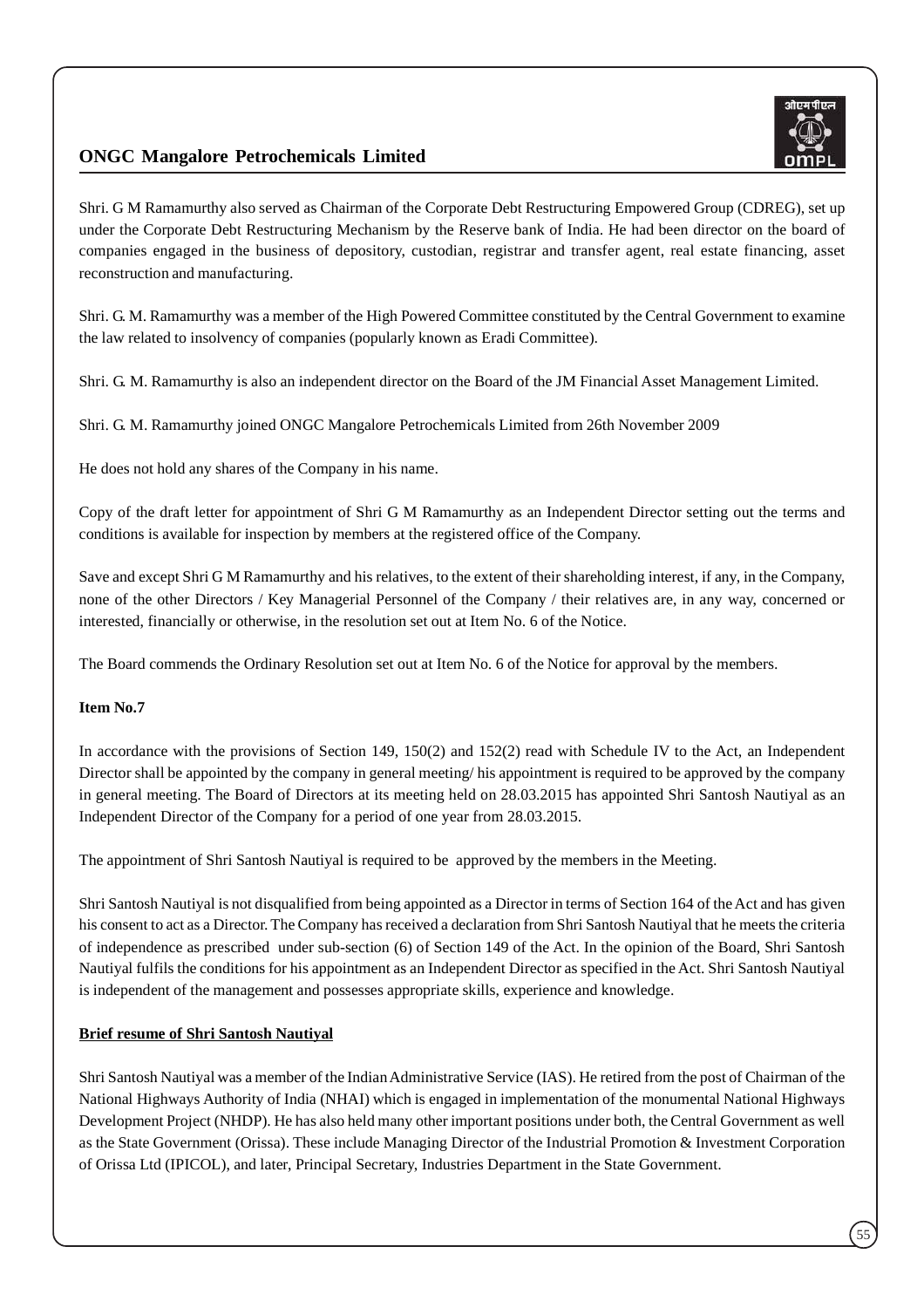Shri. G M Ramamurthy also served as Chairman of the Corporate Debt Restructuring Empowered Group (CDREG), set up under the Corporate Debt Restructuring Mechanism by the Reserve bank of India. He had been director on the board of companies engaged in the business of depository, custodian, registrar and transfer agent, real estate financing, asset reconstruction and manufacturing.

Shri. G. M. Ramamurthy was a member of the High Powered Committee constituted by the Central Government to examine the law related to insolvency of companies (popularly known as Eradi Committee).

Shri. G. M. Ramamurthy is also an independent director on the Board of the JM Financial Asset Management Limited.

Shri. G. M. Ramamurthy joined ONGC Mangalore Petrochemicals Limited from 26th November 2009

He does not hold any shares of the Company in his name.

Copy of the draft letter for appointment of Shri G M Ramamurthy as an Independent Director setting out the terms and conditions is available for inspection by members at the registered office of the Company.

Save and except Shri G M Ramamurthy and his relatives, to the extent of their shareholding interest, if any, in the Company, none of the other Directors / Key Managerial Personnel of the Company / their relatives are, in any way, concerned or interested, financially or otherwise, in the resolution set out at Item No. 6 of the Notice.

The Board commends the Ordinary Resolution set out at Item No. 6 of the Notice for approval by the members.

**Item No.7**

In accordance with the provisions of Section 149, 150(2) and 152(2) read with Schedule IV to the Act, an Independent Director shall be appointed by the company in general meeting/ his appointment is required to be approved by the company in general meeting. The Board of Directors at its meeting held on 28.03.2015 has appointed Shri Santosh Nautiyal as an Independent Director of the Company for a period of one year from 28.03.2015.

The appointment of Shri Santosh Nautiyal is required to be approved by the members in the Meeting.

Shri Santosh Nautiyal is not disqualified from being appointed as a Director in terms of Section 164 of the Act and has given his consent to act as a Director. The Company has received a declaration from Shri Santosh Nautiyal that he meets the criteria of independence as prescribed under sub-section (6) of Section 149 of the Act. In the opinion of the Board, Shri Santosh Nautiyal fulfils the conditions for his appointment as an Independent Director as specified in the Act. Shri Santosh Nautiyal is independent of the management and possesses appropriate skills, experience and knowledge.

**Brief resume of Shri Santosh Nautiyal**

Shri Santosh Nautiyal was a member of the Indian Administrative Service (IAS). He retired from the post of Chairman of the National Highways Authority of India (NHAI) which is engaged in implementation of the monumental National Highways Development Project (NHDP). He has also held many other important positions under both, the Central Government as well as the State Government (Orissa). These include Managing Director of the Industrial Promotion & Investment Corporation of Orissa Ltd (IPICOL), and later, Principal Secretary, Industries Department in the State Government.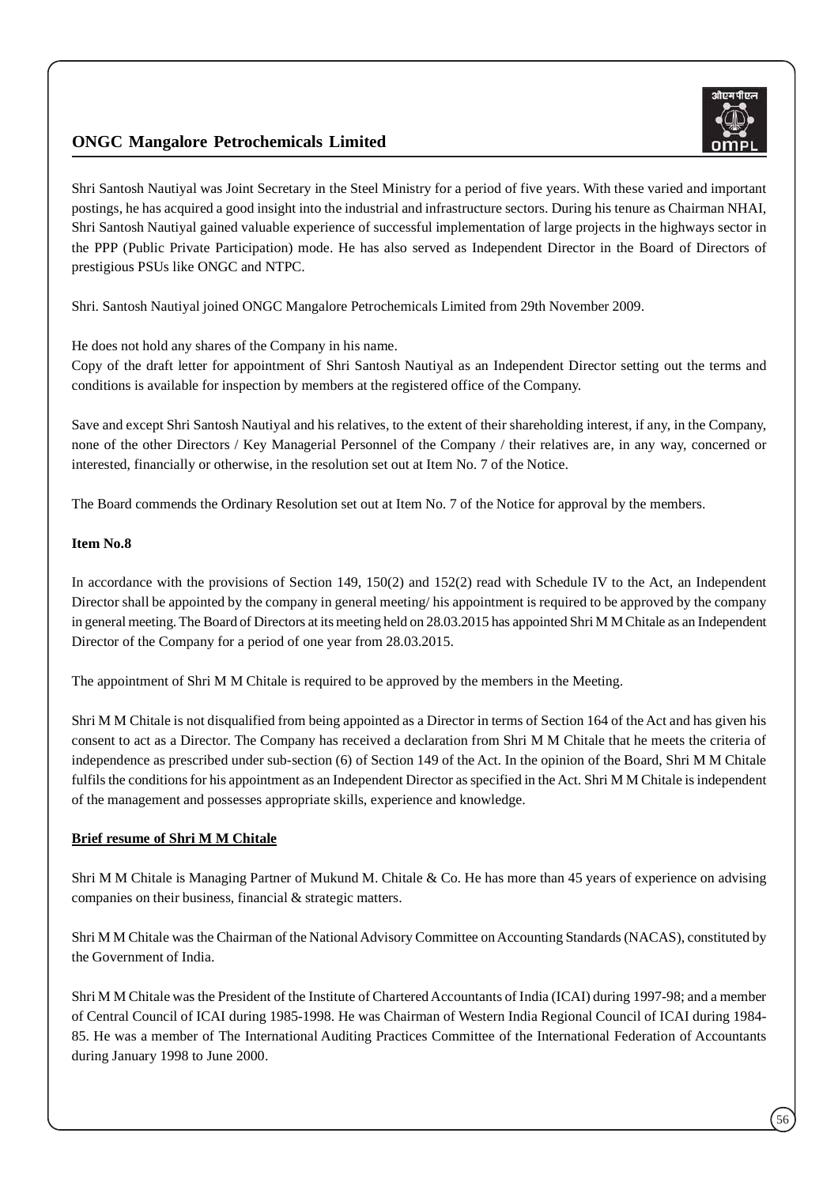Shri Santosh Nautiyal was Joint Secretary in the Steel Ministry for a period of five years. With these varied and important postings, he has acquired a good insight into the industrial and infrastructure sectors. During his tenure as Chairman NHAI, Shri Santosh Nautiyal gained valuable experience of successful implementation of large projects in the highways sector in the PPP (Public Private Participation) mode. He has also served as Independent Director in the Board of Directors of prestigious PSUs like ONGC and NTPC.

Shri. Santosh Nautiyal joined ONGC Mangalore Petrochemicals Limited from 29th November 2009.

He does not hold any shares of the Company in his name.

Copy of the draft letter for appointment of Shri Santosh Nautiyal as an Independent Director setting out the terms and conditions is available for inspection by members at the registered office of the Company.

Save and except Shri Santosh Nautiyal and his relatives, to the extent of their shareholding interest, if any, in the Company, none of the other Directors / Key Managerial Personnel of the Company / their relatives are, in any way, concerned or interested, financially or otherwise, in the resolution set out at Item No. 7 of the Notice.

The Board commends the Ordinary Resolution set out at Item No. 7 of the Notice for approval by the members.

**Item No.8**

In accordance with the provisions of Section 149, 150(2) and 152(2) read with Schedule IV to the Act, an Independent Director shall be appointed by the company in general meeting/ his appointment is required to be approved by the company in general meeting. The Board of Directors at its meeting held on 28.03.2015 has appointed Shri M M Chitale as an Independent Director of the Company for a period of one year from 28.03.2015.

The appointment of Shri M M Chitale is required to be approved by the members in the Meeting.

Shri M M Chitale is not disqualified from being appointed as a Director in terms of Section 164 of the Act and has given his consent to act as a Director. The Company has received a declaration from Shri M M Chitale that he meets the criteria of independence as prescribed under sub-section (6) of Section 149 of the Act. In the opinion of the Board, Shri M M Chitale fulfils the conditions for his appointment as an Independent Director as specified in the Act. Shri M M Chitale is independent of the management and possesses appropriate skills, experience and knowledge.

**Brief resume of Shri M M Chitale**

Shri M M Chitale is Managing Partner of Mukund M. Chitale & Co. He has more than 45 years of experience on advising companies on their business, financial & strategic matters.

Shri M M Chitale was the Chairman of the National Advisory Committee on Accounting Standards (NACAS), constituted by the Government of India.

Shri M M Chitale was the President of the Institute of Chartered Accountants of India (ICAI) during 1997-98; and a member of Central Council of ICAI during 1985-1998. He was Chairman of Western India Regional Council of ICAI during 1984-85. He was a member of The International Auditing Practices Committee of the International Federation of Accountants during January 1998 to June 2000.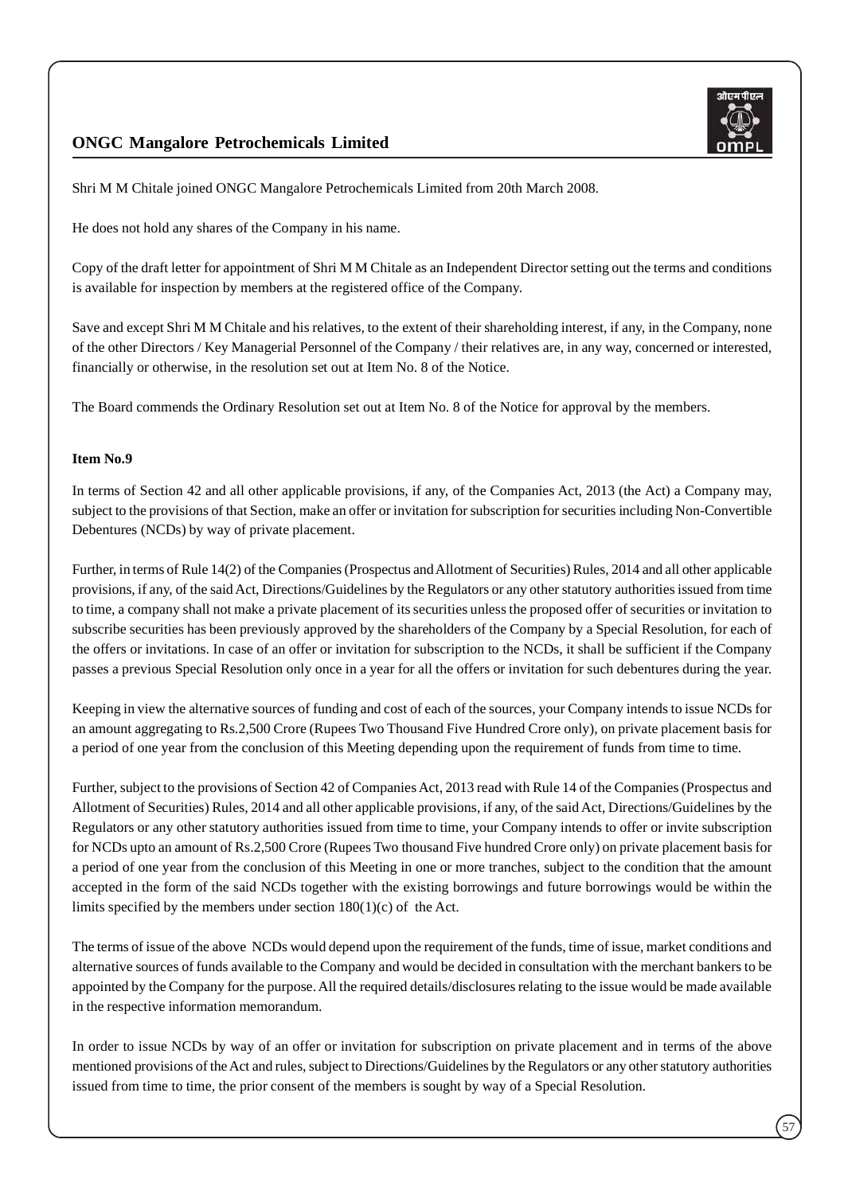Shri M M Chitale joined ONGC Mangalore Petrochemicals Limited from 20th March 2008.

He does not hold any shares of the Company in his name.

Copy of the draft letter for appointment of Shri M M Chitale as an Independent Director setting out the terms and conditions is available for inspection by members at the registered office of the Company.

Save and except Shri M M Chitale and his relatives, to the extent of their shareholding interest, if any, in the Company, none of the other Directors / Key Managerial Personnel of the Company / their relatives are, in any way, concerned or interested, financially or otherwise, in the resolution set out at Item No. 8 of the Notice.

The Board commends the Ordinary Resolution set out at Item No. 8 of the Notice for approval by the members.

**Item No.9**

In terms of Section 42 and all other applicable provisions, if any, of the Companies Act, 2013 (the Act) a Company may, subject to the provisions of that Section, make an offer or invitation for subscription for securities including Non-Convertible Debentures (NCDs) by way of private placement.

Further, in terms of Rule 14(2) of the Companies (Prospectus and Allotment of Securities) Rules, 2014 and all other applicable provisions, if any, of the said Act, Directions/Guidelines by the Regulators or any other statutory authorities issued from time to time, a company shall not make a private placement of its securities unless the proposed offer of securities or invitation to subscribe securities has been previously approved by the shareholders of the Company by a Special Resolution, for each of the offers or invitations. In case of an offer or invitation for subscription to the NCDs, it shall be sufficient if the Company passes a previous Special Resolution only once in a year for all the offers or invitation for such debentures during the year.

Keeping in view the alternative sources of funding and cost of each of the sources, your Company intends to issue NCDs for an amount aggregating to Rs.2,500 Crore (Rupees Two Thousand Five Hundred Crore only), on private placement basis for a period of one year from the conclusion of this Meeting depending upon the requirement of funds from time to time.

Further, subject to the provisions of Section 42 of Companies Act, 2013 read with Rule 14 of the Companies (Prospectus and Allotment of Securities) Rules, 2014 and all other applicable provisions, if any, of the said Act, Directions/Guidelines by the Regulators or any other statutory authorities issued from time to time, your Company intends to offer or invite subscription for NCDs upto an amount of Rs.2,500 Crore (Rupees Two thousand Five hundred Crore only) on private placement basis for a period of one year from the conclusion of this Meeting in one or more tranches, subject to the condition that the amount accepted in the form of the said NCDs together with the existing borrowings and future borrowings would be within the limits specified by the members under section 180(1)(c) of the Act.

The terms of issue of the above NCDs would depend upon the requirement of the funds, time of issue, market conditions and alternative sources of funds available to the Company and would be decided in consultation with the merchant bankers to be appointed by the Company for the purpose. All the required details/disclosures relating to the issue would be made available in the respective information memorandum.

In order to issue NCDs by way of an offer or invitation for subscription on private placement and in terms of the above mentioned provisions of the Act and rules, subject to Directions/Guidelines by the Regulators or any other statutory authorities issued from time to time, the prior consent of the members is sought by way of a Special Resolution.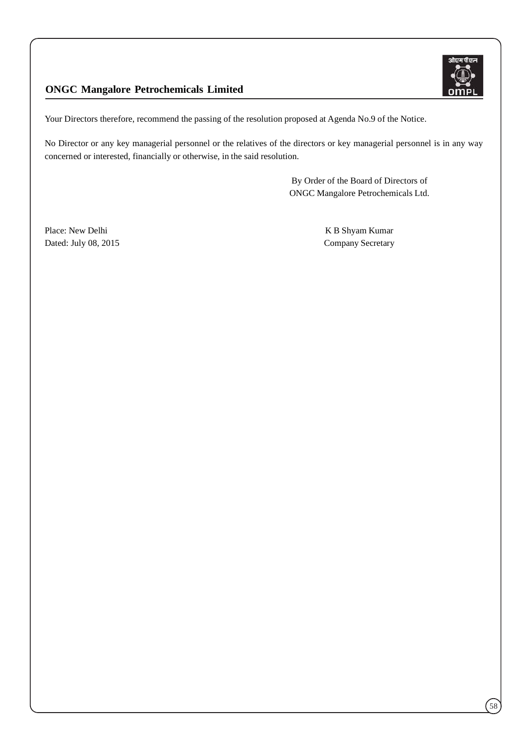Your Directors therefore, recommend the passing of the resolution proposed at Agenda No.9 of the Notice.

No Director or any key managerial personnel or the relatives of the directors or key managerial personnel is in any way concerned or interested, financially or otherwise, in the said resolution.

By Order of the Board of Directors of
ONGC Mangalore Petrochemicals Ltd.

Place: New Delhi
Dated: July 08, 2015

K B Shyam Kumar
Company Secretary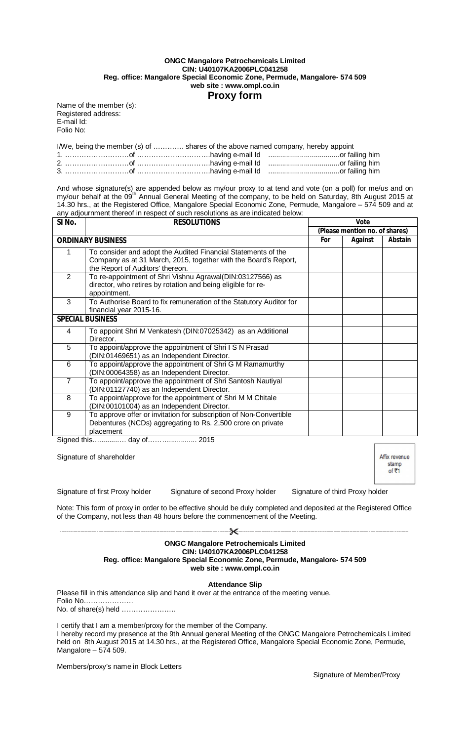**ONGC Mangalore Petrochemicals Limited**
**CIN: U40107KA2006PLC041258**
**Reg. office: Mangalore Special Economic Zone, Permude, Mangalore- 574 509**
**web site : www.ompl.co.in**

# Proxy form

Name of the member (s):
Registered address:
E-mail Id:
Folio No:

I/We, being the member (s) of ………… shares of the above named company, hereby appoint
1. ………………………of …………………………having e-mail Id ....................................or failing him
2. ………………………of …………………………having e-mail Id ....................................or failing him
3. ………………………of …………………………having e-mail Id ....................................or failing him

And whose signature(s) are appended below as my/our proxy to at tend and vote (on a poll) for me/us and on my/our behalf at the 09th Annual General Meeting of the company, to be held on Saturday, 8th August 2015 at 14.30 hrs., at the Registered Office, Mangalore Special Economic Zone, Permude, Mangalore – 574 509 and at any adjournment thereof in respect of such resolutions as are indicated below:

| Sl No. | RESOLUTIONS | Vote | | |
|---|---|---|---|---|
| | | (Please mention no. of shares) | | |
| **ORDINARY BUSINESS** | | **For** | **Against** | **Abstain** |
| 1 | To consider and adopt the Audited Financial Statements of the Company as at 31 March, 2015, together with the Board's Report, the Report of Auditors' thereon. | | | |
| 2 | To re-appointment of Shri Vishnu Agrawal(DIN:03127566) as director, who retires by rotation and being eligible for re-appointment. | | | |
| 3 | To Authorise Board to fix remuneration of the Statutory Auditor for financial year 2015-16. | | | |
| **SPECIAL BUSINESS** | | | | |
| 4 | To appoint Shri M Venkatesh (DIN:07025342) as an Additional Director. | | | |
| 5 | To appoint/approve the appointment of Shri I S N Prasad (DIN:01469651) as an Independent Director. | | | |
| 6 | To appoint/approve the appointment of Shri G M Ramamurthy (DIN:00064358) as an Independent Director. | | | |
| 7 | To appoint/approve the appointment of Shri Santosh Nautiyal (DIN:01127740) as an Independent Director. | | | |
| 8 | To appoint/approve for the appointment of Shri M M Chitale (DIN:00101004) as an Independent Director. | | | |
| 9 | To approve offer or invitation for subscription of Non-Convertible Debentures (NCDs) aggregating to Rs. 2,500 crore on private placement | | | |

Signed this…………… day of……….............. 2015

Signature of shareholder

Affix revenue stamp of ₹1

Signature of first Proxy holder Signature of second Proxy holder Signature of third Proxy holder

Note: This form of proxy in order to be effective should be duly completed and deposited at the Registered Office of the Company, not less than 48 hours before the commencement of the Meeting.

---

**ONGC Mangalore Petrochemicals Limited**
**CIN: U40107KA2006PLC041258**
**Reg. office: Mangalore Special Economic Zone, Permude, Mangalore- 574 509**
**web site : www.ompl.co.in**

**Attendance Slip**

Please fill in this attendance slip and hand it over at the entrance of the meeting venue.
Folio No…………………
No. of share(s) held …………………..

I certify that I am a member/proxy for the member of the Company.
I hereby record my presence at the 9th Annual general Meeting of the ONGC Mangalore Petrochemicals Limited held on 8th August 2015 at 14.30 hrs., at the Registered Office, Mangalore Special Economic Zone, Permude, Mangalore – 574 509.

Members/proxy's name in Block Letters

Signature of Member/Proxy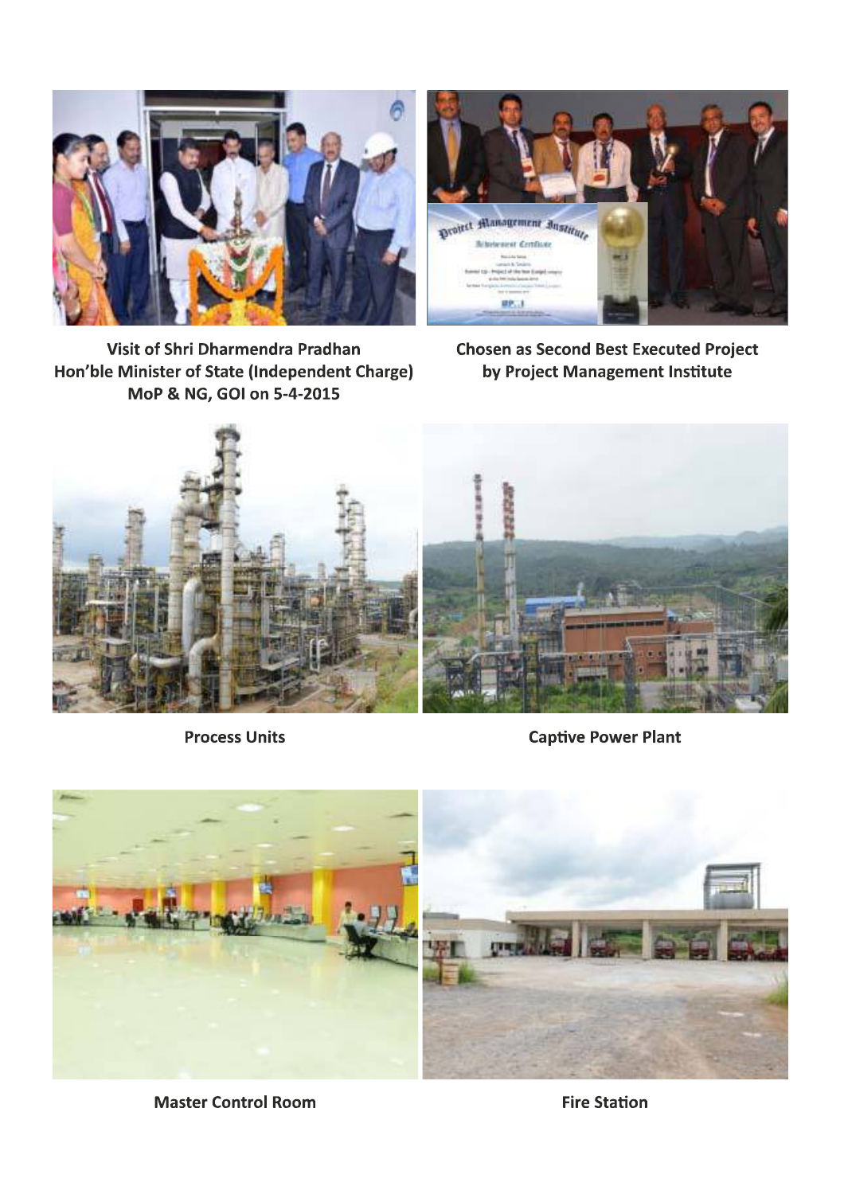Visit of Shri Dharmendra Pradhan
Hon'ble Minister of State (Independent Charge)
MoP & NG, GOI on 5-4-2015

Chosen as Second Best Executed Project
by Project Management Institute

Process Units

Captive Power Plant

Master Control Room

Fire Station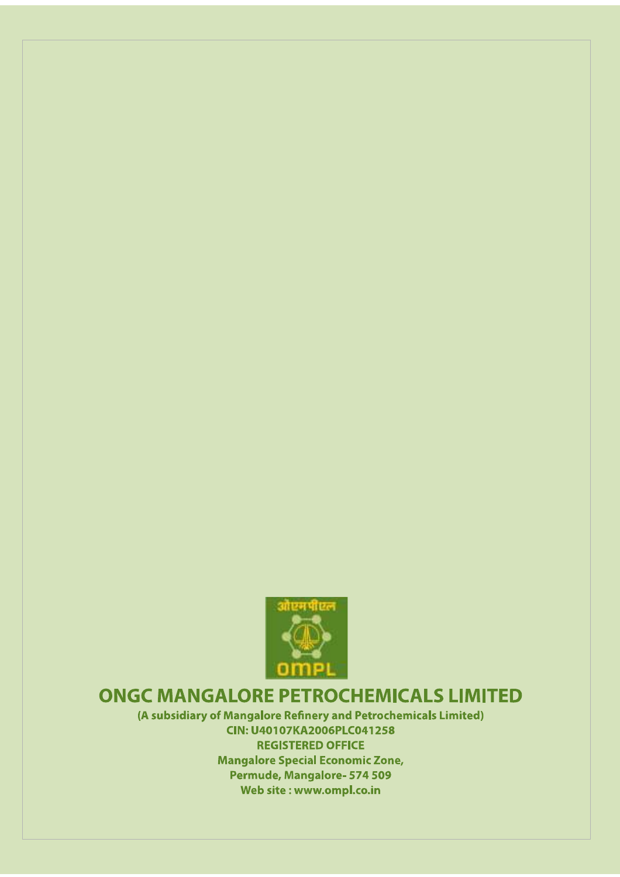# ONGC MANGALORE PETROCHEMICALS LIMITED

**(A subsidiary of Mangalore Refinery and Petrochemicals Limited)**

**CIN: U40107KA2006PLC041258**

**REGISTERED OFFICE**

**Mangalore Special Economic Zone,**

**Permude, Mangalore- 574 509**

**Web site : www.ompl.co.in**